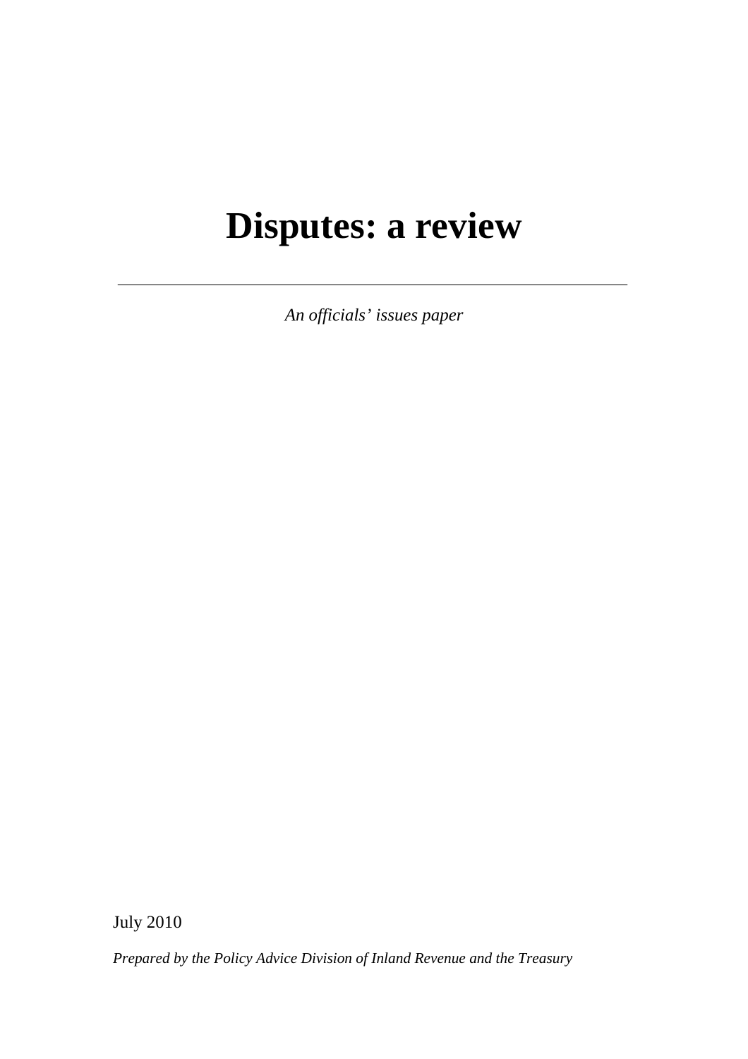# Disputes: a review

---

*An officials' issues paper*

July 2010

*Prepared by the Policy Advice Division of Inland Revenue and the Treasury*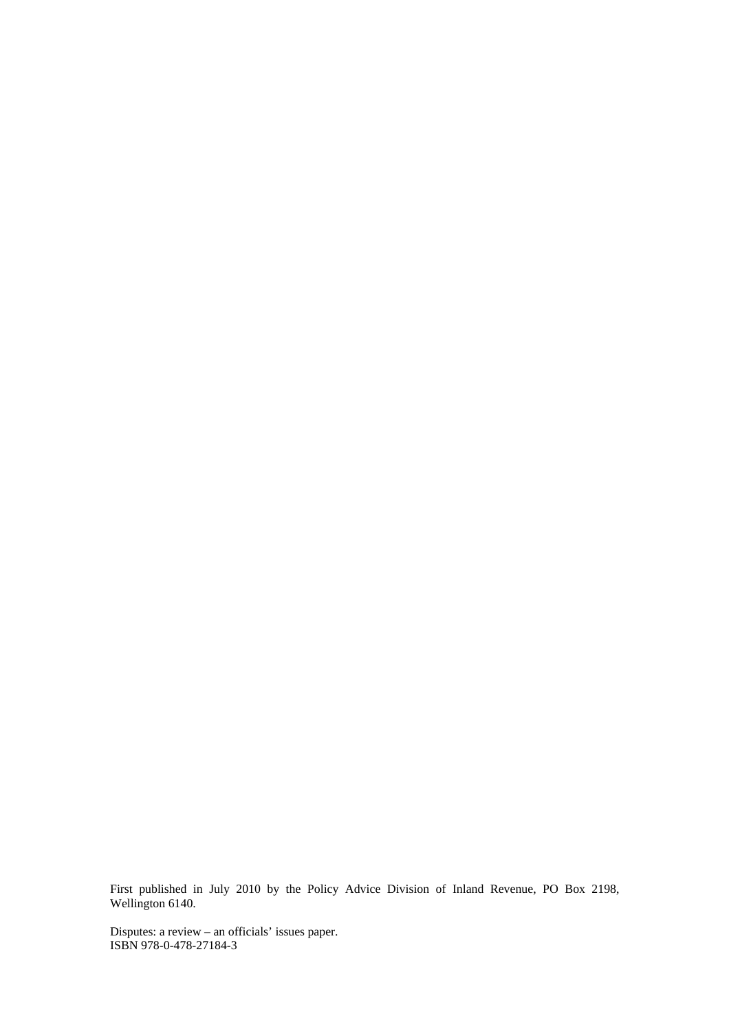First published in July 2010 by the Policy Advice Division of Inland Revenue, PO Box 2198, Wellington 6140.

Disputes: a review – an officials' issues paper.
ISBN 978-0-478-27184-3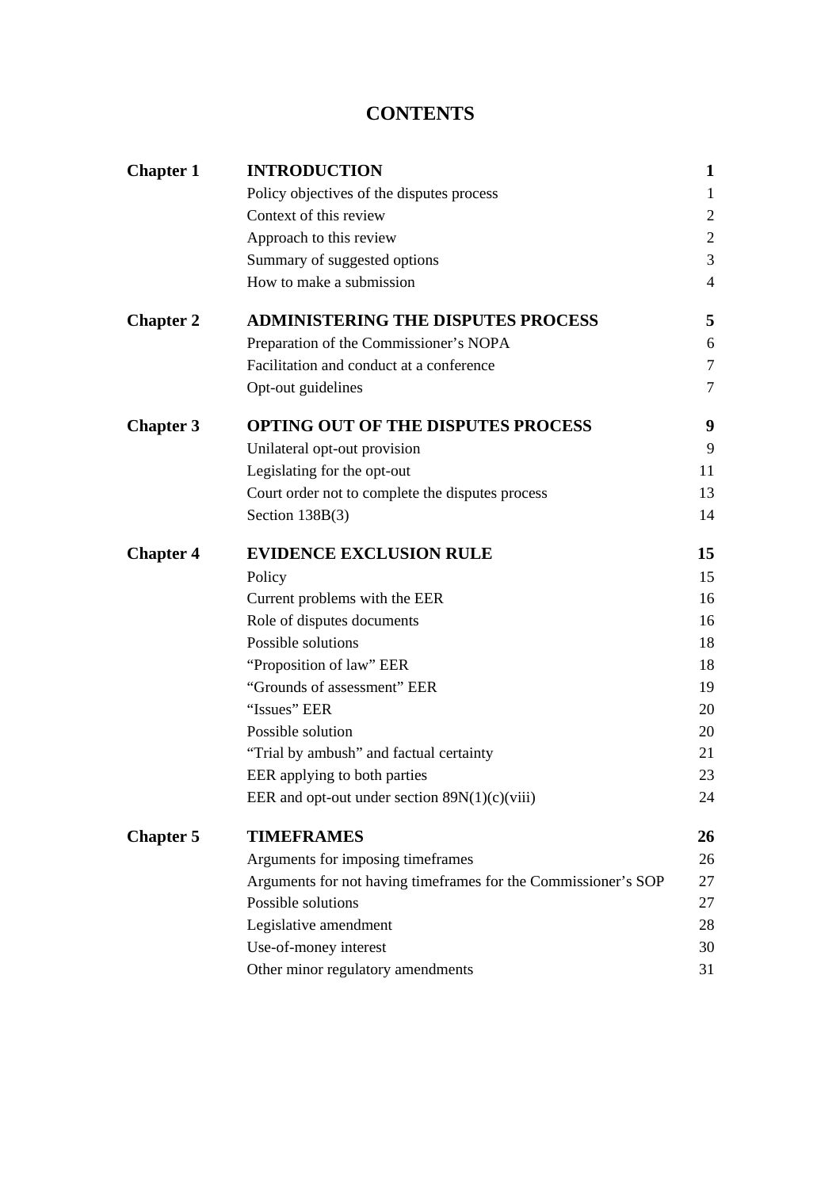# CONTENTS

| | | |
|---|---|---|
| **Chapter 1** | **INTRODUCTION** | **1** |
| | Policy objectives of the disputes process | 1 |
| | Context of this review | 2 |
| | Approach to this review | 2 |
| | Summary of suggested options | 3 |
| | How to make a submission | 4 |
| **Chapter 2** | **ADMINISTERING THE DISPUTES PROCESS** | **5** |
| | Preparation of the Commissioner's NOPA | 6 |
| | Facilitation and conduct at a conference | 7 |
| | Opt-out guidelines | 7 |
| **Chapter 3** | **OPTING OUT OF THE DISPUTES PROCESS** | **9** |
| | Unilateral opt-out provision | 9 |
| | Legislating for the opt-out | 11 |
| | Court order not to complete the disputes process | 13 |
| | Section 138B(3) | 14 |
| **Chapter 4** | **EVIDENCE EXCLUSION RULE** | **15** |
| | Policy | 15 |
| | Current problems with the EER | 16 |
| | Role of disputes documents | 16 |
| | Possible solutions | 18 |
| | "Proposition of law" EER | 18 |
| | "Grounds of assessment" EER | 19 |
| | "Issues" EER | 20 |
| | Possible solution | 20 |
| | "Trial by ambush" and factual certainty | 21 |
| | EER applying to both parties | 23 |
| | EER and opt-out under section 89N(1)(c)(viii) | 24 |
| **Chapter 5** | **TIMEFRAMES** | **26** |
| | Arguments for imposing timeframes | 26 |
| | Arguments for not having timeframes for the Commissioner's SOP | 27 |
| | Possible solutions | 27 |
| | Legislative amendment | 28 |
| | Use-of-money interest | 30 |
| | Other minor regulatory amendments | 31 |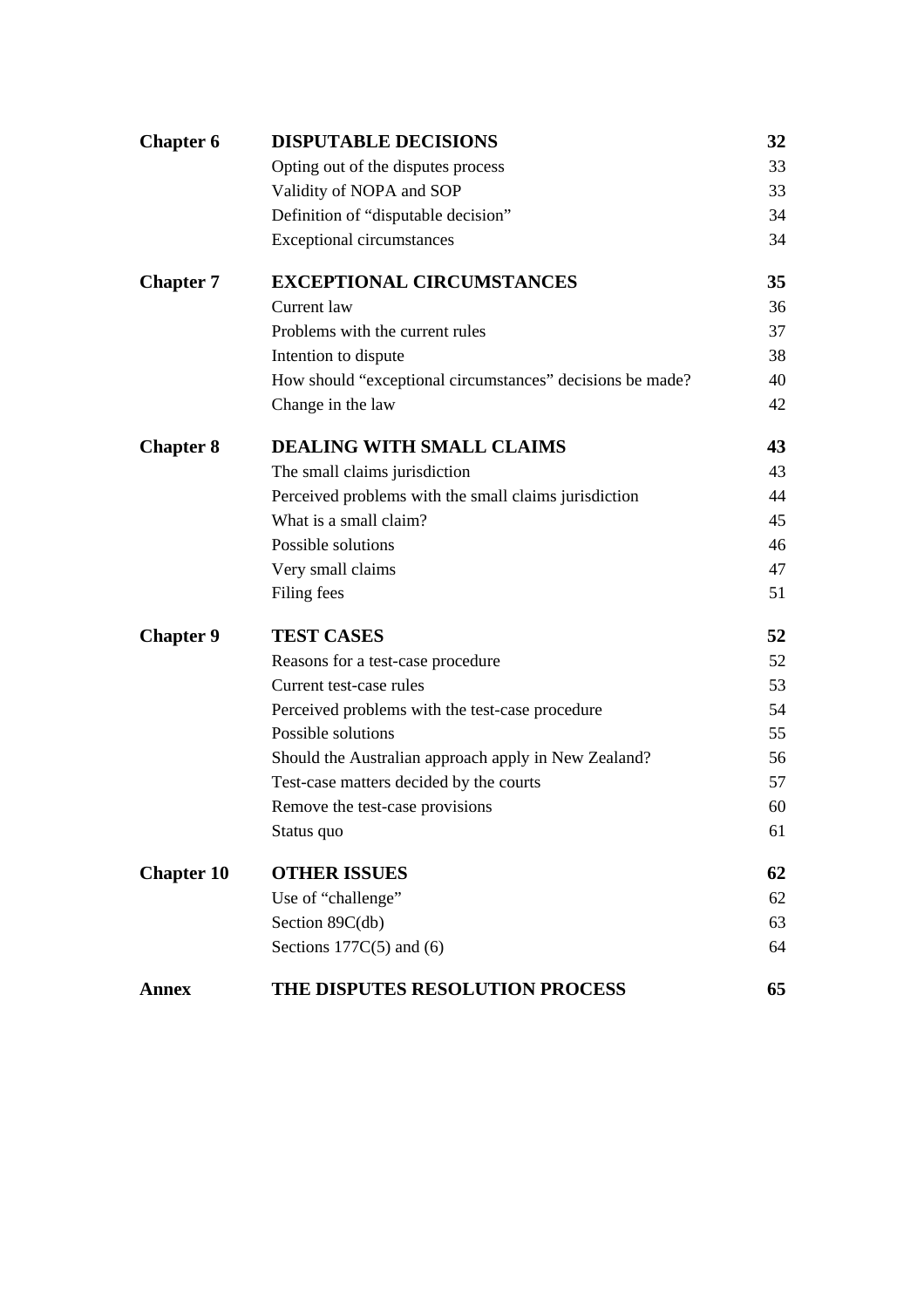| | | |
|---|---|---|
| **Chapter 6** | **DISPUTABLE DECISIONS** | **32** |
| | Opting out of the disputes process | 33 |
| | Validity of NOPA and SOP | 33 |
| | Definition of "disputable decision" | 34 |
| | Exceptional circumstances | 34 |
| **Chapter 7** | **EXCEPTIONAL CIRCUMSTANCES** | **35** |
| | Current law | 36 |
| | Problems with the current rules | 37 |
| | Intention to dispute | 38 |
| | How should "exceptional circumstances" decisions be made? | 40 |
| | Change in the law | 42 |
| **Chapter 8** | **DEALING WITH SMALL CLAIMS** | **43** |
| | The small claims jurisdiction | 43 |
| | Perceived problems with the small claims jurisdiction | 44 |
| | What is a small claim? | 45 |
| | Possible solutions | 46 |
| | Very small claims | 47 |
| | Filing fees | 51 |
| **Chapter 9** | **TEST CASES** | **52** |
| | Reasons for a test-case procedure | 52 |
| | Current test-case rules | 53 |
| | Perceived problems with the test-case procedure | 54 |
| | Possible solutions | 55 |
| | Should the Australian approach apply in New Zealand? | 56 |
| | Test-case matters decided by the courts | 57 |
| | Remove the test-case provisions | 60 |
| | Status quo | 61 |
| **Chapter 10** | **OTHER ISSUES** | **62** |
| | Use of "challenge" | 62 |
| | Section 89C(db) | 63 |
| | Sections 177C(5) and (6) | 64 |
| **Annex** | **THE DISPUTES RESOLUTION PROCESS** | **65** |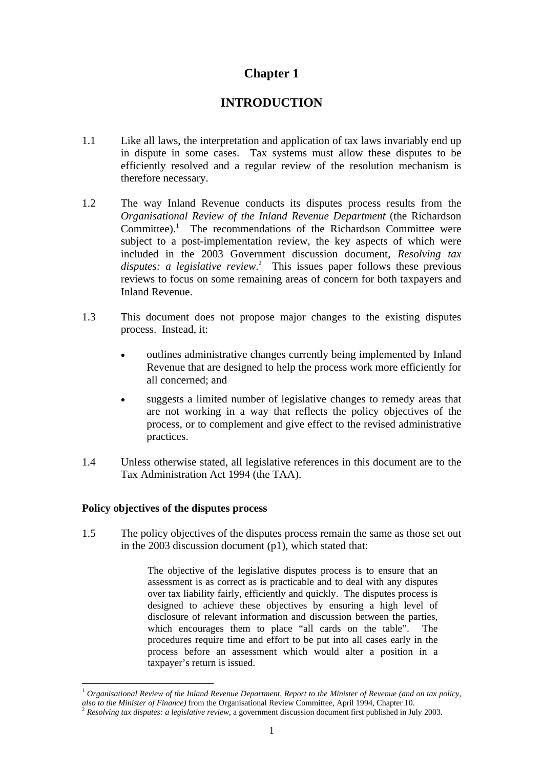# Chapter 1

# INTRODUCTION

1.1 Like all laws, the interpretation and application of tax laws invariably end up in dispute in some cases. Tax systems must allow these disputes to be efficiently resolved and a regular review of the resolution mechanism is therefore necessary.

1.2 The way Inland Revenue conducts its disputes process results from the *Organisational Review of the Inland Revenue Department* (the Richardson Committee).[1] The recommendations of the Richardson Committee were subject to a post-implementation review, the key aspects of which were included in the 2003 Government discussion document, *Resolving tax disputes: a legislative review*.[2] This issues paper follows these previous reviews to focus on some remaining areas of concern for both taxpayers and Inland Revenue.

1.3 This document does not propose major changes to the existing disputes process. Instead, it:

- outlines administrative changes currently being implemented by Inland Revenue that are designed to help the process work more efficiently for all concerned; and
- suggests a limited number of legislative changes to remedy areas that are not working in a way that reflects the policy objectives of the process, or to complement and give effect to the revised administrative practices.

1.4 Unless otherwise stated, all legislative references in this document are to the Tax Administration Act 1994 (the TAA).

### Policy objectives of the disputes process

1.5 The policy objectives of the disputes process remain the same as those set out in the 2003 discussion document (p1), which stated that:

> The objective of the legislative disputes process is to ensure that an assessment is as correct as is practicable and to deal with any disputes over tax liability fairly, efficiently and quickly. The disputes process is designed to achieve these objectives by ensuring a high level of disclosure of relevant information and discussion between the parties, which encourages them to place "all cards on the table". The procedures require time and effort to be put into all cases early in the process before an assessment which would alter a position in a taxpayer's return is issued.

---

[1] *Organisational Review of the Inland Revenue Department, Report to the Minister of Revenue (and on tax policy, also to the Minister of Finance)* from the Organisational Review Committee, April 1994, Chapter 10.

[2] *Resolving tax disputes: a legislative review*, a government discussion document first published in July 2003.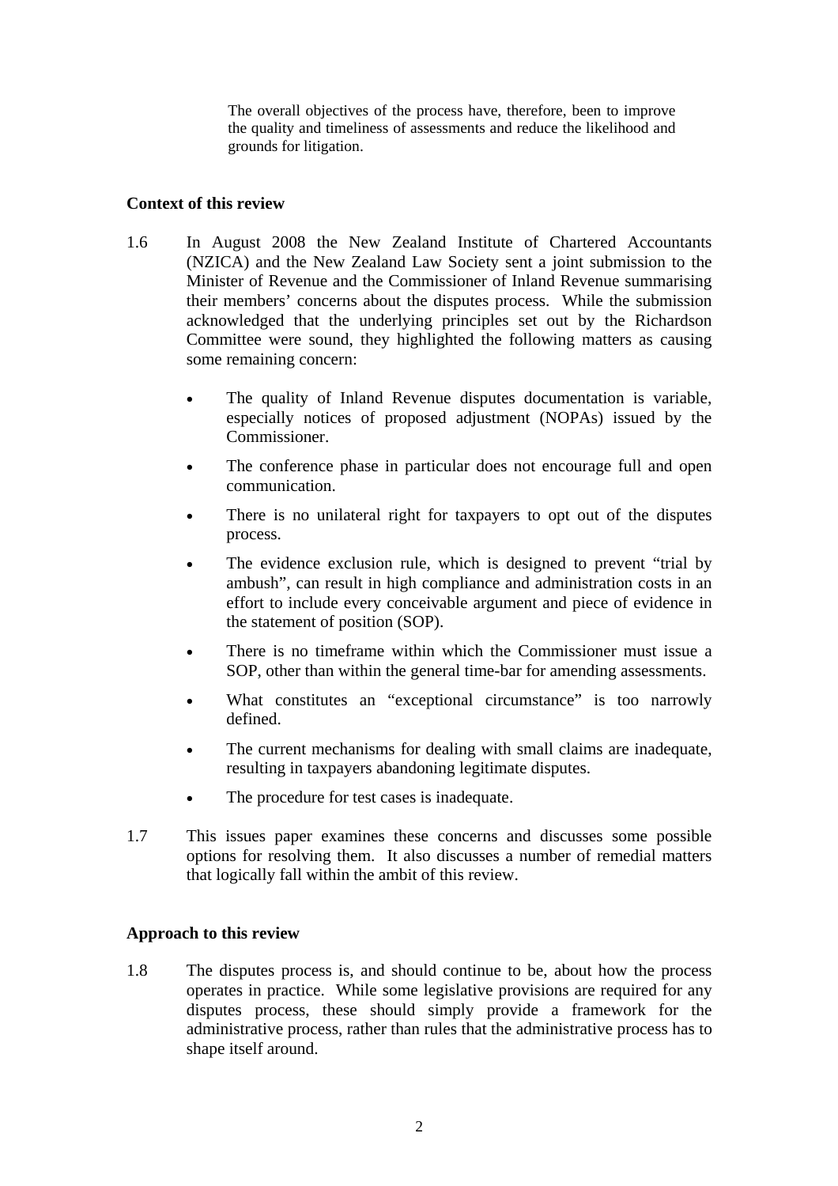> The overall objectives of the process have, therefore, been to improve the quality and timeliness of assessments and reduce the likelihood and grounds for litigation.

**Context of this review**

1.6 In August 2008 the New Zealand Institute of Chartered Accountants (NZICA) and the New Zealand Law Society sent a joint submission to the Minister of Revenue and the Commissioner of Inland Revenue summarising their members' concerns about the disputes process. While the submission acknowledged that the underlying principles set out by the Richardson Committee were sound, they highlighted the following matters as causing some remaining concern:

- The quality of Inland Revenue disputes documentation is variable, especially notices of proposed adjustment (NOPAs) issued by the Commissioner.
- The conference phase in particular does not encourage full and open communication.
- There is no unilateral right for taxpayers to opt out of the disputes process.
- The evidence exclusion rule, which is designed to prevent "trial by ambush", can result in high compliance and administration costs in an effort to include every conceivable argument and piece of evidence in the statement of position (SOP).
- There is no timeframe within which the Commissioner must issue a SOP, other than within the general time-bar for amending assessments.
- What constitutes an "exceptional circumstance" is too narrowly defined.
- The current mechanisms for dealing with small claims are inadequate, resulting in taxpayers abandoning legitimate disputes.
- The procedure for test cases is inadequate.

1.7 This issues paper examines these concerns and discusses some possible options for resolving them. It also discusses a number of remedial matters that logically fall within the ambit of this review.

**Approach to this review**

1.8 The disputes process is, and should continue to be, about how the process operates in practice. While some legislative provisions are required for any disputes process, these should simply provide a framework for the administrative process, rather than rules that the administrative process has to shape itself around.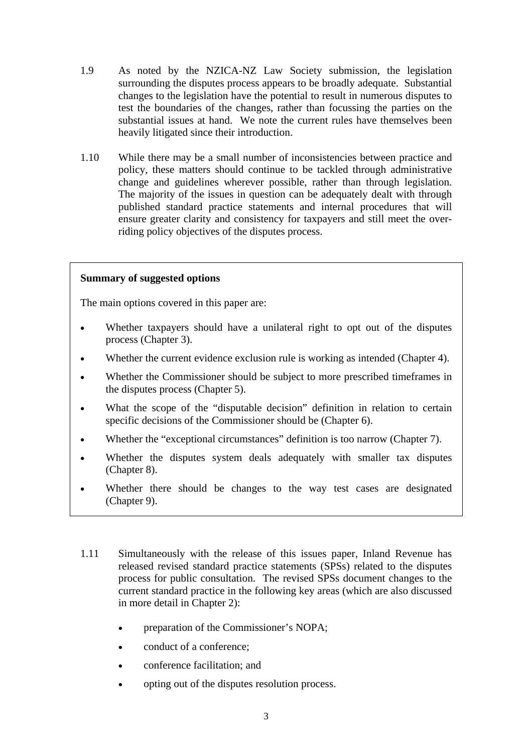1.9 As noted by the NZICA-NZ Law Society submission, the legislation surrounding the disputes process appears to be broadly adequate. Substantial changes to the legislation have the potential to result in numerous disputes to test the boundaries of the changes, rather than focussing the parties on the substantial issues at hand. We note the current rules have themselves been heavily litigated since their introduction.

1.10 While there may be a small number of inconsistencies between practice and policy, these matters should continue to be tackled through administrative change and guidelines wherever possible, rather than through legislation. The majority of the issues in question can be adequately dealt with through published standard practice statements and internal procedures that will ensure greater clarity and consistency for taxpayers and still meet the over-riding policy objectives of the disputes process.

**Summary of suggested options**

The main options covered in this paper are:

- Whether taxpayers should have a unilateral right to opt out of the disputes process (Chapter 3).
- Whether the current evidence exclusion rule is working as intended (Chapter 4).
- Whether the Commissioner should be subject to more prescribed timeframes in the disputes process (Chapter 5).
- What the scope of the "disputable decision" definition in relation to certain specific decisions of the Commissioner should be (Chapter 6).
- Whether the "exceptional circumstances" definition is too narrow (Chapter 7).
- Whether the disputes system deals adequately with smaller tax disputes (Chapter 8).
- Whether there should be changes to the way test cases are designated (Chapter 9).

1.11 Simultaneously with the release of this issues paper, Inland Revenue has released revised standard practice statements (SPSs) related to the disputes process for public consultation. The revised SPSs document changes to the current standard practice in the following key areas (which are also discussed in more detail in Chapter 2):

- preparation of the Commissioner's NOPA;
- conduct of a conference;
- conference facilitation; and
- opting out of the disputes resolution process.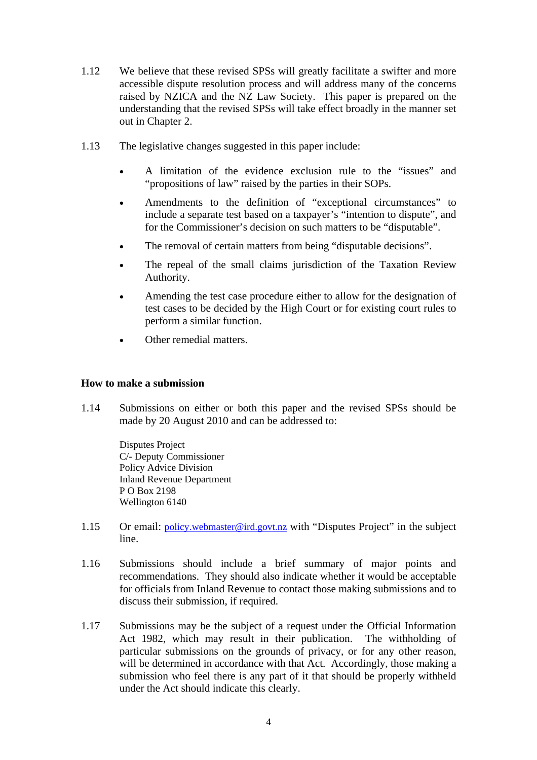1.12 We believe that these revised SPSs will greatly facilitate a swifter and more accessible dispute resolution process and will address many of the concerns raised by NZICA and the NZ Law Society. This paper is prepared on the understanding that the revised SPSs will take effect broadly in the manner set out in Chapter 2.

1.13 The legislative changes suggested in this paper include:

- A limitation of the evidence exclusion rule to the "issues" and "propositions of law" raised by the parties in their SOPs.
- Amendments to the definition of "exceptional circumstances" to include a separate test based on a taxpayer's "intention to dispute", and for the Commissioner's decision on such matters to be "disputable".
- The removal of certain matters from being "disputable decisions".
- The repeal of the small claims jurisdiction of the Taxation Review Authority.
- Amending the test case procedure either to allow for the designation of test cases to be decided by the High Court or for existing court rules to perform a similar function.
- Other remedial matters.

**How to make a submission**

1.14 Submissions on either or both this paper and the revised SPSs should be made by 20 August 2010 and can be addressed to:

Disputes Project
C/- Deputy Commissioner
Policy Advice Division
Inland Revenue Department
P O Box 2198
Wellington 6140

1.15 Or email: policy.webmaster@ird.govt.nz with "Disputes Project" in the subject line.

1.16 Submissions should include a brief summary of major points and recommendations. They should also indicate whether it would be acceptable for officials from Inland Revenue to contact those making submissions and to discuss their submission, if required.

1.17 Submissions may be the subject of a request under the Official Information Act 1982, which may result in their publication. The withholding of particular submissions on the grounds of privacy, or for any other reason, will be determined in accordance with that Act. Accordingly, those making a submission who feel there is any part of it that should be properly withheld under the Act should indicate this clearly.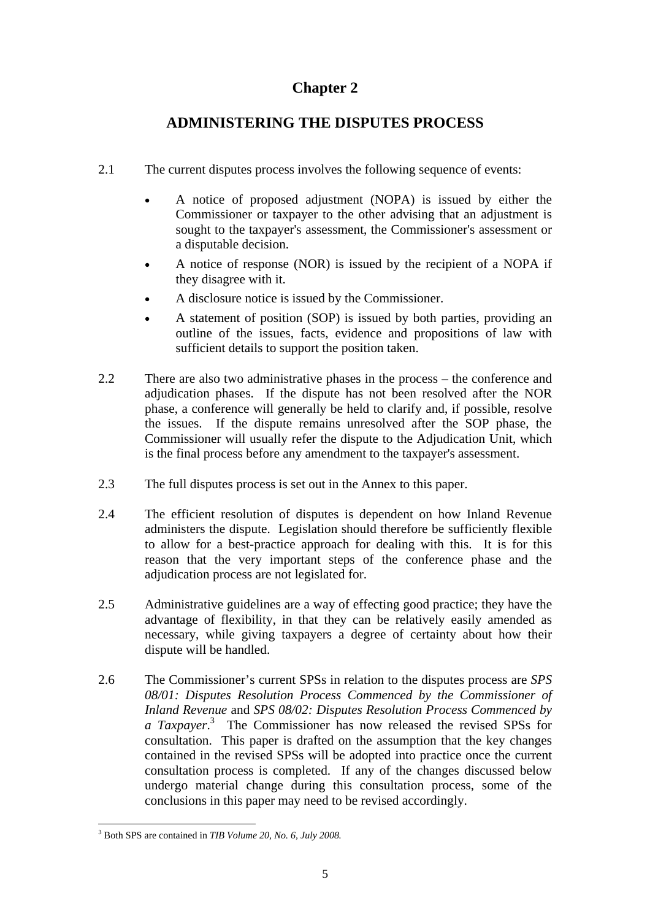# Chapter 2

## ADMINISTERING THE DISPUTES PROCESS

2.1 The current disputes process involves the following sequence of events:

- A notice of proposed adjustment (NOPA) is issued by either the Commissioner or taxpayer to the other advising that an adjustment is sought to the taxpayer's assessment, the Commissioner's assessment or a disputable decision.
- A notice of response (NOR) is issued by the recipient of a NOPA if they disagree with it.
- A disclosure notice is issued by the Commissioner.
- A statement of position (SOP) is issued by both parties, providing an outline of the issues, facts, evidence and propositions of law with sufficient details to support the position taken.

2.2 There are also two administrative phases in the process – the conference and adjudication phases. If the dispute has not been resolved after the NOR phase, a conference will generally be held to clarify and, if possible, resolve the issues. If the dispute remains unresolved after the SOP phase, the Commissioner will usually refer the dispute to the Adjudication Unit, which is the final process before any amendment to the taxpayer's assessment.

2.3 The full disputes process is set out in the Annex to this paper.

2.4 The efficient resolution of disputes is dependent on how Inland Revenue administers the dispute. Legislation should therefore be sufficiently flexible to allow for a best-practice approach for dealing with this. It is for this reason that the very important steps of the conference phase and the adjudication process are not legislated for.

2.5 Administrative guidelines are a way of effecting good practice; they have the advantage of flexibility, in that they can be relatively easily amended as necessary, while giving taxpayers a degree of certainty about how their dispute will be handled.

2.6 The Commissioner's current SPSs in relation to the disputes process are *SPS 08/01: Disputes Resolution Process Commenced by the Commissioner of Inland Revenue* and *SPS 08/02: Disputes Resolution Process Commenced by a Taxpayer*.[3] The Commissioner has now released the revised SPSs for consultation. This paper is drafted on the assumption that the key changes contained in the revised SPSs will be adopted into practice once the current consultation process is completed. If any of the changes discussed below undergo material change during this consultation process, some of the conclusions in this paper may need to be revised accordingly.

[3] Both SPS are contained in *TIB Volume 20, No. 6, July 2008.*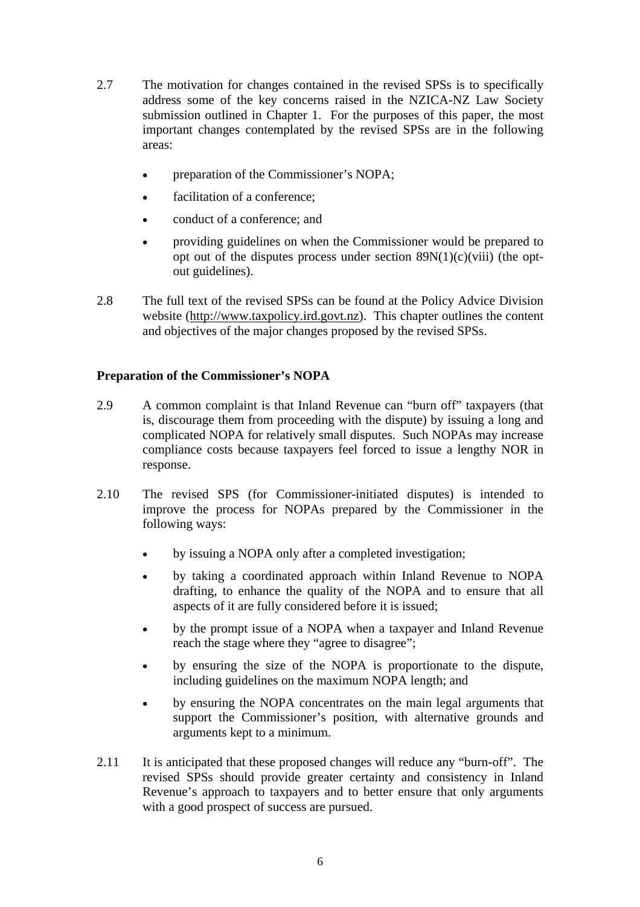2.7 The motivation for changes contained in the revised SPSs is to specifically address some of the key concerns raised in the NZICA-NZ Law Society submission outlined in Chapter 1. For the purposes of this paper, the most important changes contemplated by the revised SPSs are in the following areas:

- preparation of the Commissioner's NOPA;
- facilitation of a conference;
- conduct of a conference; and
- providing guidelines on when the Commissioner would be prepared to opt out of the disputes process under section 89N(1)(c)(viii) (the opt-out guidelines).

2.8 The full text of the revised SPSs can be found at the Policy Advice Division website (http://www.taxpolicy.ird.govt.nz). This chapter outlines the content and objectives of the major changes proposed by the revised SPSs.

**Preparation of the Commissioner's NOPA**

2.9 A common complaint is that Inland Revenue can "burn off" taxpayers (that is, discourage them from proceeding with the dispute) by issuing a long and complicated NOPA for relatively small disputes. Such NOPAs may increase compliance costs because taxpayers feel forced to issue a lengthy NOR in response.

2.10 The revised SPS (for Commissioner-initiated disputes) is intended to improve the process for NOPAs prepared by the Commissioner in the following ways:

- by issuing a NOPA only after a completed investigation;
- by taking a coordinated approach within Inland Revenue to NOPA drafting, to enhance the quality of the NOPA and to ensure that all aspects of it are fully considered before it is issued;
- by the prompt issue of a NOPA when a taxpayer and Inland Revenue reach the stage where they "agree to disagree";
- by ensuring the size of the NOPA is proportionate to the dispute, including guidelines on the maximum NOPA length; and
- by ensuring the NOPA concentrates on the main legal arguments that support the Commissioner's position, with alternative grounds and arguments kept to a minimum.

2.11 It is anticipated that these proposed changes will reduce any "burn-off". The revised SPSs should provide greater certainty and consistency in Inland Revenue's approach to taxpayers and to better ensure that only arguments with a good prospect of success are pursued.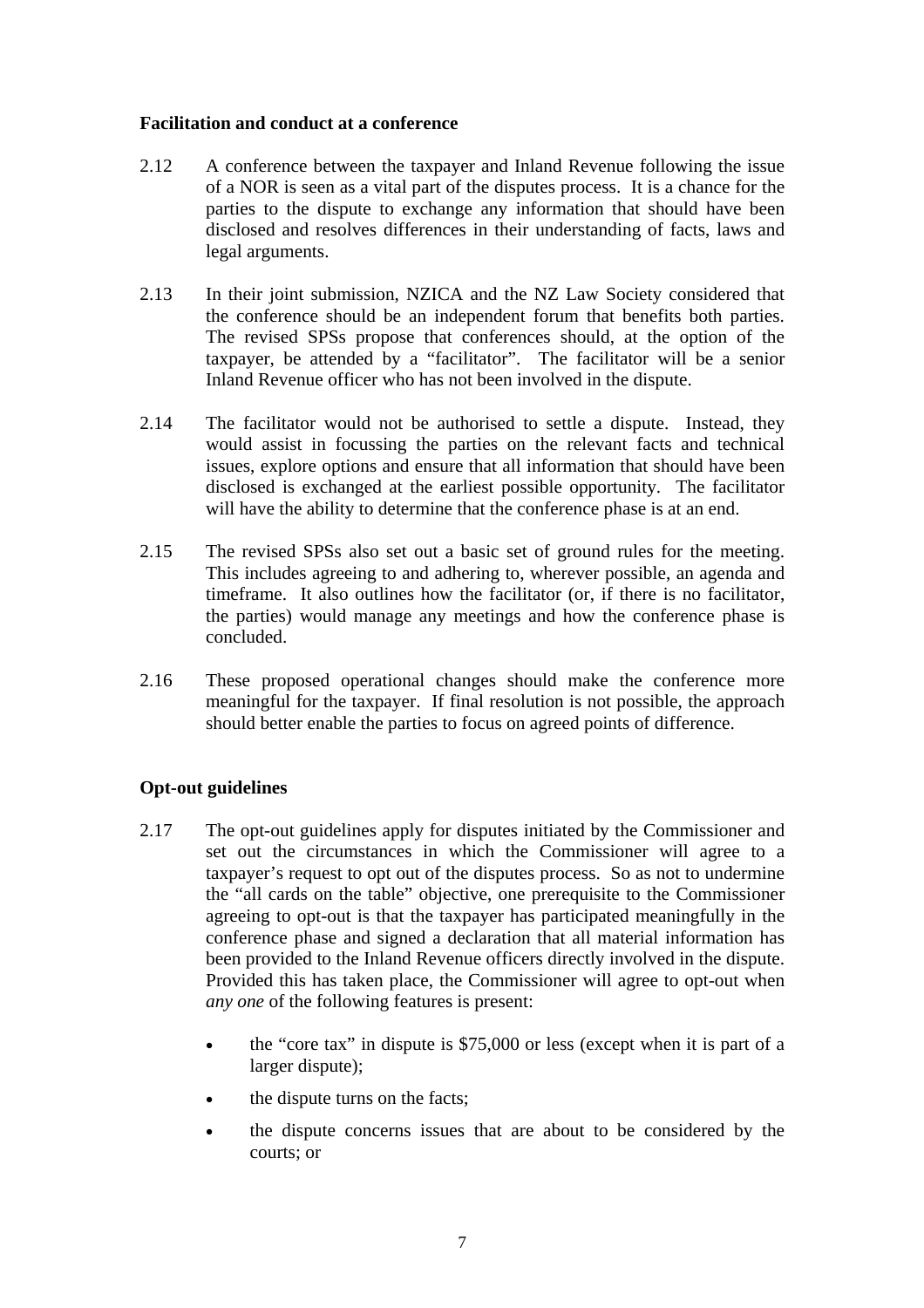**Facilitation and conduct at a conference**

2.12 A conference between the taxpayer and Inland Revenue following the issue of a NOR is seen as a vital part of the disputes process. It is a chance for the parties to the dispute to exchange any information that should have been disclosed and resolves differences in their understanding of facts, laws and legal arguments.

2.13 In their joint submission, NZICA and the NZ Law Society considered that the conference should be an independent forum that benefits both parties. The revised SPSs propose that conferences should, at the option of the taxpayer, be attended by a "facilitator". The facilitator will be a senior Inland Revenue officer who has not been involved in the dispute.

2.14 The facilitator would not be authorised to settle a dispute. Instead, they would assist in focussing the parties on the relevant facts and technical issues, explore options and ensure that all information that should have been disclosed is exchanged at the earliest possible opportunity. The facilitator will have the ability to determine that the conference phase is at an end.

2.15 The revised SPSs also set out a basic set of ground rules for the meeting. This includes agreeing to and adhering to, wherever possible, an agenda and timeframe. It also outlines how the facilitator (or, if there is no facilitator, the parties) would manage any meetings and how the conference phase is concluded.

2.16 These proposed operational changes should make the conference more meaningful for the taxpayer. If final resolution is not possible, the approach should better enable the parties to focus on agreed points of difference.

**Opt-out guidelines**

2.17 The opt-out guidelines apply for disputes initiated by the Commissioner and set out the circumstances in which the Commissioner will agree to a taxpayer's request to opt out of the disputes process. So as not to undermine the "all cards on the table" objective, one prerequisite to the Commissioner agreeing to opt-out is that the taxpayer has participated meaningfully in the conference phase and signed a declaration that all material information has been provided to the Inland Revenue officers directly involved in the dispute. Provided this has taken place, the Commissioner will agree to opt-out when *any one* of the following features is present:

- the "core tax" in dispute is $75,000 or less (except when it is part of a larger dispute);
- the dispute turns on the facts;
- the dispute concerns issues that are about to be considered by the courts; or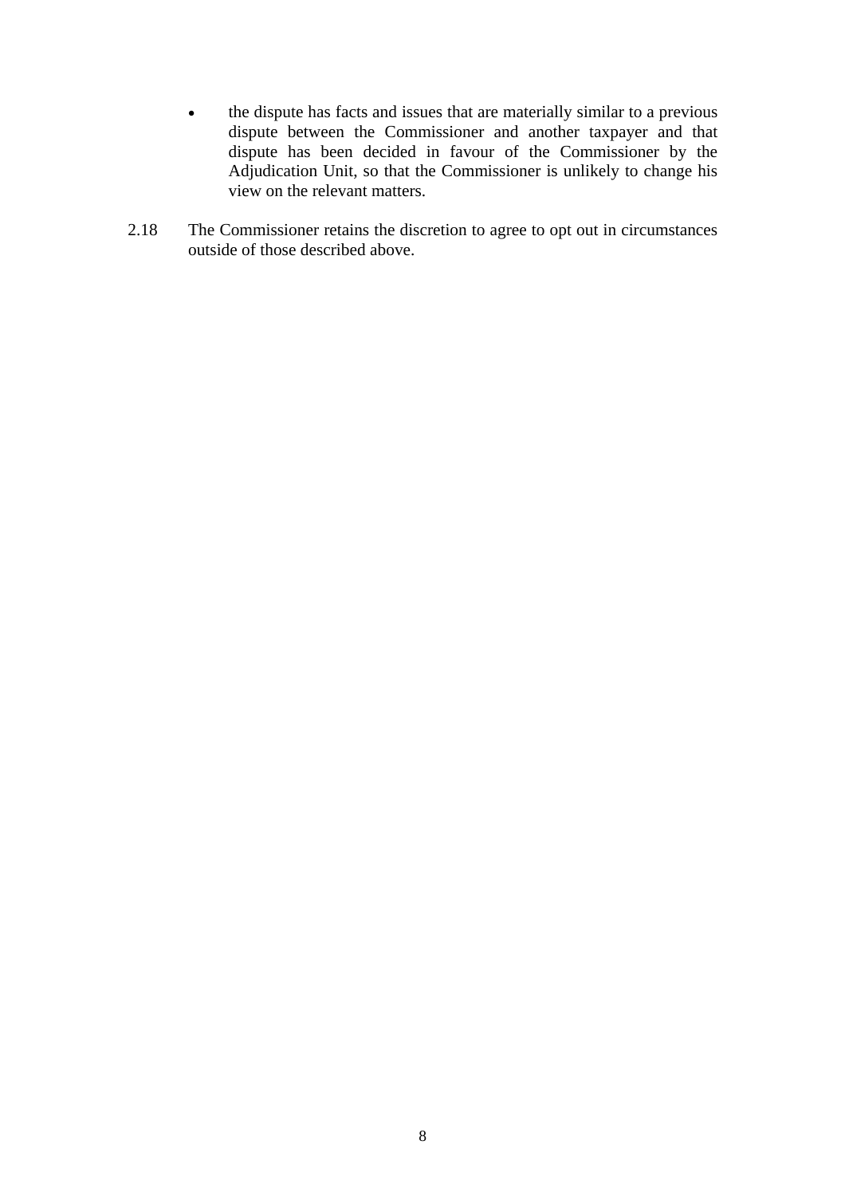- the dispute has facts and issues that are materially similar to a previous dispute between the Commissioner and another taxpayer and that dispute has been decided in favour of the Commissioner by the Adjudication Unit, so that the Commissioner is unlikely to change his view on the relevant matters.

2.18 The Commissioner retains the discretion to agree to opt out in circumstances outside of those described above.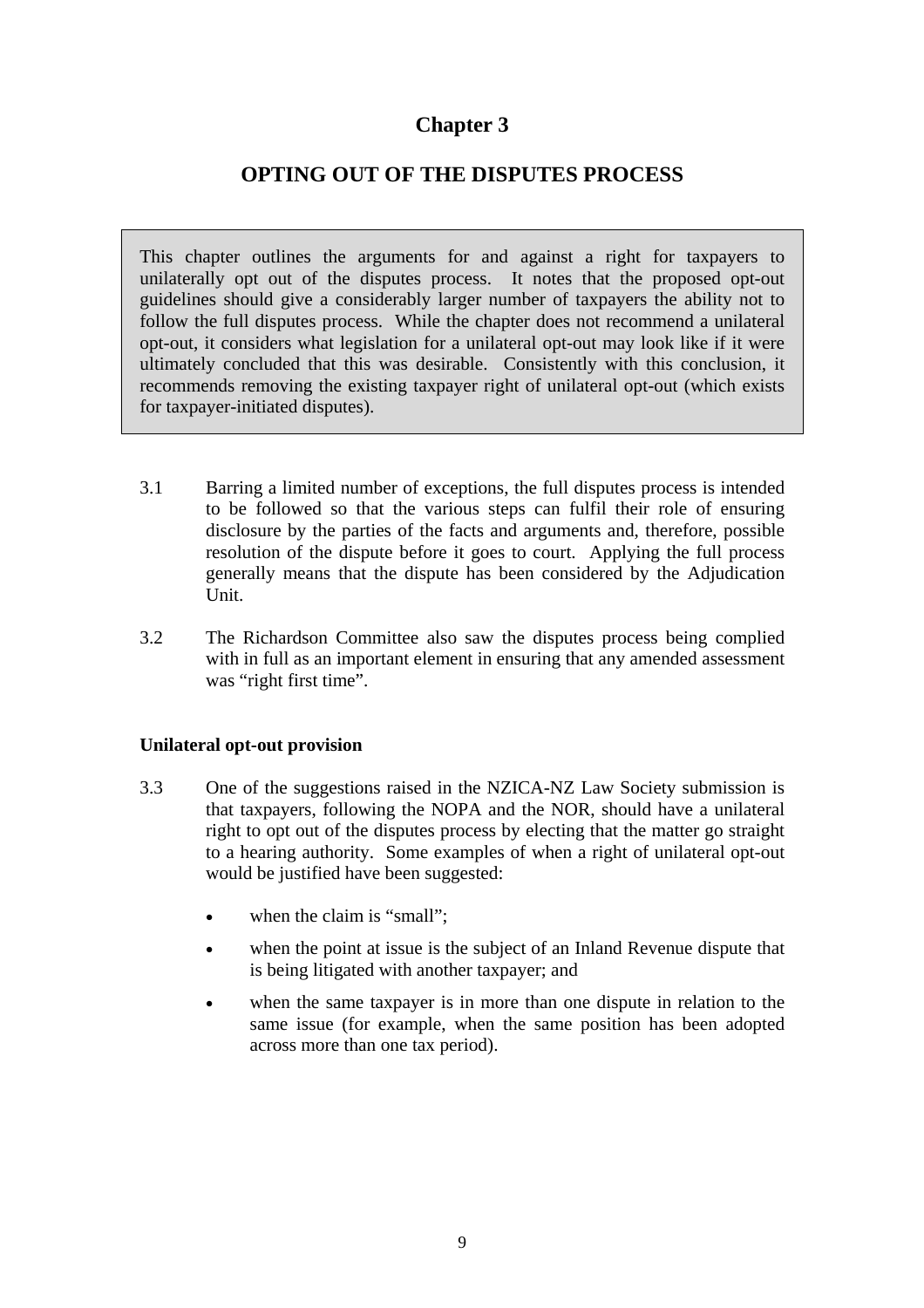# Chapter 3

## OPTING OUT OF THE DISPUTES PROCESS

> This chapter outlines the arguments for and against a right for taxpayers to unilaterally opt out of the disputes process. It notes that the proposed opt-out guidelines should give a considerably larger number of taxpayers the ability not to follow the full disputes process. While the chapter does not recommend a unilateral opt-out, it considers what legislation for a unilateral opt-out may look like if it were ultimately concluded that this was desirable. Consistently with this conclusion, it recommends removing the existing taxpayer right of unilateral opt-out (which exists for taxpayer-initiated disputes).

3.1 Barring a limited number of exceptions, the full disputes process is intended to be followed so that the various steps can fulfil their role of ensuring disclosure by the parties of the facts and arguments and, therefore, possible resolution of the dispute before it goes to court. Applying the full process generally means that the dispute has been considered by the Adjudication Unit.

3.2 The Richardson Committee also saw the disputes process being complied with in full as an important element in ensuring that any amended assessment was "right first time".

### Unilateral opt-out provision

3.3 One of the suggestions raised in the NZICA-NZ Law Society submission is that taxpayers, following the NOPA and the NOR, should have a unilateral right to opt out of the disputes process by electing that the matter go straight to a hearing authority. Some examples of when a right of unilateral opt-out would be justified have been suggested:

- when the claim is "small";
- when the point at issue is the subject of an Inland Revenue dispute that is being litigated with another taxpayer; and
- when the same taxpayer is in more than one dispute in relation to the same issue (for example, when the same position has been adopted across more than one tax period).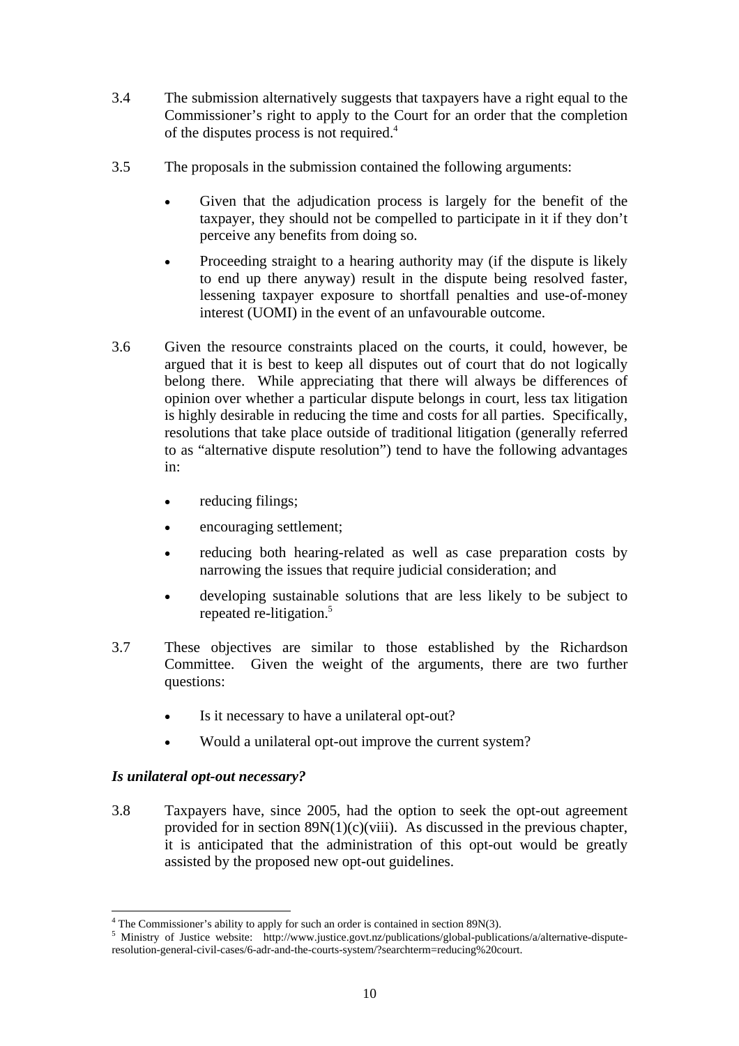3.4 The submission alternatively suggests that taxpayers have a right equal to the Commissioner's right to apply to the Court for an order that the completion of the disputes process is not required.[4]

3.5 The proposals in the submission contained the following arguments:

- Given that the adjudication process is largely for the benefit of the taxpayer, they should not be compelled to participate in it if they don't perceive any benefits from doing so.
- Proceeding straight to a hearing authority may (if the dispute is likely to end up there anyway) result in the dispute being resolved faster, lessening taxpayer exposure to shortfall penalties and use-of-money interest (UOMI) in the event of an unfavourable outcome.

3.6 Given the resource constraints placed on the courts, it could, however, be argued that it is best to keep all disputes out of court that do not logically belong there. While appreciating that there will always be differences of opinion over whether a particular dispute belongs in court, less tax litigation is highly desirable in reducing the time and costs for all parties. Specifically, resolutions that take place outside of traditional litigation (generally referred to as "alternative dispute resolution") tend to have the following advantages in:

- reducing filings;
- encouraging settlement;
- reducing both hearing-related as well as case preparation costs by narrowing the issues that require judicial consideration; and
- developing sustainable solutions that are less likely to be subject to repeated re-litigation.[5]

3.7 These objectives are similar to those established by the Richardson Committee. Given the weight of the arguments, there are two further questions:

- Is it necessary to have a unilateral opt-out?
- Would a unilateral opt-out improve the current system?

### *Is unilateral opt-out necessary?*

3.8 Taxpayers have, since 2005, had the option to seek the opt-out agreement provided for in section 89N(1)(c)(viii). As discussed in the previous chapter, it is anticipated that the administration of this opt-out would be greatly assisted by the proposed new opt-out guidelines.

---

[4] The Commissioner's ability to apply for such an order is contained in section 89N(3).

[5] Ministry of Justice website: http://www.justice.govt.nz/publications/global-publications/a/alternative-dispute-resolution-general-civil-cases/6-adr-and-the-courts-system/?searchterm=reducing%20court.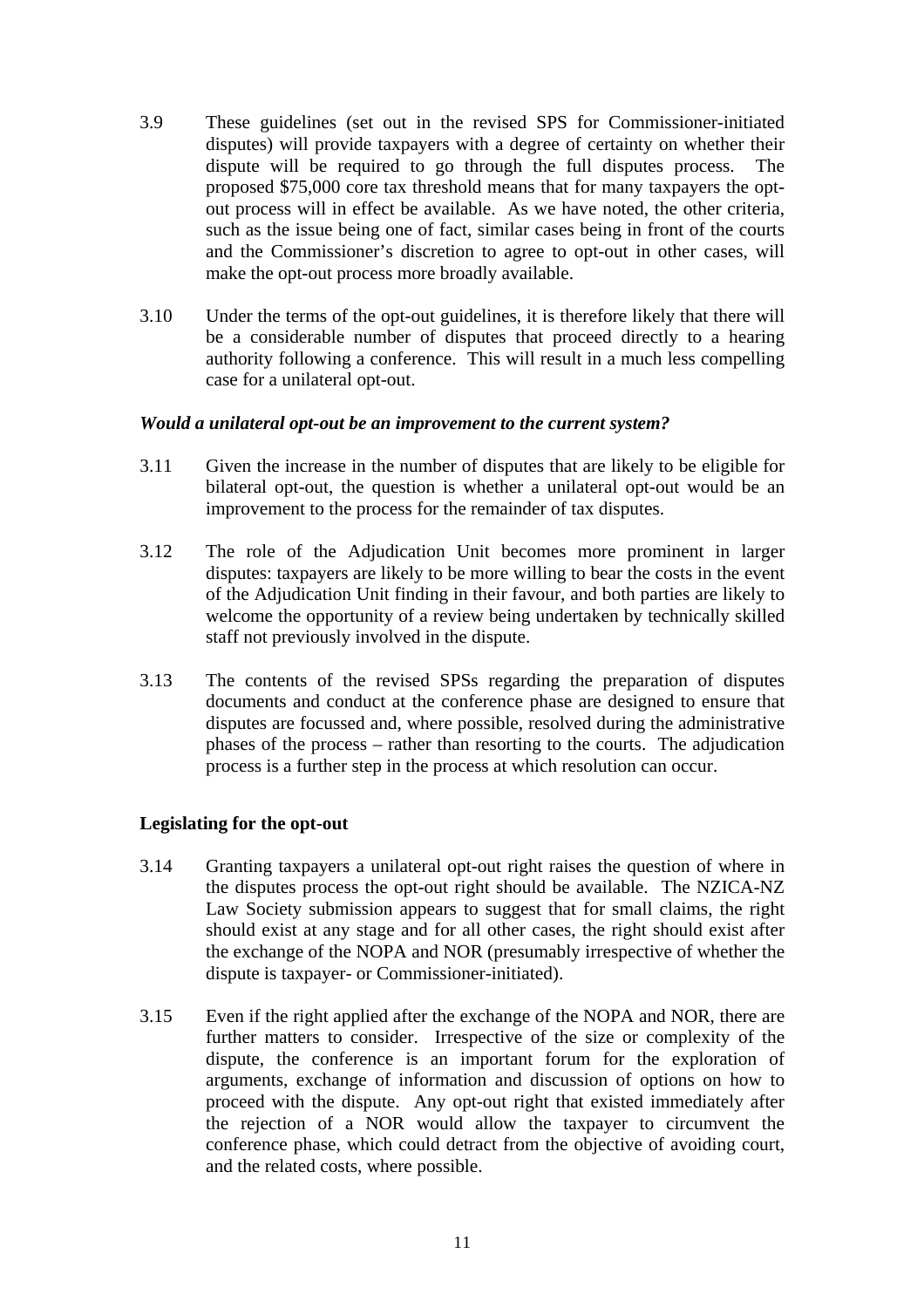3.9 These guidelines (set out in the revised SPS for Commissioner-initiated disputes) will provide taxpayers with a degree of certainty on whether their dispute will be required to go through the full disputes process. The proposed $75,000 core tax threshold means that for many taxpayers the opt-out process will in effect be available. As we have noted, the other criteria, such as the issue being one of fact, similar cases being in front of the courts and the Commissioner's discretion to agree to opt-out in other cases, will make the opt-out process more broadly available.

3.10 Under the terms of the opt-out guidelines, it is therefore likely that there will be a considerable number of disputes that proceed directly to a hearing authority following a conference. This will result in a much less compelling case for a unilateral opt-out.

***Would a unilateral opt-out be an improvement to the current system?***

3.11 Given the increase in the number of disputes that are likely to be eligible for bilateral opt-out, the question is whether a unilateral opt-out would be an improvement to the process for the remainder of tax disputes.

3.12 The role of the Adjudication Unit becomes more prominent in larger disputes: taxpayers are likely to be more willing to bear the costs in the event of the Adjudication Unit finding in their favour, and both parties are likely to welcome the opportunity of a review being undertaken by technically skilled staff not previously involved in the dispute.

3.13 The contents of the revised SPSs regarding the preparation of disputes documents and conduct at the conference phase are designed to ensure that disputes are focussed and, where possible, resolved during the administrative phases of the process – rather than resorting to the courts. The adjudication process is a further step in the process at which resolution can occur.

## Legislating for the opt-out

3.14 Granting taxpayers a unilateral opt-out right raises the question of where in the disputes process the opt-out right should be available. The NZICA-NZ Law Society submission appears to suggest that for small claims, the right should exist at any stage and for all other cases, the right should exist after the exchange of the NOPA and NOR (presumably irrespective of whether the dispute is taxpayer- or Commissioner-initiated).

3.15 Even if the right applied after the exchange of the NOPA and NOR, there are further matters to consider. Irrespective of the size or complexity of the dispute, the conference is an important forum for the exploration of arguments, exchange of information and discussion of options on how to proceed with the dispute. Any opt-out right that existed immediately after the rejection of a NOR would allow the taxpayer to circumvent the conference phase, which could detract from the objective of avoiding court, and the related costs, where possible.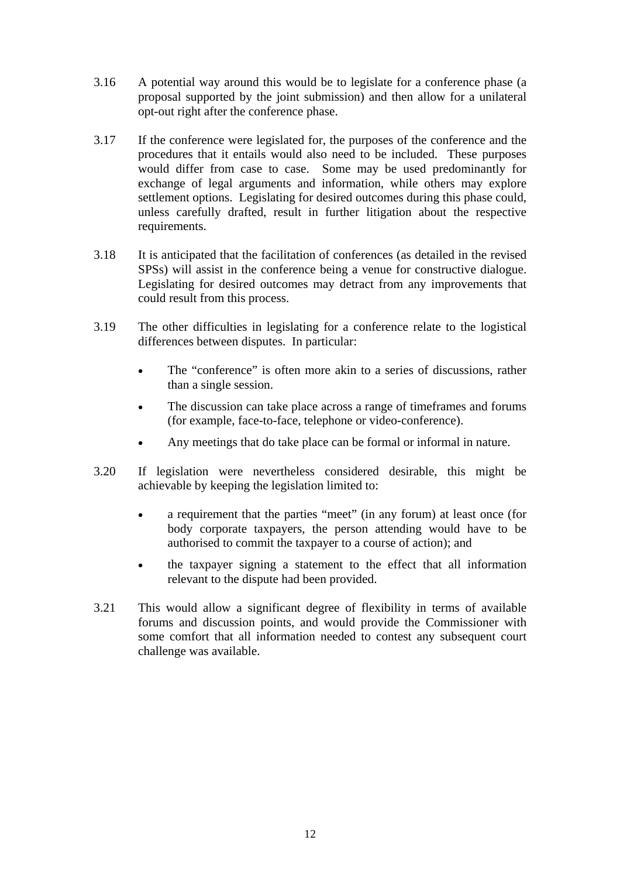3.16 A potential way around this would be to legislate for a conference phase (a proposal supported by the joint submission) and then allow for a unilateral opt-out right after the conference phase.

3.17 If the conference were legislated for, the purposes of the conference and the procedures that it entails would also need to be included. These purposes would differ from case to case. Some may be used predominantly for exchange of legal arguments and information, while others may explore settlement options. Legislating for desired outcomes during this phase could, unless carefully drafted, result in further litigation about the respective requirements.

3.18 It is anticipated that the facilitation of conferences (as detailed in the revised SPSs) will assist in the conference being a venue for constructive dialogue. Legislating for desired outcomes may detract from any improvements that could result from this process.

3.19 The other difficulties in legislating for a conference relate to the logistical differences between disputes. In particular:

- The "conference" is often more akin to a series of discussions, rather than a single session.
- The discussion can take place across a range of timeframes and forums (for example, face-to-face, telephone or video-conference).
- Any meetings that do take place can be formal or informal in nature.

3.20 If legislation were nevertheless considered desirable, this might be achievable by keeping the legislation limited to:

- a requirement that the parties "meet" (in any forum) at least once (for body corporate taxpayers, the person attending would have to be authorised to commit the taxpayer to a course of action); and
- the taxpayer signing a statement to the effect that all information relevant to the dispute had been provided.

3.21 This would allow a significant degree of flexibility in terms of available forums and discussion points, and would provide the Commissioner with some comfort that all information needed to contest any subsequent court challenge was available.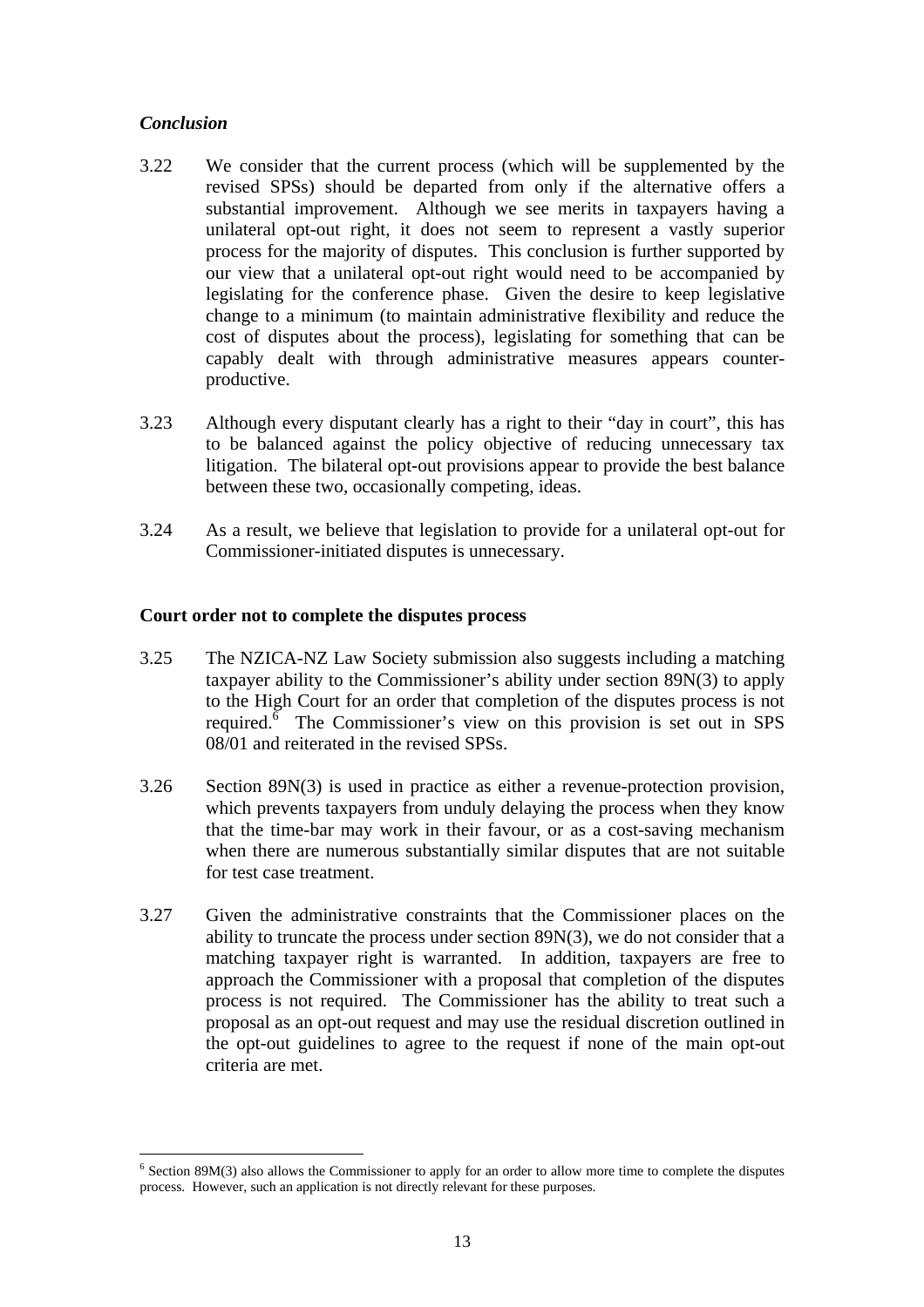### *Conclusion*

3.22 We consider that the current process (which will be supplemented by the revised SPSs) should be departed from only if the alternative offers a substantial improvement. Although we see merits in taxpayers having a unilateral opt-out right, it does not seem to represent a vastly superior process for the majority of disputes. This conclusion is further supported by our view that a unilateral opt-out right would need to be accompanied by legislating for the conference phase. Given the desire to keep legislative change to a minimum (to maintain administrative flexibility and reduce the cost of disputes about the process), legislating for something that can be capably dealt with through administrative measures appears counter-productive.

3.23 Although every disputant clearly has a right to their "day in court", this has to be balanced against the policy objective of reducing unnecessary tax litigation. The bilateral opt-out provisions appear to provide the best balance between these two, occasionally competing, ideas.

3.24 As a result, we believe that legislation to provide for a unilateral opt-out for Commissioner-initiated disputes is unnecessary.

### Court order not to complete the disputes process

3.25 The NZICA-NZ Law Society submission also suggests including a matching taxpayer ability to the Commissioner's ability under section 89N(3) to apply to the High Court for an order that completion of the disputes process is not required.[6] The Commissioner's view on this provision is set out in SPS 08/01 and reiterated in the revised SPSs.

3.26 Section 89N(3) is used in practice as either a revenue-protection provision, which prevents taxpayers from unduly delaying the process when they know that the time-bar may work in their favour, or as a cost-saving mechanism when there are numerous substantially similar disputes that are not suitable for test case treatment.

3.27 Given the administrative constraints that the Commissioner places on the ability to truncate the process under section 89N(3), we do not consider that a matching taxpayer right is warranted. In addition, taxpayers are free to approach the Commissioner with a proposal that completion of the disputes process is not required. The Commissioner has the ability to treat such a proposal as an opt-out request and may use the residual discretion outlined in the opt-out guidelines to agree to the request if none of the main opt-out criteria are met.

---

[6] Section 89M(3) also allows the Commissioner to apply for an order to allow more time to complete the disputes process. However, such an application is not directly relevant for these purposes.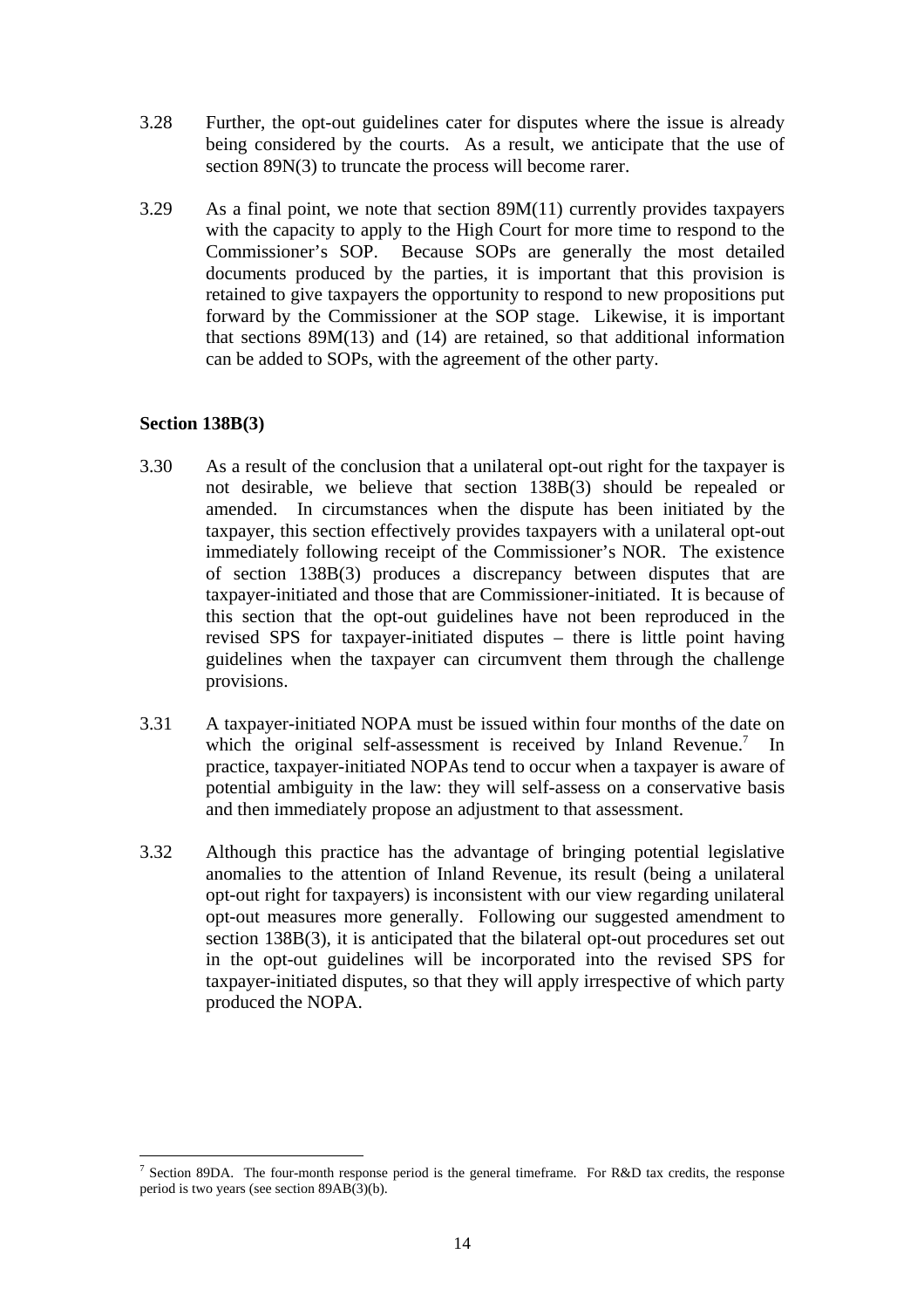3.28 Further, the opt-out guidelines cater for disputes where the issue is already being considered by the courts. As a result, we anticipate that the use of section 89N(3) to truncate the process will become rarer.

3.29 As a final point, we note that section 89M(11) currently provides taxpayers with the capacity to apply to the High Court for more time to respond to the Commissioner's SOP. Because SOPs are generally the most detailed documents produced by the parties, it is important that this provision is retained to give taxpayers the opportunity to respond to new propositions put forward by the Commissioner at the SOP stage. Likewise, it is important that sections 89M(13) and (14) are retained, so that additional information can be added to SOPs, with the agreement of the other party.

**Section 138B(3)**

3.30 As a result of the conclusion that a unilateral opt-out right for the taxpayer is not desirable, we believe that section 138B(3) should be repealed or amended. In circumstances when the dispute has been initiated by the taxpayer, this section effectively provides taxpayers with a unilateral opt-out immediately following receipt of the Commissioner's NOR. The existence of section 138B(3) produces a discrepancy between disputes that are taxpayer-initiated and those that are Commissioner-initiated. It is because of this section that the opt-out guidelines have not been reproduced in the revised SPS for taxpayer-initiated disputes – there is little point having guidelines when the taxpayer can circumvent them through the challenge provisions.

3.31 A taxpayer-initiated NOPA must be issued within four months of the date on which the original self-assessment is received by Inland Revenue.[7] In practice, taxpayer-initiated NOPAs tend to occur when a taxpayer is aware of potential ambiguity in the law: they will self-assess on a conservative basis and then immediately propose an adjustment to that assessment.

3.32 Although this practice has the advantage of bringing potential legislative anomalies to the attention of Inland Revenue, its result (being a unilateral opt-out right for taxpayers) is inconsistent with our view regarding unilateral opt-out measures more generally. Following our suggested amendment to section 138B(3), it is anticipated that the bilateral opt-out procedures set out in the opt-out guidelines will be incorporated into the revised SPS for taxpayer-initiated disputes, so that they will apply irrespective of which party produced the NOPA.

---

[7] Section 89DA. The four-month response period is the general timeframe. For R&D tax credits, the response period is two years (see section 89AB(3)(b).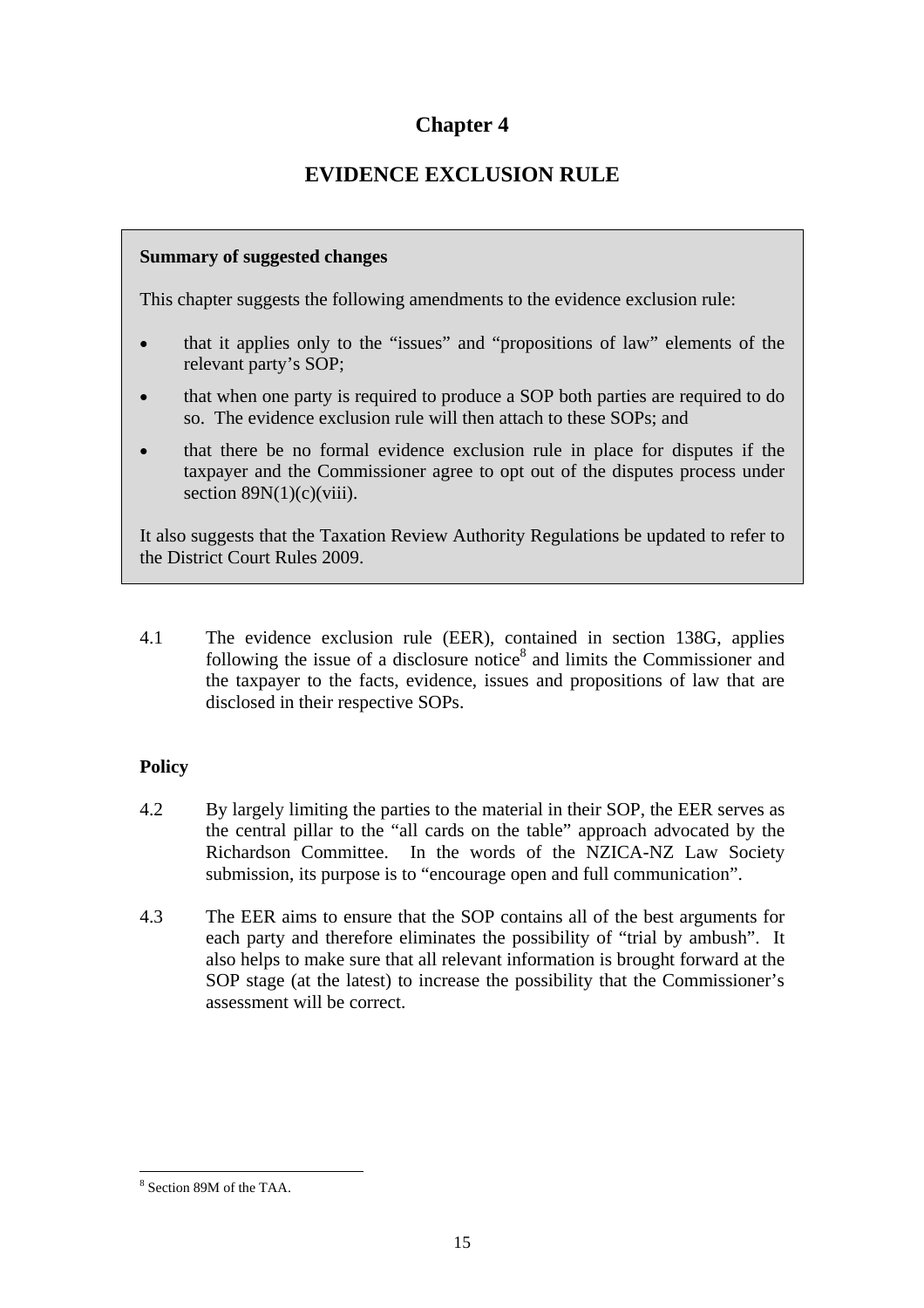# Chapter 4

## EVIDENCE EXCLUSION RULE

> **Summary of suggested changes**
>
> This chapter suggests the following amendments to the evidence exclusion rule:
>
> - that it applies only to the "issues" and "propositions of law" elements of the relevant party's SOP;
> - that when one party is required to produce a SOP both parties are required to do so. The evidence exclusion rule will then attach to these SOPs; and
> - that there be no formal evidence exclusion rule in place for disputes if the taxpayer and the Commissioner agree to opt out of the disputes process under section 89N(1)(c)(viii).
>
> It also suggests that the Taxation Review Authority Regulations be updated to refer to the District Court Rules 2009.

4.1 The evidence exclusion rule (EER), contained in section 138G, applies following the issue of a disclosure notice[8] and limits the Commissioner and the taxpayer to the facts, evidence, issues and propositions of law that are disclosed in their respective SOPs.

### Policy

4.2 By largely limiting the parties to the material in their SOP, the EER serves as the central pillar to the "all cards on the table" approach advocated by the Richardson Committee. In the words of the NZICA-NZ Law Society submission, its purpose is to "encourage open and full communication".

4.3 The EER aims to ensure that the SOP contains all of the best arguments for each party and therefore eliminates the possibility of "trial by ambush". It also helps to make sure that all relevant information is brought forward at the SOP stage (at the latest) to increase the possibility that the Commissioner's assessment will be correct.

---

[8] Section 89M of the TAA.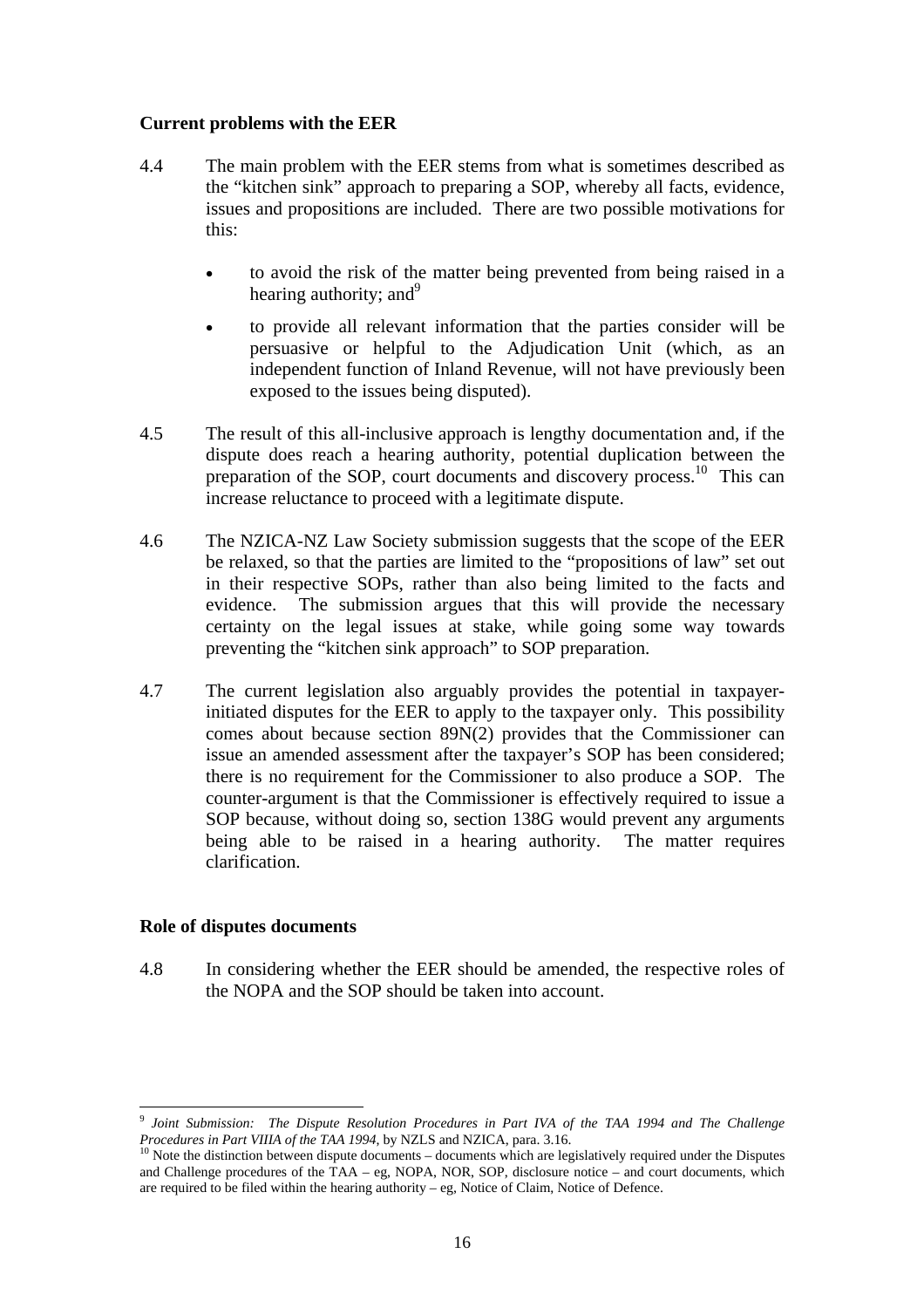### Current problems with the EER

4.4 The main problem with the EER stems from what is sometimes described as the "kitchen sink" approach to preparing a SOP, whereby all facts, evidence, issues and propositions are included. There are two possible motivations for this:

- to avoid the risk of the matter being prevented from being raised in a hearing authority; and[9]
- to provide all relevant information that the parties consider will be persuasive or helpful to the Adjudication Unit (which, as an independent function of Inland Revenue, will not have previously been exposed to the issues being disputed).

4.5 The result of this all-inclusive approach is lengthy documentation and, if the dispute does reach a hearing authority, potential duplication between the preparation of the SOP, court documents and discovery process.[10] This can increase reluctance to proceed with a legitimate dispute.

4.6 The NZICA-NZ Law Society submission suggests that the scope of the EER be relaxed, so that the parties are limited to the "propositions of law" set out in their respective SOPs, rather than also being limited to the facts and evidence. The submission argues that this will provide the necessary certainty on the legal issues at stake, while going some way towards preventing the "kitchen sink approach" to SOP preparation.

4.7 The current legislation also arguably provides the potential in taxpayer-initiated disputes for the EER to apply to the taxpayer only. This possibility comes about because section 89N(2) provides that the Commissioner can issue an amended assessment after the taxpayer's SOP has been considered; there is no requirement for the Commissioner to also produce a SOP. The counter-argument is that the Commissioner is effectively required to issue a SOP because, without doing so, section 138G would prevent any arguments being able to be raised in a hearing authority. The matter requires clarification.

### Role of disputes documents

4.8 In considering whether the EER should be amended, the respective roles of the NOPA and the SOP should be taken into account.

---

[9] *Joint Submission: The Dispute Resolution Procedures in Part IVA of the TAA 1994 and The Challenge Procedures in Part VIIIA of the TAA 1994*, by NZLS and NZICA, para. 3.16.

[10] Note the distinction between dispute documents – documents which are legislatively required under the Disputes and Challenge procedures of the TAA – eg, NOPA, NOR, SOP, disclosure notice – and court documents, which are required to be filed within the hearing authority – eg, Notice of Claim, Notice of Defence.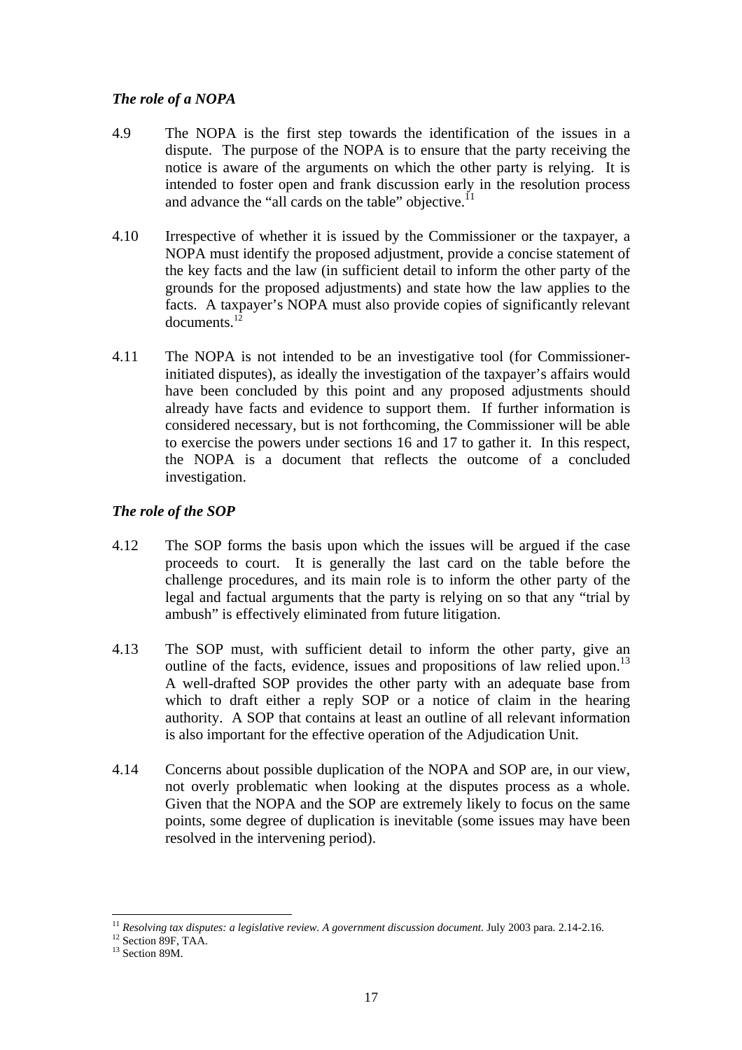### *The role of a NOPA*

4.9 The NOPA is the first step towards the identification of the issues in a dispute. The purpose of the NOPA is to ensure that the party receiving the notice is aware of the arguments on which the other party is relying. It is intended to foster open and frank discussion early in the resolution process and advance the "all cards on the table" objective.[11]

4.10 Irrespective of whether it is issued by the Commissioner or the taxpayer, a NOPA must identify the proposed adjustment, provide a concise statement of the key facts and the law (in sufficient detail to inform the other party of the grounds for the proposed adjustments) and state how the law applies to the facts. A taxpayer's NOPA must also provide copies of significantly relevant documents.[12]

4.11 The NOPA is not intended to be an investigative tool (for Commissioner-initiated disputes), as ideally the investigation of the taxpayer's affairs would have been concluded by this point and any proposed adjustments should already have facts and evidence to support them. If further information is considered necessary, but is not forthcoming, the Commissioner will be able to exercise the powers under sections 16 and 17 to gather it. In this respect, the NOPA is a document that reflects the outcome of a concluded investigation.

### *The role of the SOP*

4.12 The SOP forms the basis upon which the issues will be argued if the case proceeds to court. It is generally the last card on the table before the challenge procedures, and its main role is to inform the other party of the legal and factual arguments that the party is relying on so that any "trial by ambush" is effectively eliminated from future litigation.

4.13 The SOP must, with sufficient detail to inform the other party, give an outline of the facts, evidence, issues and propositions of law relied upon.[13] A well-drafted SOP provides the other party with an adequate base from which to draft either a reply SOP or a notice of claim in the hearing authority. A SOP that contains at least an outline of all relevant information is also important for the effective operation of the Adjudication Unit.

4.14 Concerns about possible duplication of the NOPA and SOP are, in our view, not overly problematic when looking at the disputes process as a whole. Given that the NOPA and the SOP are extremely likely to focus on the same points, some degree of duplication is inevitable (some issues may have been resolved in the intervening period).

---

[11] *Resolving tax disputes: a legislative review. A government discussion document.* July 2003 para. 2.14-2.16.

[12] Section 89F, TAA.

[13] Section 89M.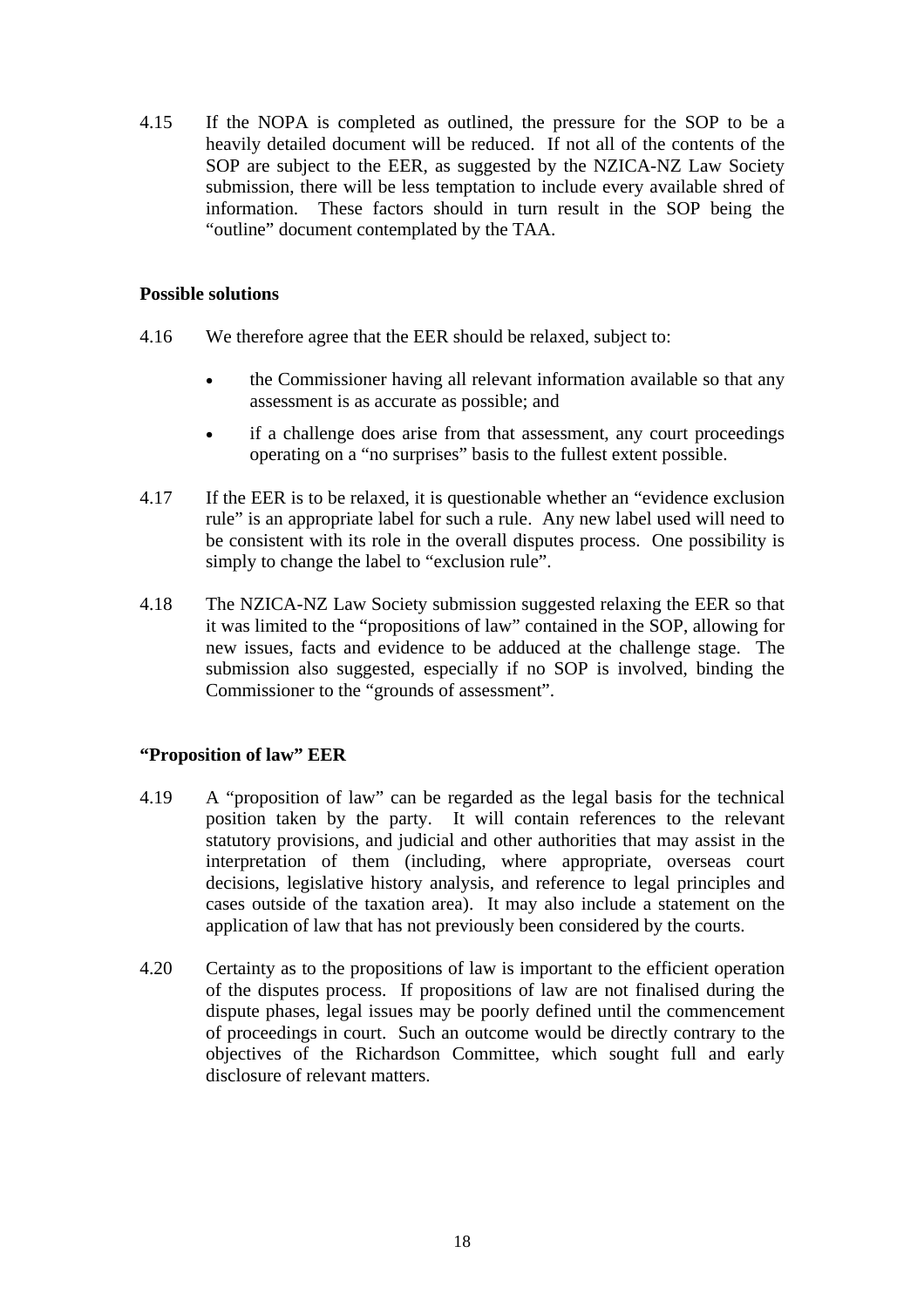4.15 If the NOPA is completed as outlined, the pressure for the SOP to be a heavily detailed document will be reduced. If not all of the contents of the SOP are subject to the EER, as suggested by the NZICA-NZ Law Society submission, there will be less temptation to include every available shred of information. These factors should in turn result in the SOP being the "outline" document contemplated by the TAA.

**Possible solutions**

4.16 We therefore agree that the EER should be relaxed, subject to:

- the Commissioner having all relevant information available so that any assessment is as accurate as possible; and
- if a challenge does arise from that assessment, any court proceedings operating on a "no surprises" basis to the fullest extent possible.

4.17 If the EER is to be relaxed, it is questionable whether an "evidence exclusion rule" is an appropriate label for such a rule. Any new label used will need to be consistent with its role in the overall disputes process. One possibility is simply to change the label to "exclusion rule".

4.18 The NZICA-NZ Law Society submission suggested relaxing the EER so that it was limited to the "propositions of law" contained in the SOP, allowing for new issues, facts and evidence to be adduced at the challenge stage. The submission also suggested, especially if no SOP is involved, binding the Commissioner to the "grounds of assessment".

**"Proposition of law" EER**

4.19 A "proposition of law" can be regarded as the legal basis for the technical position taken by the party. It will contain references to the relevant statutory provisions, and judicial and other authorities that may assist in the interpretation of them (including, where appropriate, overseas court decisions, legislative history analysis, and reference to legal principles and cases outside of the taxation area). It may also include a statement on the application of law that has not previously been considered by the courts.

4.20 Certainty as to the propositions of law is important to the efficient operation of the disputes process. If propositions of law are not finalised during the dispute phases, legal issues may be poorly defined until the commencement of proceedings in court. Such an outcome would be directly contrary to the objectives of the Richardson Committee, which sought full and early disclosure of relevant matters.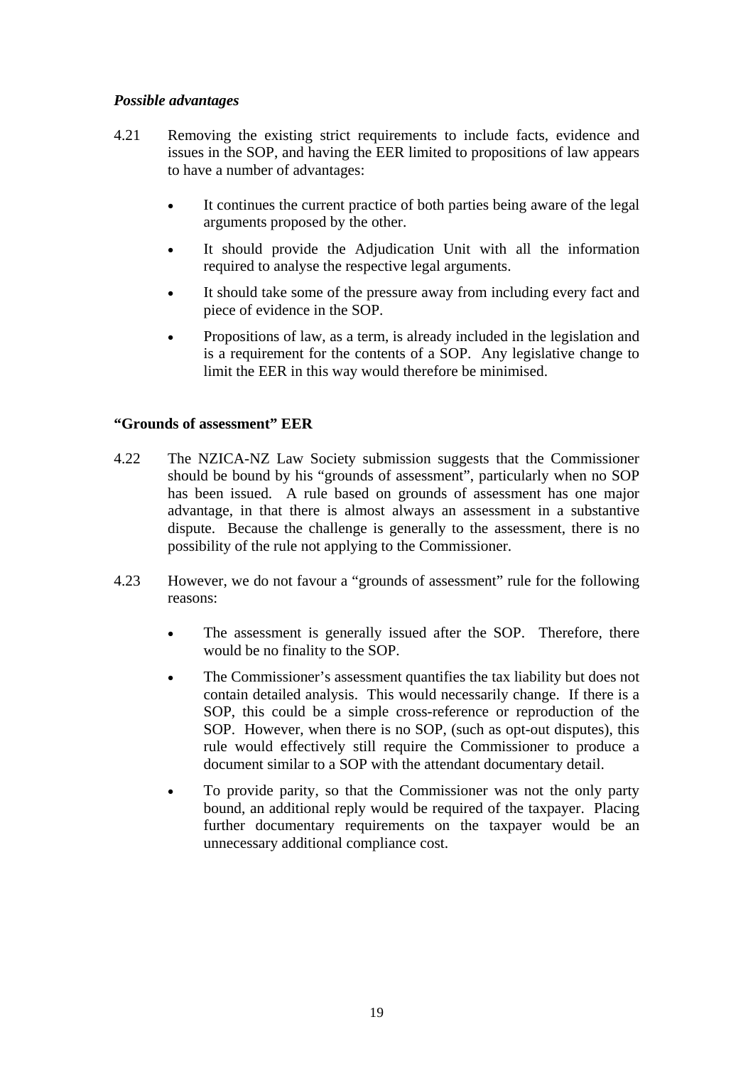*Possible advantages*

4.21 Removing the existing strict requirements to include facts, evidence and issues in the SOP, and having the EER limited to propositions of law appears to have a number of advantages:

- It continues the current practice of both parties being aware of the legal arguments proposed by the other.
- It should provide the Adjudication Unit with all the information required to analyse the respective legal arguments.
- It should take some of the pressure away from including every fact and piece of evidence in the SOP.
- Propositions of law, as a term, is already included in the legislation and is a requirement for the contents of a SOP. Any legislative change to limit the EER in this way would therefore be minimised.

**"Grounds of assessment" EER**

4.22 The NZICA-NZ Law Society submission suggests that the Commissioner should be bound by his "grounds of assessment", particularly when no SOP has been issued. A rule based on grounds of assessment has one major advantage, in that there is almost always an assessment in a substantive dispute. Because the challenge is generally to the assessment, there is no possibility of the rule not applying to the Commissioner.

4.23 However, we do not favour a "grounds of assessment" rule for the following reasons:

- The assessment is generally issued after the SOP. Therefore, there would be no finality to the SOP.
- The Commissioner's assessment quantifies the tax liability but does not contain detailed analysis. This would necessarily change. If there is a SOP, this could be a simple cross-reference or reproduction of the SOP. However, when there is no SOP, (such as opt-out disputes), this rule would effectively still require the Commissioner to produce a document similar to a SOP with the attendant documentary detail.
- To provide parity, so that the Commissioner was not the only party bound, an additional reply would be required of the taxpayer. Placing further documentary requirements on the taxpayer would be an unnecessary additional compliance cost.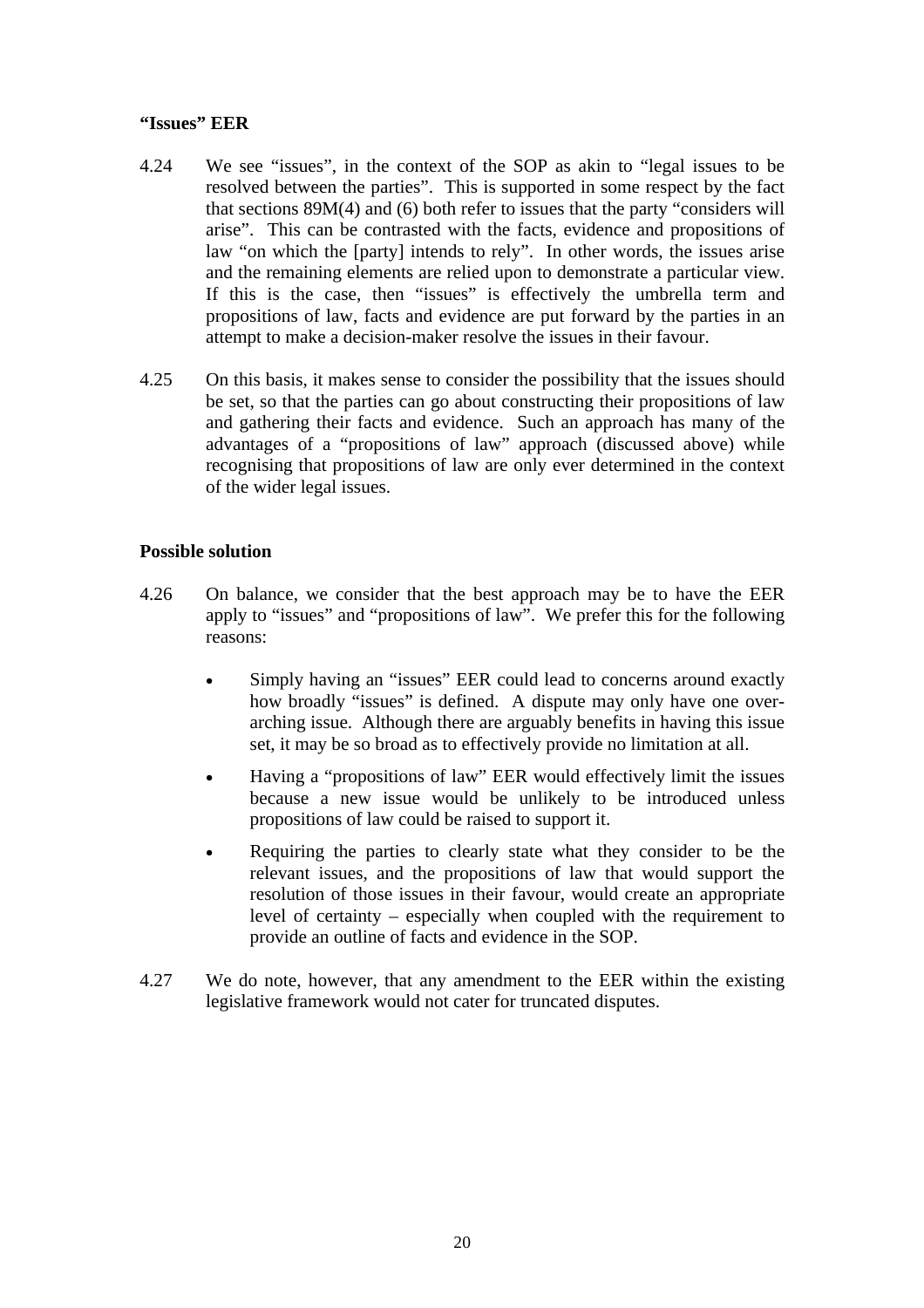**"Issues" EER**

4.24 We see "issues", in the context of the SOP as akin to "legal issues to be resolved between the parties". This is supported in some respect by the fact that sections 89M(4) and (6) both refer to issues that the party "considers will arise". This can be contrasted with the facts, evidence and propositions of law "on which the [party] intends to rely". In other words, the issues arise and the remaining elements are relied upon to demonstrate a particular view. If this is the case, then "issues" is effectively the umbrella term and propositions of law, facts and evidence are put forward by the parties in an attempt to make a decision-maker resolve the issues in their favour.

4.25 On this basis, it makes sense to consider the possibility that the issues should be set, so that the parties can go about constructing their propositions of law and gathering their facts and evidence. Such an approach has many of the advantages of a "propositions of law" approach (discussed above) while recognising that propositions of law are only ever determined in the context of the wider legal issues.

**Possible solution**

4.26 On balance, we consider that the best approach may be to have the EER apply to "issues" and "propositions of law". We prefer this for the following reasons:

- Simply having an "issues" EER could lead to concerns around exactly how broadly "issues" is defined. A dispute may only have one over-arching issue. Although there are arguably benefits in having this issue set, it may be so broad as to effectively provide no limitation at all.
- Having a "propositions of law" EER would effectively limit the issues because a new issue would be unlikely to be introduced unless propositions of law could be raised to support it.
- Requiring the parties to clearly state what they consider to be the relevant issues, and the propositions of law that would support the resolution of those issues in their favour, would create an appropriate level of certainty – especially when coupled with the requirement to provide an outline of facts and evidence in the SOP.

4.27 We do note, however, that any amendment to the EER within the existing legislative framework would not cater for truncated disputes.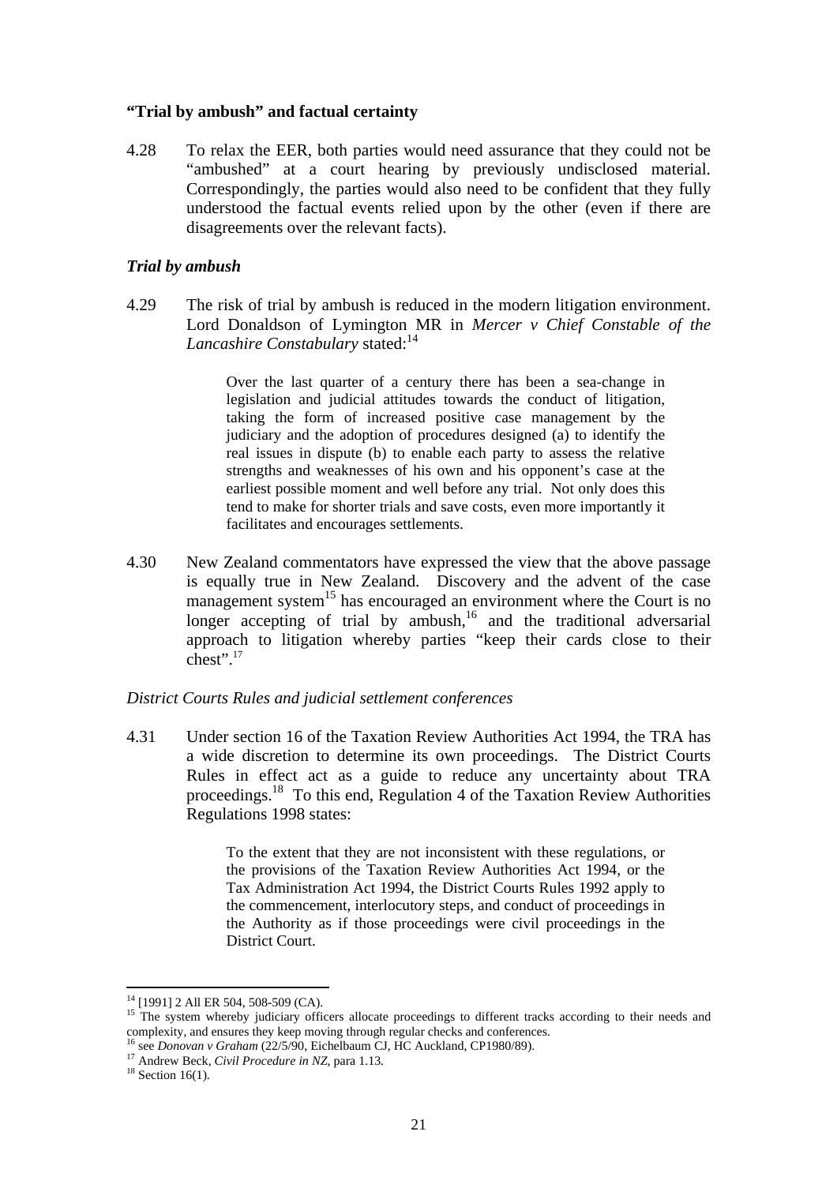### "Trial by ambush" and factual certainty

4.28 To relax the EER, both parties would need assurance that they could not be "ambushed" at a court hearing by previously undisclosed material. Correspondingly, the parties would also need to be confident that they fully understood the factual events relied upon by the other (even if there are disagreements over the relevant facts).

#### *Trial by ambush*

4.29 The risk of trial by ambush is reduced in the modern litigation environment. Lord Donaldson of Lymington MR in *Mercer v Chief Constable of the Lancashire Constabulary* stated:[14]

> Over the last quarter of a century there has been a sea-change in legislation and judicial attitudes towards the conduct of litigation, taking the form of increased positive case management by the judiciary and the adoption of procedures designed (a) to identify the real issues in dispute (b) to enable each party to assess the relative strengths and weaknesses of his own and his opponent's case at the earliest possible moment and well before any trial. Not only does this tend to make for shorter trials and save costs, even more importantly it facilitates and encourages settlements.

4.30 New Zealand commentators have expressed the view that the above passage is equally true in New Zealand. Discovery and the advent of the case management system[15] has encouraged an environment where the Court is no longer accepting of trial by ambush,[16] and the traditional adversarial approach to litigation whereby parties "keep their cards close to their chest".[17]

#### *District Courts Rules and judicial settlement conferences*

4.31 Under section 16 of the Taxation Review Authorities Act 1994, the TRA has a wide discretion to determine its own proceedings. The District Courts Rules in effect act as a guide to reduce any uncertainty about TRA proceedings.[18] To this end, Regulation 4 of the Taxation Review Authorities Regulations 1998 states:

> To the extent that they are not inconsistent with these regulations, or the provisions of the Taxation Review Authorities Act 1994, or the Tax Administration Act 1994, the District Courts Rules 1992 apply to the commencement, interlocutory steps, and conduct of proceedings in the Authority as if those proceedings were civil proceedings in the District Court.

---

[14] [1991] 2 All ER 504, 508-509 (CA).

[15] The system whereby judiciary officers allocate proceedings to different tracks according to their needs and complexity, and ensures they keep moving through regular checks and conferences.

[16] see *Donovan v Graham* (22/5/90, Eichelbaum CJ, HC Auckland, CP1980/89).

[17] Andrew Beck, *Civil Procedure in NZ*, para 1.13.

[18] Section 16(1).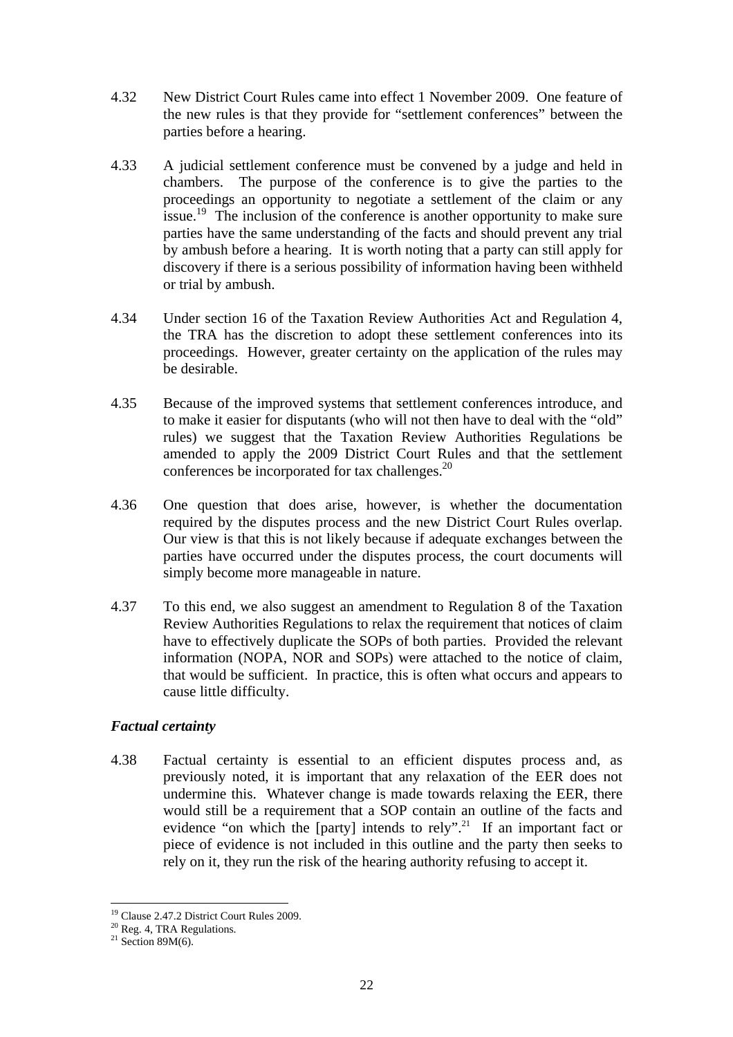4.32 New District Court Rules came into effect 1 November 2009. One feature of the new rules is that they provide for "settlement conferences" between the parties before a hearing.

4.33 A judicial settlement conference must be convened by a judge and held in chambers. The purpose of the conference is to give the parties to the proceedings an opportunity to negotiate a settlement of the claim or any issue.[19] The inclusion of the conference is another opportunity to make sure parties have the same understanding of the facts and should prevent any trial by ambush before a hearing. It is worth noting that a party can still apply for discovery if there is a serious possibility of information having been withheld or trial by ambush.

4.34 Under section 16 of the Taxation Review Authorities Act and Regulation 4, the TRA has the discretion to adopt these settlement conferences into its proceedings. However, greater certainty on the application of the rules may be desirable.

4.35 Because of the improved systems that settlement conferences introduce, and to make it easier for disputants (who will not then have to deal with the "old" rules) we suggest that the Taxation Review Authorities Regulations be amended to apply the 2009 District Court Rules and that the settlement conferences be incorporated for tax challenges.[20]

4.36 One question that does arise, however, is whether the documentation required by the disputes process and the new District Court Rules overlap. Our view is that this is not likely because if adequate exchanges between the parties have occurred under the disputes process, the court documents will simply become more manageable in nature.

4.37 To this end, we also suggest an amendment to Regulation 8 of the Taxation Review Authorities Regulations to relax the requirement that notices of claim have to effectively duplicate the SOPs of both parties. Provided the relevant information (NOPA, NOR and SOPs) were attached to the notice of claim, that would be sufficient. In practice, this is often what occurs and appears to cause little difficulty.

### *Factual certainty*

4.38 Factual certainty is essential to an efficient disputes process and, as previously noted, it is important that any relaxation of the EER does not undermine this. Whatever change is made towards relaxing the EER, there would still be a requirement that a SOP contain an outline of the facts and evidence "on which the [party] intends to rely".[21] If an important fact or piece of evidence is not included in this outline and the party then seeks to rely on it, they run the risk of the hearing authority refusing to accept it.

---

[19] Clause 2.47.2 District Court Rules 2009.

[20] Reg. 4, TRA Regulations.

[21] Section 89M(6).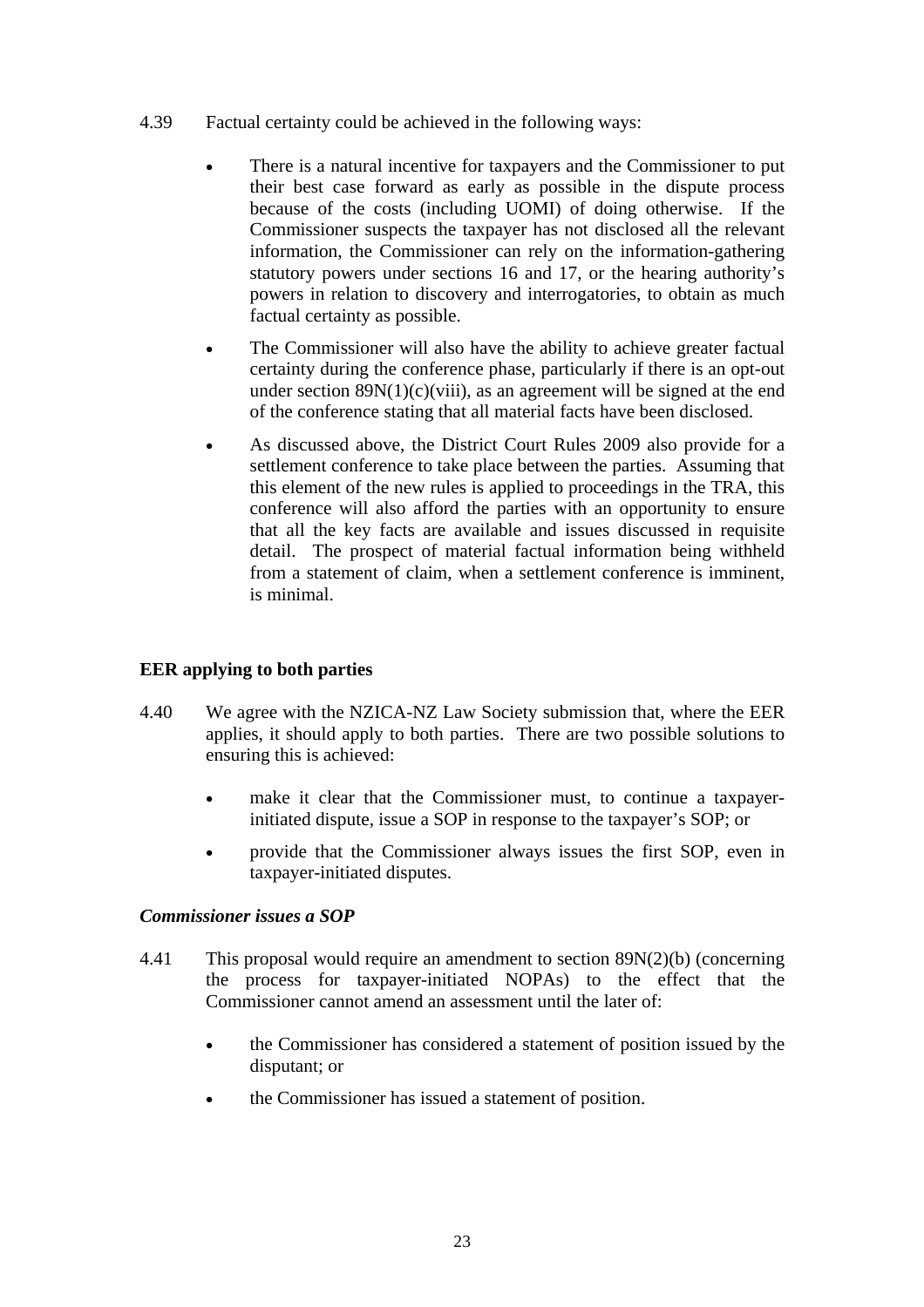4.39 Factual certainty could be achieved in the following ways:

- There is a natural incentive for taxpayers and the Commissioner to put their best case forward as early as possible in the dispute process because of the costs (including UOMI) of doing otherwise. If the Commissioner suspects the taxpayer has not disclosed all the relevant information, the Commissioner can rely on the information-gathering statutory powers under sections 16 and 17, or the hearing authority's powers in relation to discovery and interrogatories, to obtain as much factual certainty as possible.
- The Commissioner will also have the ability to achieve greater factual certainty during the conference phase, particularly if there is an opt-out under section 89N(1)(c)(viii), as an agreement will be signed at the end of the conference stating that all material facts have been disclosed.
- As discussed above, the District Court Rules 2009 also provide for a settlement conference to take place between the parties. Assuming that this element of the new rules is applied to proceedings in the TRA, this conference will also afford the parties with an opportunity to ensure that all the key facts are available and issues discussed in requisite detail. The prospect of material factual information being withheld from a statement of claim, when a settlement conference is imminent, is minimal.

**EER applying to both parties**

4.40 We agree with the NZICA-NZ Law Society submission that, where the EER applies, it should apply to both parties. There are two possible solutions to ensuring this is achieved:

- make it clear that the Commissioner must, to continue a taxpayer-initiated dispute, issue a SOP in response to the taxpayer's SOP; or
- provide that the Commissioner always issues the first SOP, even in taxpayer-initiated disputes.

***Commissioner issues a SOP***

4.41 This proposal would require an amendment to section 89N(2)(b) (concerning the process for taxpayer-initiated NOPAs) to the effect that the Commissioner cannot amend an assessment until the later of:

- the Commissioner has considered a statement of position issued by the disputant; or
- the Commissioner has issued a statement of position.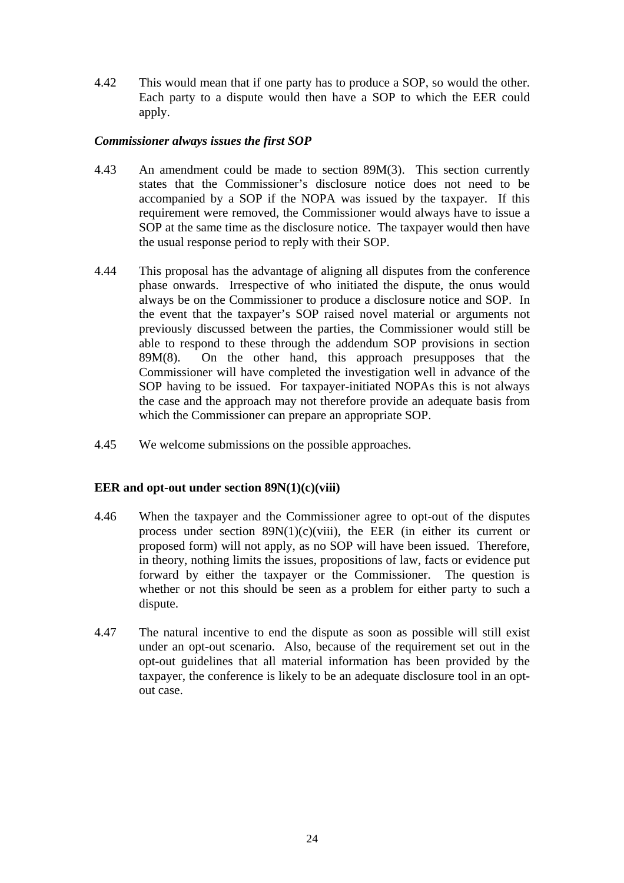4.42 This would mean that if one party has to produce a SOP, so would the other. Each party to a dispute would then have a SOP to which the EER could apply.

### *Commissioner always issues the first SOP*

4.43 An amendment could be made to section 89M(3). This section currently states that the Commissioner's disclosure notice does not need to be accompanied by a SOP if the NOPA was issued by the taxpayer. If this requirement were removed, the Commissioner would always have to issue a SOP at the same time as the disclosure notice. The taxpayer would then have the usual response period to reply with their SOP.

4.44 This proposal has the advantage of aligning all disputes from the conference phase onwards. Irrespective of who initiated the dispute, the onus would always be on the Commissioner to produce a disclosure notice and SOP. In the event that the taxpayer's SOP raised novel material or arguments not previously discussed between the parties, the Commissioner would still be able to respond to these through the addendum SOP provisions in section 89M(8). On the other hand, this approach presupposes that the Commissioner will have completed the investigation well in advance of the SOP having to be issued. For taxpayer-initiated NOPAs this is not always the case and the approach may not therefore provide an adequate basis from which the Commissioner can prepare an appropriate SOP.

4.45 We welcome submissions on the possible approaches.

### **EER and opt-out under section 89N(1)(c)(viii)**

4.46 When the taxpayer and the Commissioner agree to opt-out of the disputes process under section 89N(1)(c)(viii), the EER (in either its current or proposed form) will not apply, as no SOP will have been issued. Therefore, in theory, nothing limits the issues, propositions of law, facts or evidence put forward by either the taxpayer or the Commissioner. The question is whether or not this should be seen as a problem for either party to such a dispute.

4.47 The natural incentive to end the dispute as soon as possible will still exist under an opt-out scenario. Also, because of the requirement set out in the opt-out guidelines that all material information has been provided by the taxpayer, the conference is likely to be an adequate disclosure tool in an opt-out case.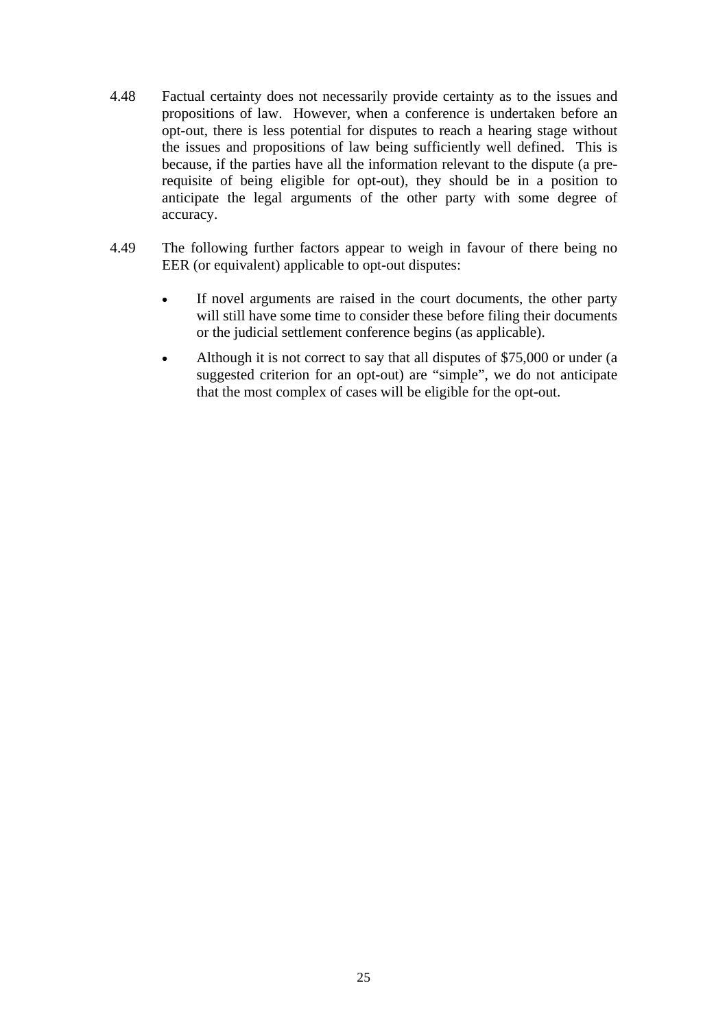4.48 Factual certainty does not necessarily provide certainty as to the issues and propositions of law. However, when a conference is undertaken before an opt-out, there is less potential for disputes to reach a hearing stage without the issues and propositions of law being sufficiently well defined. This is because, if the parties have all the information relevant to the dispute (a pre-requisite of being eligible for opt-out), they should be in a position to anticipate the legal arguments of the other party with some degree of accuracy.

4.49 The following further factors appear to weigh in favour of there being no EER (or equivalent) applicable to opt-out disputes:

- If novel arguments are raised in the court documents, the other party will still have some time to consider these before filing their documents or the judicial settlement conference begins (as applicable).
- Although it is not correct to say that all disputes of $75,000 or under (a suggested criterion for an opt-out) are "simple", we do not anticipate that the most complex of cases will be eligible for the opt-out.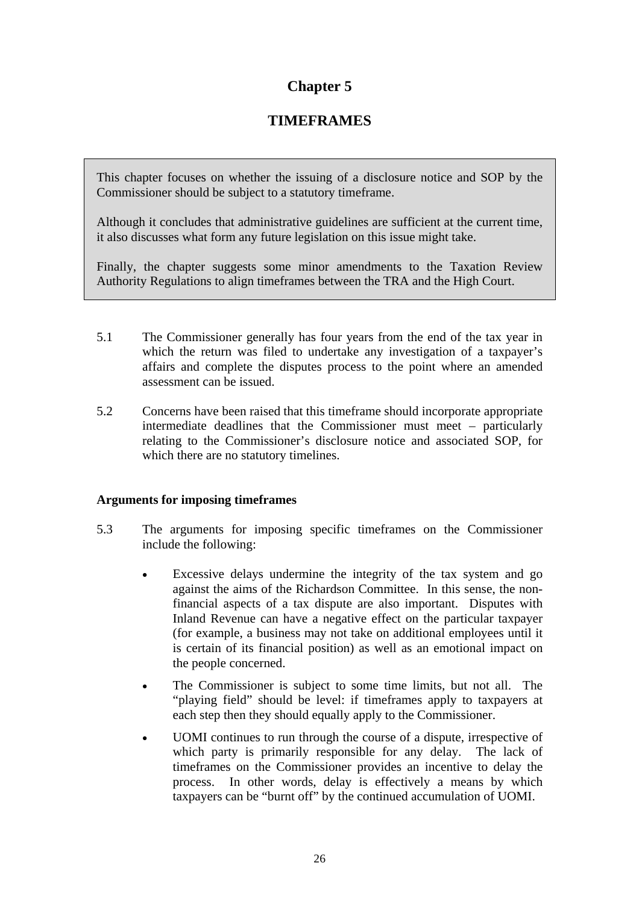# Chapter 5

# TIMEFRAMES

> This chapter focuses on whether the issuing of a disclosure notice and SOP by the Commissioner should be subject to a statutory timeframe.
>
> Although it concludes that administrative guidelines are sufficient at the current time, it also discusses what form any future legislation on this issue might take.
>
> Finally, the chapter suggests some minor amendments to the Taxation Review Authority Regulations to align timeframes between the TRA and the High Court.

5.1 The Commissioner generally has four years from the end of the tax year in which the return was filed to undertake any investigation of a taxpayer's affairs and complete the disputes process to the point where an amended assessment can be issued.

5.2 Concerns have been raised that this timeframe should incorporate appropriate intermediate deadlines that the Commissioner must meet – particularly relating to the Commissioner's disclosure notice and associated SOP, for which there are no statutory timelines.

**Arguments for imposing timeframes**

5.3 The arguments for imposing specific timeframes on the Commissioner include the following:

- Excessive delays undermine the integrity of the tax system and go against the aims of the Richardson Committee. In this sense, the non-financial aspects of a tax dispute are also important. Disputes with Inland Revenue can have a negative effect on the particular taxpayer (for example, a business may not take on additional employees until it is certain of its financial position) as well as an emotional impact on the people concerned.
- The Commissioner is subject to some time limits, but not all. The "playing field" should be level: if timeframes apply to taxpayers at each step then they should equally apply to the Commissioner.
- UOMI continues to run through the course of a dispute, irrespective of which party is primarily responsible for any delay. The lack of timeframes on the Commissioner provides an incentive to delay the process. In other words, delay is effectively a means by which taxpayers can be "burnt off" by the continued accumulation of UOMI.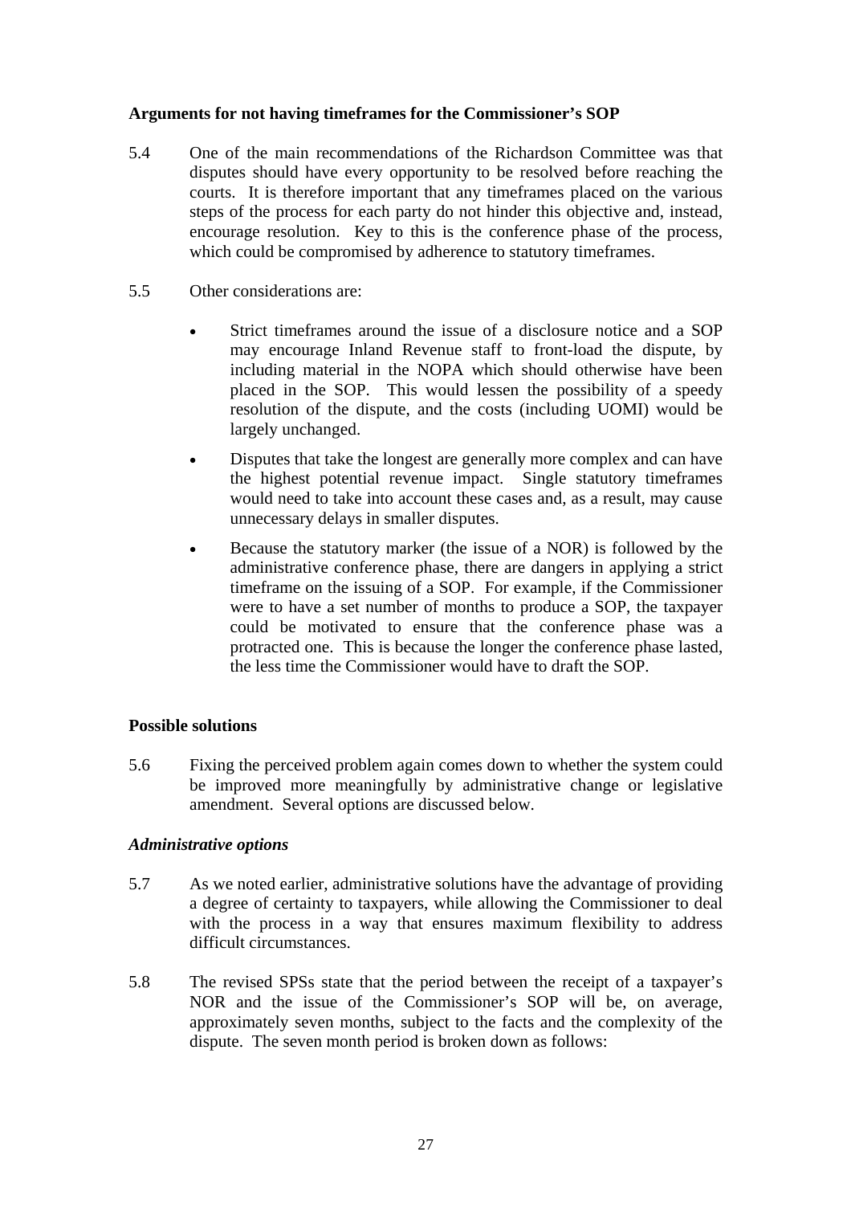### Arguments for not having timeframes for the Commissioner's SOP

5.4 One of the main recommendations of the Richardson Committee was that disputes should have every opportunity to be resolved before reaching the courts. It is therefore important that any timeframes placed on the various steps of the process for each party do not hinder this objective and, instead, encourage resolution. Key to this is the conference phase of the process, which could be compromised by adherence to statutory timeframes.

5.5 Other considerations are:

- Strict timeframes around the issue of a disclosure notice and a SOP may encourage Inland Revenue staff to front-load the dispute, by including material in the NOPA which should otherwise have been placed in the SOP. This would lessen the possibility of a speedy resolution of the dispute, and the costs (including UOMI) would be largely unchanged.
- Disputes that take the longest are generally more complex and can have the highest potential revenue impact. Single statutory timeframes would need to take into account these cases and, as a result, may cause unnecessary delays in smaller disputes.
- Because the statutory marker (the issue of a NOR) is followed by the administrative conference phase, there are dangers in applying a strict timeframe on the issuing of a SOP. For example, if the Commissioner were to have a set number of months to produce a SOP, the taxpayer could be motivated to ensure that the conference phase was a protracted one. This is because the longer the conference phase lasted, the less time the Commissioner would have to draft the SOP.

### Possible solutions

5.6 Fixing the perceived problem again comes down to whether the system could be improved more meaningfully by administrative change or legislative amendment. Several options are discussed below.

#### *Administrative options*

5.7 As we noted earlier, administrative solutions have the advantage of providing a degree of certainty to taxpayers, while allowing the Commissioner to deal with the process in a way that ensures maximum flexibility to address difficult circumstances.

5.8 The revised SPSs state that the period between the receipt of a taxpayer's NOR and the issue of the Commissioner's SOP will be, on average, approximately seven months, subject to the facts and the complexity of the dispute. The seven month period is broken down as follows: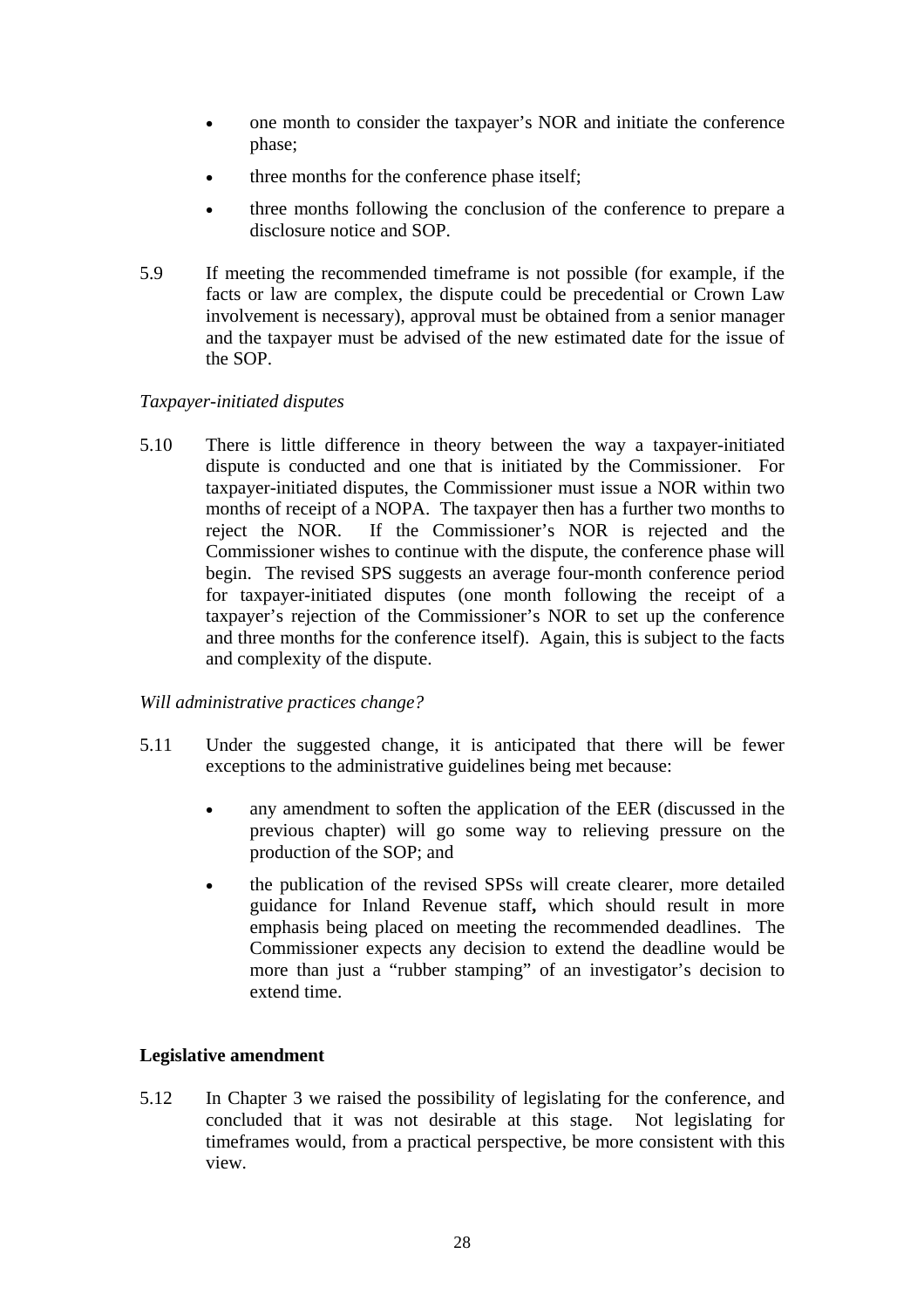- one month to consider the taxpayer's NOR and initiate the conference phase;
- three months for the conference phase itself;
- three months following the conclusion of the conference to prepare a disclosure notice and SOP.

5.9 If meeting the recommended timeframe is not possible (for example, if the facts or law are complex, the dispute could be precedential or Crown Law involvement is necessary), approval must be obtained from a senior manager and the taxpayer must be advised of the new estimated date for the issue of the SOP.

*Taxpayer-initiated disputes*

5.10 There is little difference in theory between the way a taxpayer-initiated dispute is conducted and one that is initiated by the Commissioner. For taxpayer-initiated disputes, the Commissioner must issue a NOR within two months of receipt of a NOPA. The taxpayer then has a further two months to reject the NOR. If the Commissioner's NOR is rejected and the Commissioner wishes to continue with the dispute, the conference phase will begin. The revised SPS suggests an average four-month conference period for taxpayer-initiated disputes (one month following the receipt of a taxpayer's rejection of the Commissioner's NOR to set up the conference and three months for the conference itself). Again, this is subject to the facts and complexity of the dispute.

*Will administrative practices change?*

5.11 Under the suggested change, it is anticipated that there will be fewer exceptions to the administrative guidelines being met because:

- any amendment to soften the application of the EER (discussed in the previous chapter) will go some way to relieving pressure on the production of the SOP; and
- the publication of the revised SPSs will create clearer, more detailed guidance for Inland Revenue staff**,** which should result in more emphasis being placed on meeting the recommended deadlines. The Commissioner expects any decision to extend the deadline would be more than just a "rubber stamping" of an investigator's decision to extend time.

**Legislative amendment**

5.12 In Chapter 3 we raised the possibility of legislating for the conference, and concluded that it was not desirable at this stage. Not legislating for timeframes would, from a practical perspective, be more consistent with this view.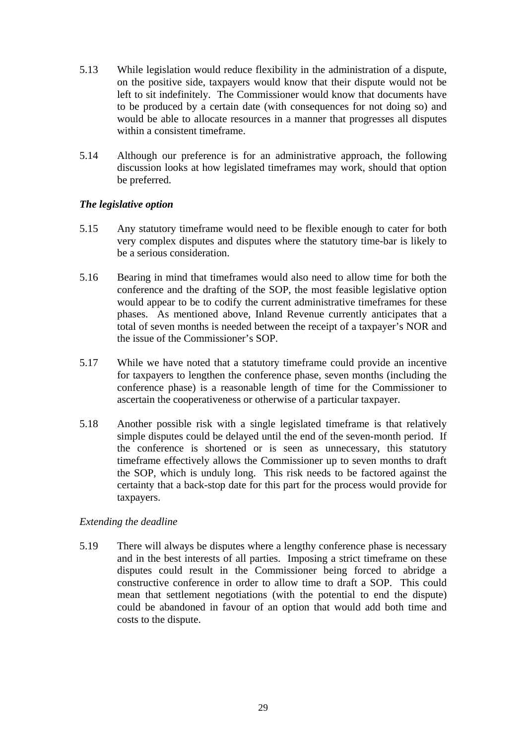5.13 While legislation would reduce flexibility in the administration of a dispute, on the positive side, taxpayers would know that their dispute would not be left to sit indefinitely. The Commissioner would know that documents have to be produced by a certain date (with consequences for not doing so) and would be able to allocate resources in a manner that progresses all disputes within a consistent timeframe.

5.14 Although our preference is for an administrative approach, the following discussion looks at how legislated timeframes may work, should that option be preferred.

***The legislative option***

5.15 Any statutory timeframe would need to be flexible enough to cater for both very complex disputes and disputes where the statutory time-bar is likely to be a serious consideration.

5.16 Bearing in mind that timeframes would also need to allow time for both the conference and the drafting of the SOP, the most feasible legislative option would appear to be to codify the current administrative timeframes for these phases. As mentioned above, Inland Revenue currently anticipates that a total of seven months is needed between the receipt of a taxpayer's NOR and the issue of the Commissioner's SOP.

5.17 While we have noted that a statutory timeframe could provide an incentive for taxpayers to lengthen the conference phase, seven months (including the conference phase) is a reasonable length of time for the Commissioner to ascertain the cooperativeness or otherwise of a particular taxpayer.

5.18 Another possible risk with a single legislated timeframe is that relatively simple disputes could be delayed until the end of the seven-month period. If the conference is shortened or is seen as unnecessary, this statutory timeframe effectively allows the Commissioner up to seven months to draft the SOP, which is unduly long. This risk needs to be factored against the certainty that a back-stop date for this part for the process would provide for taxpayers.

*Extending the deadline*

5.19 There will always be disputes where a lengthy conference phase is necessary and in the best interests of all parties. Imposing a strict timeframe on these disputes could result in the Commissioner being forced to abridge a constructive conference in order to allow time to draft a SOP. This could mean that settlement negotiations (with the potential to end the dispute) could be abandoned in favour of an option that would add both time and costs to the dispute.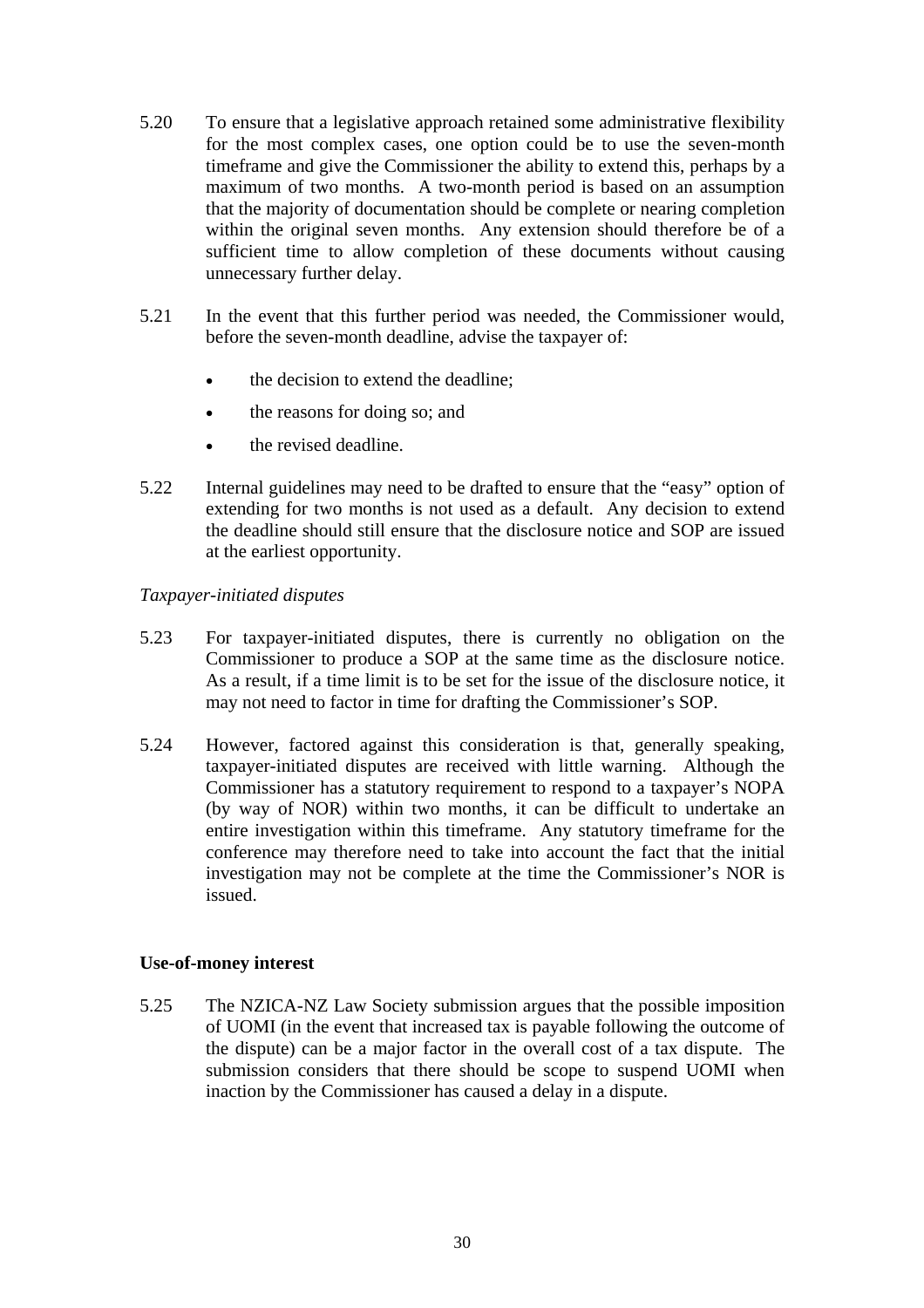5.20 To ensure that a legislative approach retained some administrative flexibility for the most complex cases, one option could be to use the seven-month timeframe and give the Commissioner the ability to extend this, perhaps by a maximum of two months. A two-month period is based on an assumption that the majority of documentation should be complete or nearing completion within the original seven months. Any extension should therefore be of a sufficient time to allow completion of these documents without causing unnecessary further delay.

5.21 In the event that this further period was needed, the Commissioner would, before the seven-month deadline, advise the taxpayer of:

- the decision to extend the deadline;
- the reasons for doing so; and
- the revised deadline.

5.22 Internal guidelines may need to be drafted to ensure that the "easy" option of extending for two months is not used as a default. Any decision to extend the deadline should still ensure that the disclosure notice and SOP are issued at the earliest opportunity.

*Taxpayer-initiated disputes*

5.23 For taxpayer-initiated disputes, there is currently no obligation on the Commissioner to produce a SOP at the same time as the disclosure notice. As a result, if a time limit is to be set for the issue of the disclosure notice, it may not need to factor in time for drafting the Commissioner's SOP.

5.24 However, factored against this consideration is that, generally speaking, taxpayer-initiated disputes are received with little warning. Although the Commissioner has a statutory requirement to respond to a taxpayer's NOPA (by way of NOR) within two months, it can be difficult to undertake an entire investigation within this timeframe. Any statutory timeframe for the conference may therefore need to take into account the fact that the initial investigation may not be complete at the time the Commissioner's NOR is issued.

**Use-of-money interest**

5.25 The NZICA-NZ Law Society submission argues that the possible imposition of UOMI (in the event that increased tax is payable following the outcome of the dispute) can be a major factor in the overall cost of a tax dispute. The submission considers that there should be scope to suspend UOMI when inaction by the Commissioner has caused a delay in a dispute.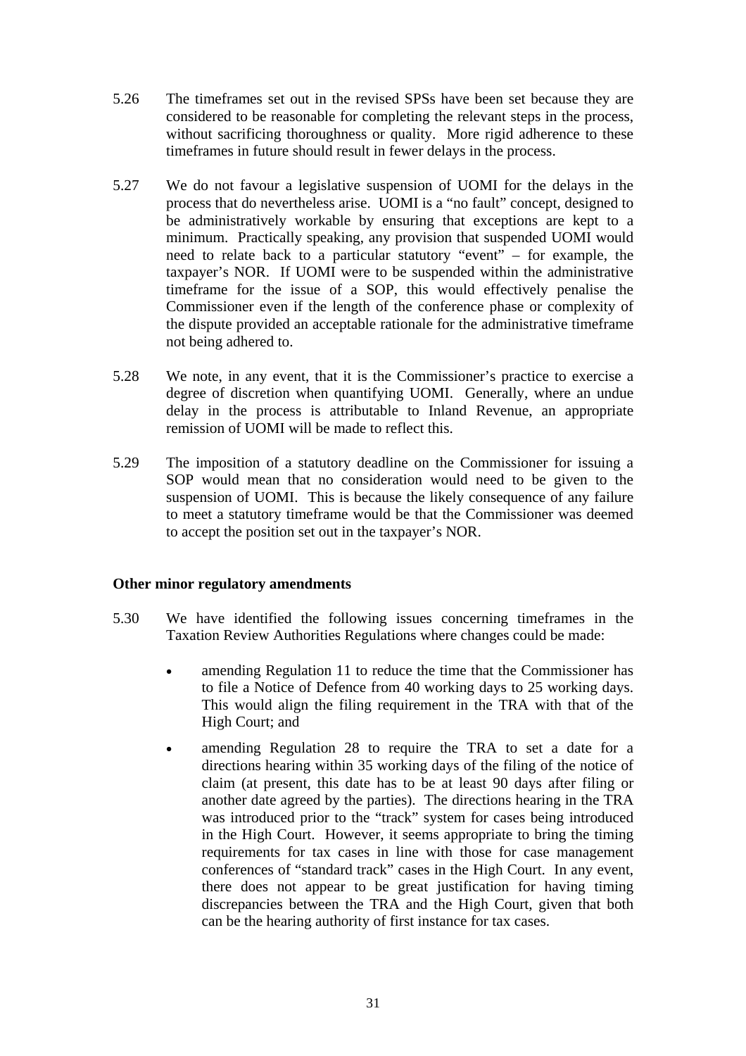5.26 The timeframes set out in the revised SPSs have been set because they are considered to be reasonable for completing the relevant steps in the process, without sacrificing thoroughness or quality. More rigid adherence to these timeframes in future should result in fewer delays in the process.

5.27 We do not favour a legislative suspension of UOMI for the delays in the process that do nevertheless arise. UOMI is a "no fault" concept, designed to be administratively workable by ensuring that exceptions are kept to a minimum. Practically speaking, any provision that suspended UOMI would need to relate back to a particular statutory "event" – for example, the taxpayer's NOR. If UOMI were to be suspended within the administrative timeframe for the issue of a SOP, this would effectively penalise the Commissioner even if the length of the conference phase or complexity of the dispute provided an acceptable rationale for the administrative timeframe not being adhered to.

5.28 We note, in any event, that it is the Commissioner's practice to exercise a degree of discretion when quantifying UOMI. Generally, where an undue delay in the process is attributable to Inland Revenue, an appropriate remission of UOMI will be made to reflect this.

5.29 The imposition of a statutory deadline on the Commissioner for issuing a SOP would mean that no consideration would need to be given to the suspension of UOMI. This is because the likely consequence of any failure to meet a statutory timeframe would be that the Commissioner was deemed to accept the position set out in the taxpayer's NOR.

**Other minor regulatory amendments**

5.30 We have identified the following issues concerning timeframes in the Taxation Review Authorities Regulations where changes could be made:

- amending Regulation 11 to reduce the time that the Commissioner has to file a Notice of Defence from 40 working days to 25 working days. This would align the filing requirement in the TRA with that of the High Court; and
- amending Regulation 28 to require the TRA to set a date for a directions hearing within 35 working days of the filing of the notice of claim (at present, this date has to be at least 90 days after filing or another date agreed by the parties). The directions hearing in the TRA was introduced prior to the "track" system for cases being introduced in the High Court. However, it seems appropriate to bring the timing requirements for tax cases in line with those for case management conferences of "standard track" cases in the High Court. In any event, there does not appear to be great justification for having timing discrepancies between the TRA and the High Court, given that both can be the hearing authority of first instance for tax cases.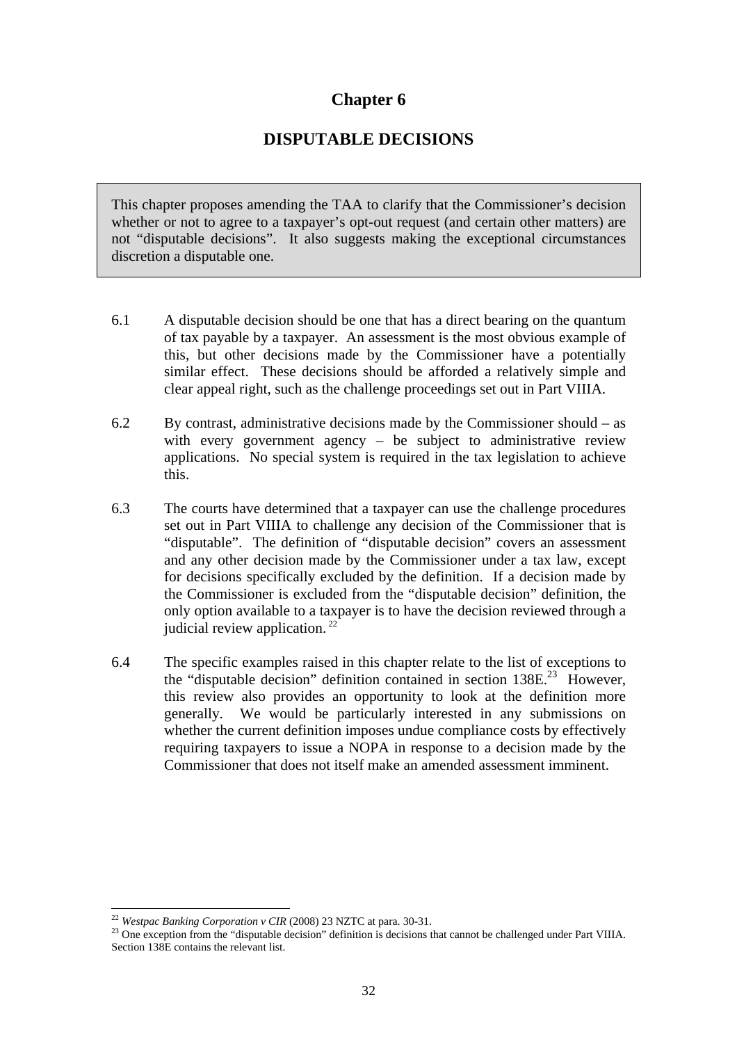# Chapter 6

## DISPUTABLE DECISIONS

> This chapter proposes amending the TAA to clarify that the Commissioner's decision whether or not to agree to a taxpayer's opt-out request (and certain other matters) are not "disputable decisions". It also suggests making the exceptional circumstances discretion a disputable one.

6.1 A disputable decision should be one that has a direct bearing on the quantum of tax payable by a taxpayer. An assessment is the most obvious example of this, but other decisions made by the Commissioner have a potentially similar effect. These decisions should be afforded a relatively simple and clear appeal right, such as the challenge proceedings set out in Part VIIIA.

6.2 By contrast, administrative decisions made by the Commissioner should – as with every government agency – be subject to administrative review applications. No special system is required in the tax legislation to achieve this.

6.3 The courts have determined that a taxpayer can use the challenge procedures set out in Part VIIIA to challenge any decision of the Commissioner that is "disputable". The definition of "disputable decision" covers an assessment and any other decision made by the Commissioner under a tax law, except for decisions specifically excluded by the definition. If a decision made by the Commissioner is excluded from the "disputable decision" definition, the only option available to a taxpayer is to have the decision reviewed through a judicial review application.[22]

6.4 The specific examples raised in this chapter relate to the list of exceptions to the "disputable decision" definition contained in section 138E.[23] However, this review also provides an opportunity to look at the definition more generally. We would be particularly interested in any submissions on whether the current definition imposes undue compliance costs by effectively requiring taxpayers to issue a NOPA in response to a decision made by the Commissioner that does not itself make an amended assessment imminent.

---

[22] *Westpac Banking Corporation v CIR* (2008) 23 NZTC at para. 30-31.

[23] One exception from the "disputable decision" definition is decisions that cannot be challenged under Part VIIIA. Section 138E contains the relevant list.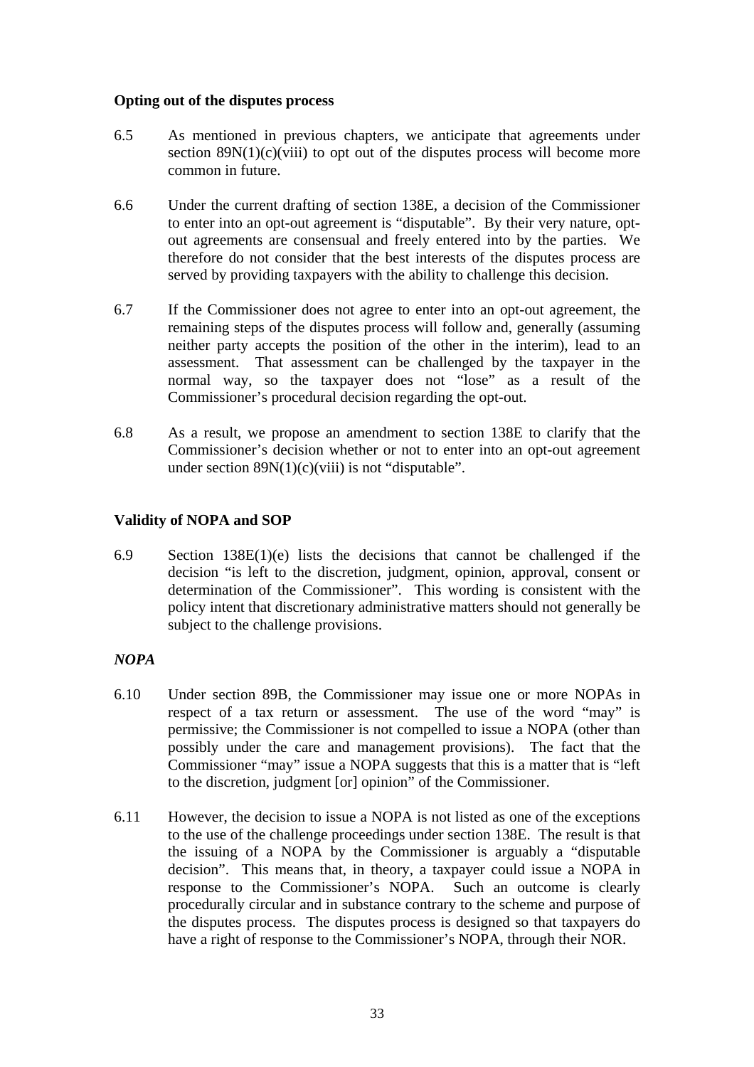**Opting out of the disputes process**

6.5 As mentioned in previous chapters, we anticipate that agreements under section 89N(1)(c)(viii) to opt out of the disputes process will become more common in future.

6.6 Under the current drafting of section 138E, a decision of the Commissioner to enter into an opt-out agreement is "disputable". By their very nature, opt-out agreements are consensual and freely entered into by the parties. We therefore do not consider that the best interests of the disputes process are served by providing taxpayers with the ability to challenge this decision.

6.7 If the Commissioner does not agree to enter into an opt-out agreement, the remaining steps of the disputes process will follow and, generally (assuming neither party accepts the position of the other in the interim), lead to an assessment. That assessment can be challenged by the taxpayer in the normal way, so the taxpayer does not "lose" as a result of the Commissioner's procedural decision regarding the opt-out.

6.8 As a result, we propose an amendment to section 138E to clarify that the Commissioner's decision whether or not to enter into an opt-out agreement under section 89N(1)(c)(viii) is not "disputable".

**Validity of NOPA and SOP**

6.9 Section 138E(1)(e) lists the decisions that cannot be challenged if the decision "is left to the discretion, judgment, opinion, approval, consent or determination of the Commissioner". This wording is consistent with the policy intent that discretionary administrative matters should not generally be subject to the challenge provisions.

***NOPA***

6.10 Under section 89B, the Commissioner may issue one or more NOPAs in respect of a tax return or assessment. The use of the word "may" is permissive; the Commissioner is not compelled to issue a NOPA (other than possibly under the care and management provisions). The fact that the Commissioner "may" issue a NOPA suggests that this is a matter that is "left to the discretion, judgment [or] opinion" of the Commissioner.

6.11 However, the decision to issue a NOPA is not listed as one of the exceptions to the use of the challenge proceedings under section 138E. The result is that the issuing of a NOPA by the Commissioner is arguably a "disputable decision". This means that, in theory, a taxpayer could issue a NOPA in response to the Commissioner's NOPA. Such an outcome is clearly procedurally circular and in substance contrary to the scheme and purpose of the disputes process. The disputes process is designed so that taxpayers do have a right of response to the Commissioner's NOPA, through their NOR.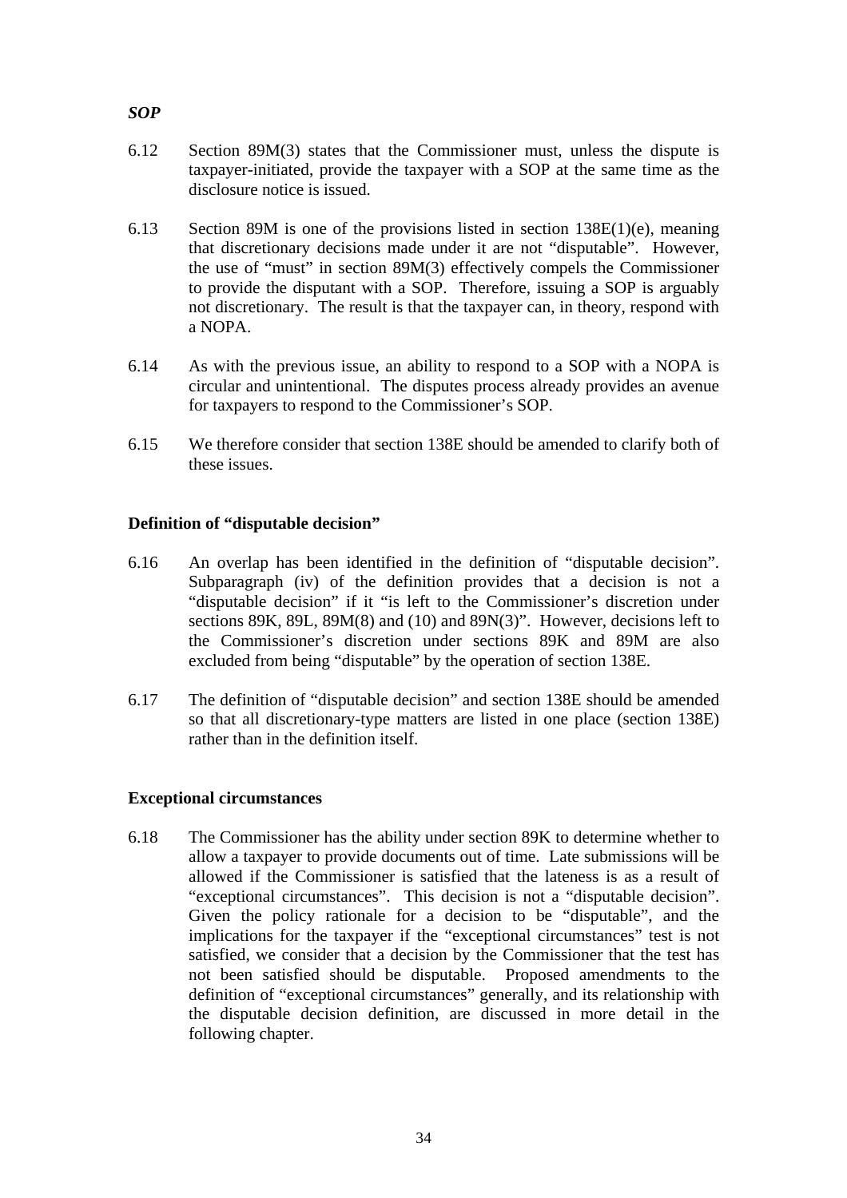### *SOP*

6.12 Section 89M(3) states that the Commissioner must, unless the dispute is taxpayer-initiated, provide the taxpayer with a SOP at the same time as the disclosure notice is issued.

6.13 Section 89M is one of the provisions listed in section 138E(1)(e), meaning that discretionary decisions made under it are not "disputable". However, the use of "must" in section 89M(3) effectively compels the Commissioner to provide the disputant with a SOP. Therefore, issuing a SOP is arguably not discretionary. The result is that the taxpayer can, in theory, respond with a NOPA.

6.14 As with the previous issue, an ability to respond to a SOP with a NOPA is circular and unintentional. The disputes process already provides an avenue for taxpayers to respond to the Commissioner's SOP.

6.15 We therefore consider that section 138E should be amended to clarify both of these issues.

### Definition of "disputable decision"

6.16 An overlap has been identified in the definition of "disputable decision". Subparagraph (iv) of the definition provides that a decision is not a "disputable decision" if it "is left to the Commissioner's discretion under sections 89K, 89L, 89M(8) and (10) and 89N(3)". However, decisions left to the Commissioner's discretion under sections 89K and 89M are also excluded from being "disputable" by the operation of section 138E.

6.17 The definition of "disputable decision" and section 138E should be amended so that all discretionary-type matters are listed in one place (section 138E) rather than in the definition itself.

### Exceptional circumstances

6.18 The Commissioner has the ability under section 89K to determine whether to allow a taxpayer to provide documents out of time. Late submissions will be allowed if the Commissioner is satisfied that the lateness is as a result of "exceptional circumstances". This decision is not a "disputable decision". Given the policy rationale for a decision to be "disputable", and the implications for the taxpayer if the "exceptional circumstances" test is not satisfied, we consider that a decision by the Commissioner that the test has not been satisfied should be disputable. Proposed amendments to the definition of "exceptional circumstances" generally, and its relationship with the disputable decision definition, are discussed in more detail in the following chapter.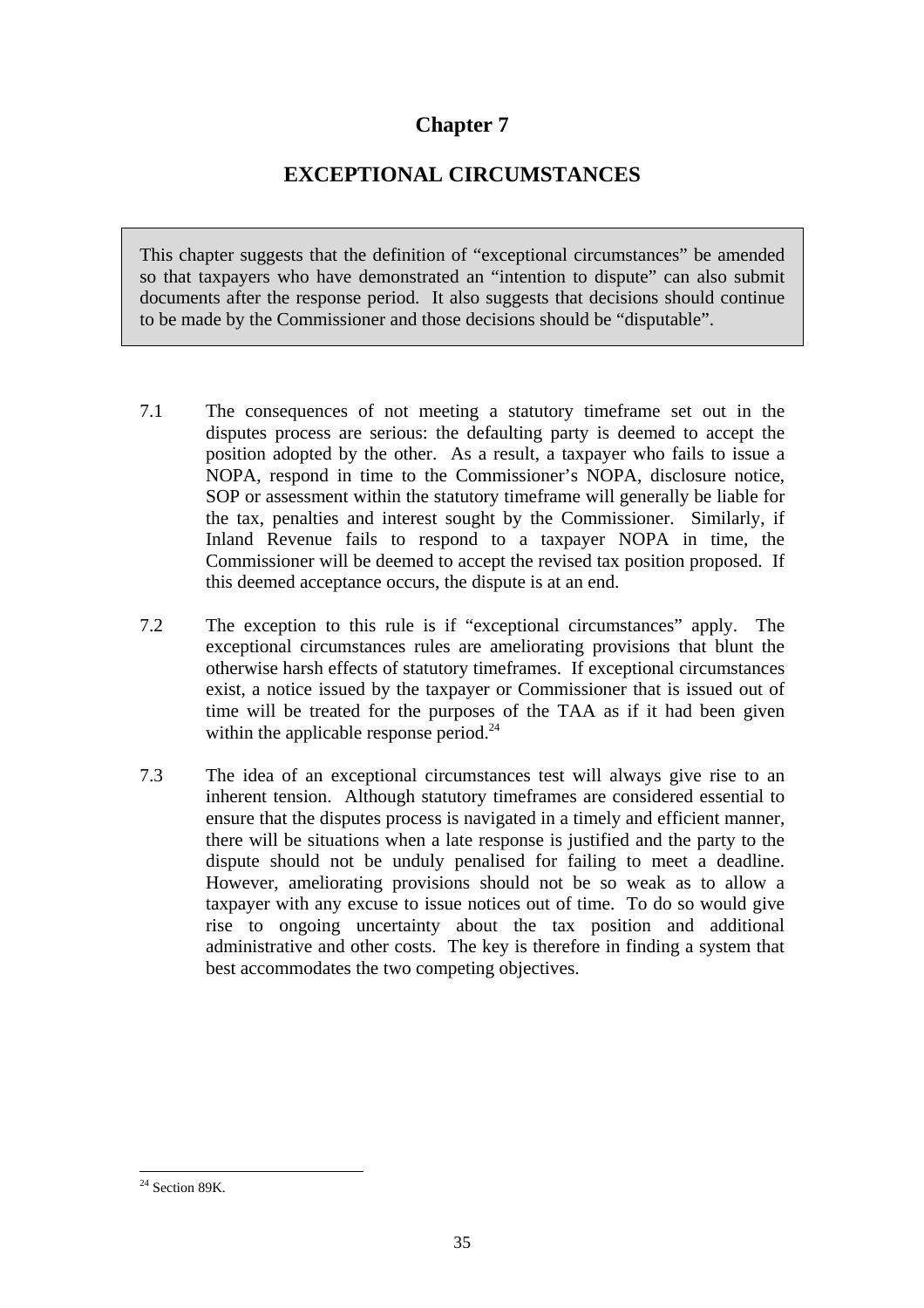# Chapter 7

## EXCEPTIONAL CIRCUMSTANCES

This chapter suggests that the definition of "exceptional circumstances" be amended so that taxpayers who have demonstrated an "intention to dispute" can also submit documents after the response period. It also suggests that decisions should continue to be made by the Commissioner and those decisions should be "disputable".

7.1 The consequences of not meeting a statutory timeframe set out in the disputes process are serious: the defaulting party is deemed to accept the position adopted by the other. As a result, a taxpayer who fails to issue a NOPA, respond in time to the Commissioner's NOPA, disclosure notice, SOP or assessment within the statutory timeframe will generally be liable for the tax, penalties and interest sought by the Commissioner. Similarly, if Inland Revenue fails to respond to a taxpayer NOPA in time, the Commissioner will be deemed to accept the revised tax position proposed. If this deemed acceptance occurs, the dispute is at an end.

7.2 The exception to this rule is if "exceptional circumstances" apply. The exceptional circumstances rules are ameliorating provisions that blunt the otherwise harsh effects of statutory timeframes. If exceptional circumstances exist, a notice issued by the taxpayer or Commissioner that is issued out of time will be treated for the purposes of the TAA as if it had been given within the applicable response period.[24]

7.3 The idea of an exceptional circumstances test will always give rise to an inherent tension. Although statutory timeframes are considered essential to ensure that the disputes process is navigated in a timely and efficient manner, there will be situations when a late response is justified and the party to the dispute should not be unduly penalised for failing to meet a deadline. However, ameliorating provisions should not be so weak as to allow a taxpayer with any excuse to issue notices out of time. To do so would give rise to ongoing uncertainty about the tax position and additional administrative and other costs. The key is therefore in finding a system that best accommodates the two competing objectives.

[24] Section 89K.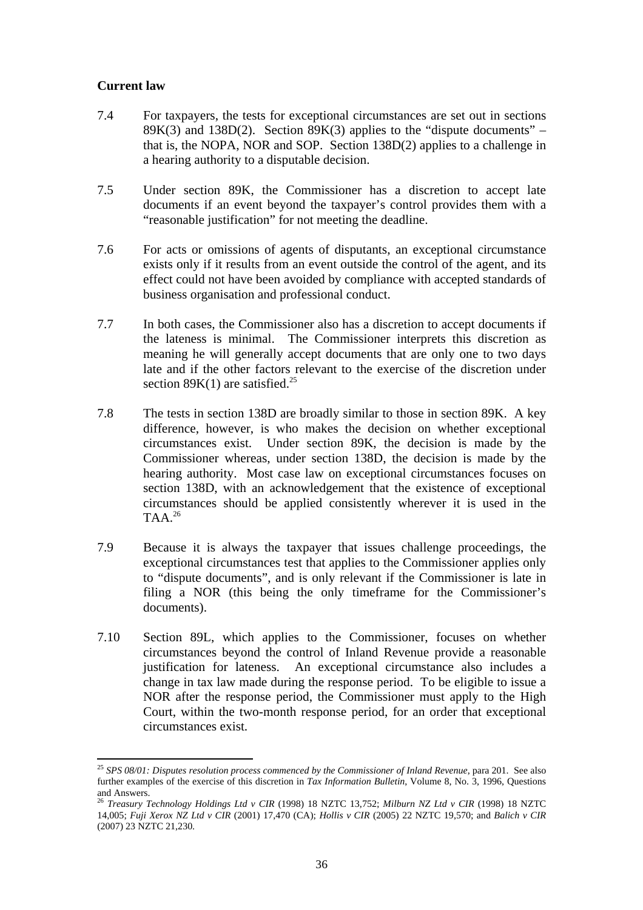**Current law**

7.4 For taxpayers, the tests for exceptional circumstances are set out in sections 89K(3) and 138D(2). Section 89K(3) applies to the "dispute documents" – that is, the NOPA, NOR and SOP. Section 138D(2) applies to a challenge in a hearing authority to a disputable decision.

7.5 Under section 89K, the Commissioner has a discretion to accept late documents if an event beyond the taxpayer's control provides them with a "reasonable justification" for not meeting the deadline.

7.6 For acts or omissions of agents of disputants, an exceptional circumstance exists only if it results from an event outside the control of the agent, and its effect could not have been avoided by compliance with accepted standards of business organisation and professional conduct.

7.7 In both cases, the Commissioner also has a discretion to accept documents if the lateness is minimal. The Commissioner interprets this discretion as meaning he will generally accept documents that are only one to two days late and if the other factors relevant to the exercise of the discretion under section 89K(1) are satisfied.[25]

7.8 The tests in section 138D are broadly similar to those in section 89K. A key difference, however, is who makes the decision on whether exceptional circumstances exist. Under section 89K, the decision is made by the Commissioner whereas, under section 138D, the decision is made by the hearing authority. Most case law on exceptional circumstances focuses on section 138D, with an acknowledgement that the existence of exceptional circumstances should be applied consistently wherever it is used in the TAA.[26]

7.9 Because it is always the taxpayer that issues challenge proceedings, the exceptional circumstances test that applies to the Commissioner applies only to "dispute documents", and is only relevant if the Commissioner is late in filing a NOR (this being the only timeframe for the Commissioner's documents).

7.10 Section 89L, which applies to the Commissioner, focuses on whether circumstances beyond the control of Inland Revenue provide a reasonable justification for lateness. An exceptional circumstance also includes a change in tax law made during the response period. To be eligible to issue a NOR after the response period, the Commissioner must apply to the High Court, within the two-month response period, for an order that exceptional circumstances exist.

---

[25] *SPS 08/01: Disputes resolution process commenced by the Commissioner of Inland Revenue*, para 201. See also further examples of the exercise of this discretion in *Tax Information Bulletin*, Volume 8, No. 3, 1996, Questions and Answers.

[26] *Treasury Technology Holdings Ltd v CIR* (1998) 18 NZTC 13,752; *Milburn NZ Ltd v CIR* (1998) 18 NZTC 14,005; *Fuji Xerox NZ Ltd v CIR* (2001) 17,470 (CA); *Hollis v CIR* (2005) 22 NZTC 19,570; and *Balich v CIR* (2007) 23 NZTC 21,230.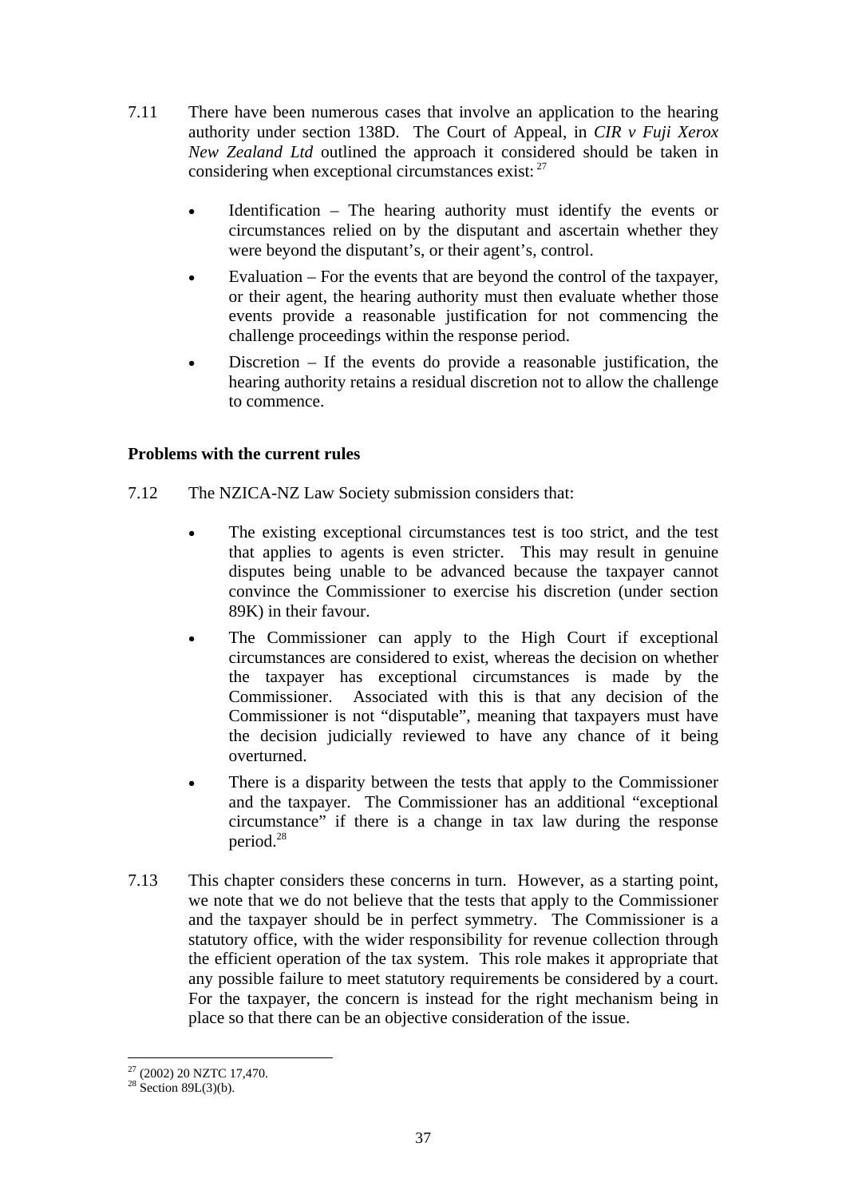7.11 There have been numerous cases that involve an application to the hearing authority under section 138D. The Court of Appeal, in *CIR v Fuji Xerox New Zealand Ltd* outlined the approach it considered should be taken in considering when exceptional circumstances exist: [27]

- Identification – The hearing authority must identify the events or circumstances relied on by the disputant and ascertain whether they were beyond the disputant's, or their agent's, control.
- Evaluation – For the events that are beyond the control of the taxpayer, or their agent, the hearing authority must then evaluate whether those events provide a reasonable justification for not commencing the challenge proceedings within the response period.
- Discretion – If the events do provide a reasonable justification, the hearing authority retains a residual discretion not to allow the challenge to commence.

**Problems with the current rules**

7.12 The NZICA-NZ Law Society submission considers that:

- The existing exceptional circumstances test is too strict, and the test that applies to agents is even stricter. This may result in genuine disputes being unable to be advanced because the taxpayer cannot convince the Commissioner to exercise his discretion (under section 89K) in their favour.
- The Commissioner can apply to the High Court if exceptional circumstances are considered to exist, whereas the decision on whether the taxpayer has exceptional circumstances is made by the Commissioner. Associated with this is that any decision of the Commissioner is not "disputable", meaning that taxpayers must have the decision judicially reviewed to have any chance of it being overturned.
- There is a disparity between the tests that apply to the Commissioner and the taxpayer. The Commissioner has an additional "exceptional circumstance" if there is a change in tax law during the response period.[28]

7.13 This chapter considers these concerns in turn. However, as a starting point, we note that we do not believe that the tests that apply to the Commissioner and the taxpayer should be in perfect symmetry. The Commissioner is a statutory office, with the wider responsibility for revenue collection through the efficient operation of the tax system. This role makes it appropriate that any possible failure to meet statutory requirements be considered by a court. For the taxpayer, the concern is instead for the right mechanism being in place so that there can be an objective consideration of the issue.

[27] (2002) 20 NZTC 17,470.

[28] Section 89L(3)(b).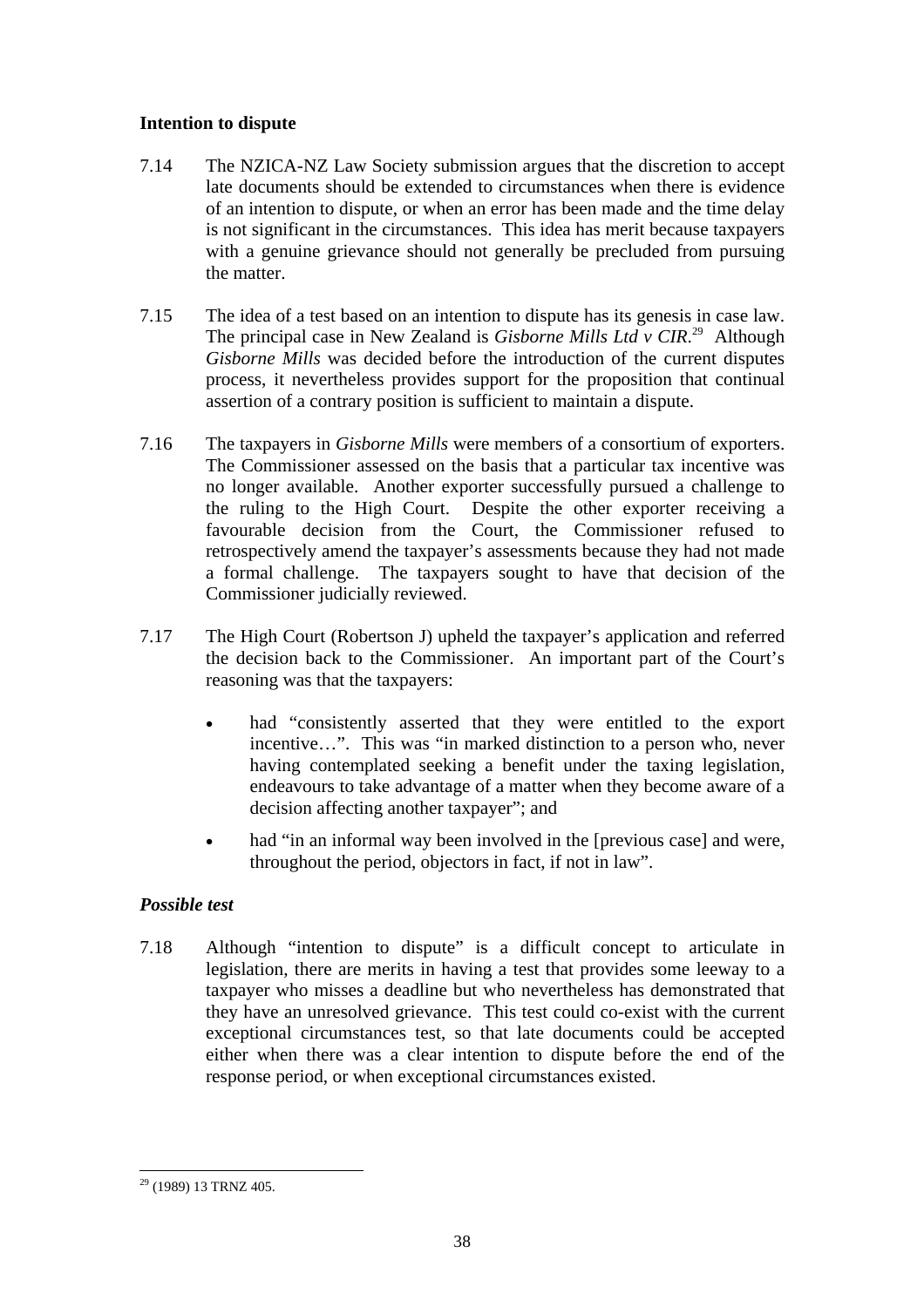### Intention to dispute

7.14 The NZICA-NZ Law Society submission argues that the discretion to accept late documents should be extended to circumstances when there is evidence of an intention to dispute, or when an error has been made and the time delay is not significant in the circumstances. This idea has merit because taxpayers with a genuine grievance should not generally be precluded from pursuing the matter.

7.15 The idea of a test based on an intention to dispute has its genesis in case law. The principal case in New Zealand is *Gisborne Mills Ltd v CIR*.[29] Although *Gisborne Mills* was decided before the introduction of the current disputes process, it nevertheless provides support for the proposition that continual assertion of a contrary position is sufficient to maintain a dispute.

7.16 The taxpayers in *Gisborne Mills* were members of a consortium of exporters. The Commissioner assessed on the basis that a particular tax incentive was no longer available. Another exporter successfully pursued a challenge to the ruling to the High Court. Despite the other exporter receiving a favourable decision from the Court, the Commissioner refused to retrospectively amend the taxpayer's assessments because they had not made a formal challenge. The taxpayers sought to have that decision of the Commissioner judicially reviewed.

7.17 The High Court (Robertson J) upheld the taxpayer's application and referred the decision back to the Commissioner. An important part of the Court's reasoning was that the taxpayers:

- had "consistently asserted that they were entitled to the export incentive…". This was "in marked distinction to a person who, never having contemplated seeking a benefit under the taxing legislation, endeavours to take advantage of a matter when they become aware of a decision affecting another taxpayer"; and
- had "in an informal way been involved in the [previous case] and were, throughout the period, objectors in fact, if not in law".

#### *Possible test*

7.18 Although "intention to dispute" is a difficult concept to articulate in legislation, there are merits in having a test that provides some leeway to a taxpayer who misses a deadline but who nevertheless has demonstrated that they have an unresolved grievance. This test could co-exist with the current exceptional circumstances test, so that late documents could be accepted either when there was a clear intention to dispute before the end of the response period, or when exceptional circumstances existed.

---

[29] (1989) 13 TRNZ 405.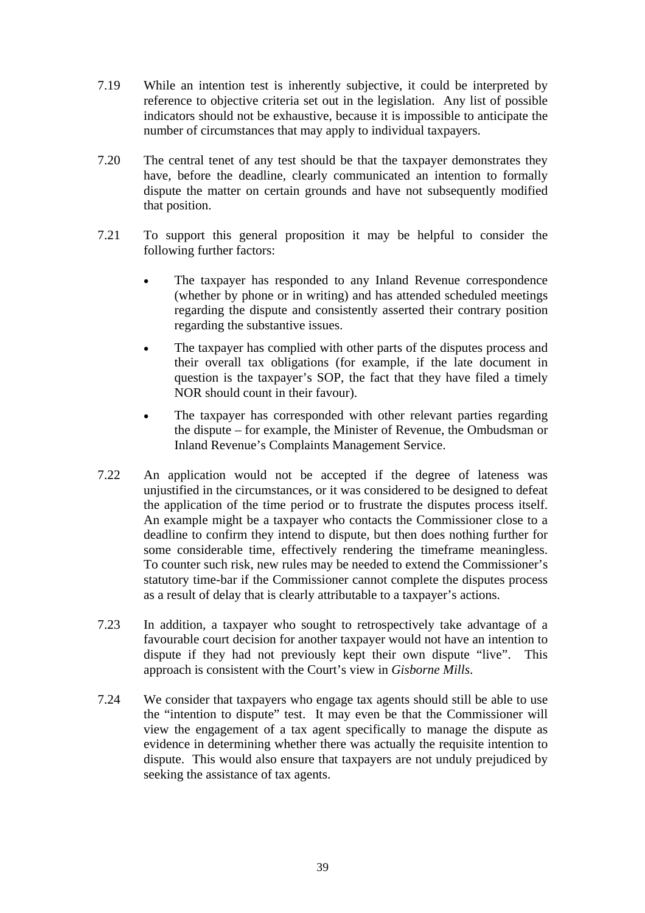7.19 While an intention test is inherently subjective, it could be interpreted by reference to objective criteria set out in the legislation. Any list of possible indicators should not be exhaustive, because it is impossible to anticipate the number of circumstances that may apply to individual taxpayers.

7.20 The central tenet of any test should be that the taxpayer demonstrates they have, before the deadline, clearly communicated an intention to formally dispute the matter on certain grounds and have not subsequently modified that position.

7.21 To support this general proposition it may be helpful to consider the following further factors:

- The taxpayer has responded to any Inland Revenue correspondence (whether by phone or in writing) and has attended scheduled meetings regarding the dispute and consistently asserted their contrary position regarding the substantive issues.
- The taxpayer has complied with other parts of the disputes process and their overall tax obligations (for example, if the late document in question is the taxpayer's SOP, the fact that they have filed a timely NOR should count in their favour).
- The taxpayer has corresponded with other relevant parties regarding the dispute – for example, the Minister of Revenue, the Ombudsman or Inland Revenue's Complaints Management Service.

7.22 An application would not be accepted if the degree of lateness was unjustified in the circumstances, or it was considered to be designed to defeat the application of the time period or to frustrate the disputes process itself. An example might be a taxpayer who contacts the Commissioner close to a deadline to confirm they intend to dispute, but then does nothing further for some considerable time, effectively rendering the timeframe meaningless. To counter such risk, new rules may be needed to extend the Commissioner's statutory time-bar if the Commissioner cannot complete the disputes process as a result of delay that is clearly attributable to a taxpayer's actions.

7.23 In addition, a taxpayer who sought to retrospectively take advantage of a favourable court decision for another taxpayer would not have an intention to dispute if they had not previously kept their own dispute "live". This approach is consistent with the Court's view in *Gisborne Mills*.

7.24 We consider that taxpayers who engage tax agents should still be able to use the "intention to dispute" test. It may even be that the Commissioner will view the engagement of a tax agent specifically to manage the dispute as evidence in determining whether there was actually the requisite intention to dispute. This would also ensure that taxpayers are not unduly prejudiced by seeking the assistance of tax agents.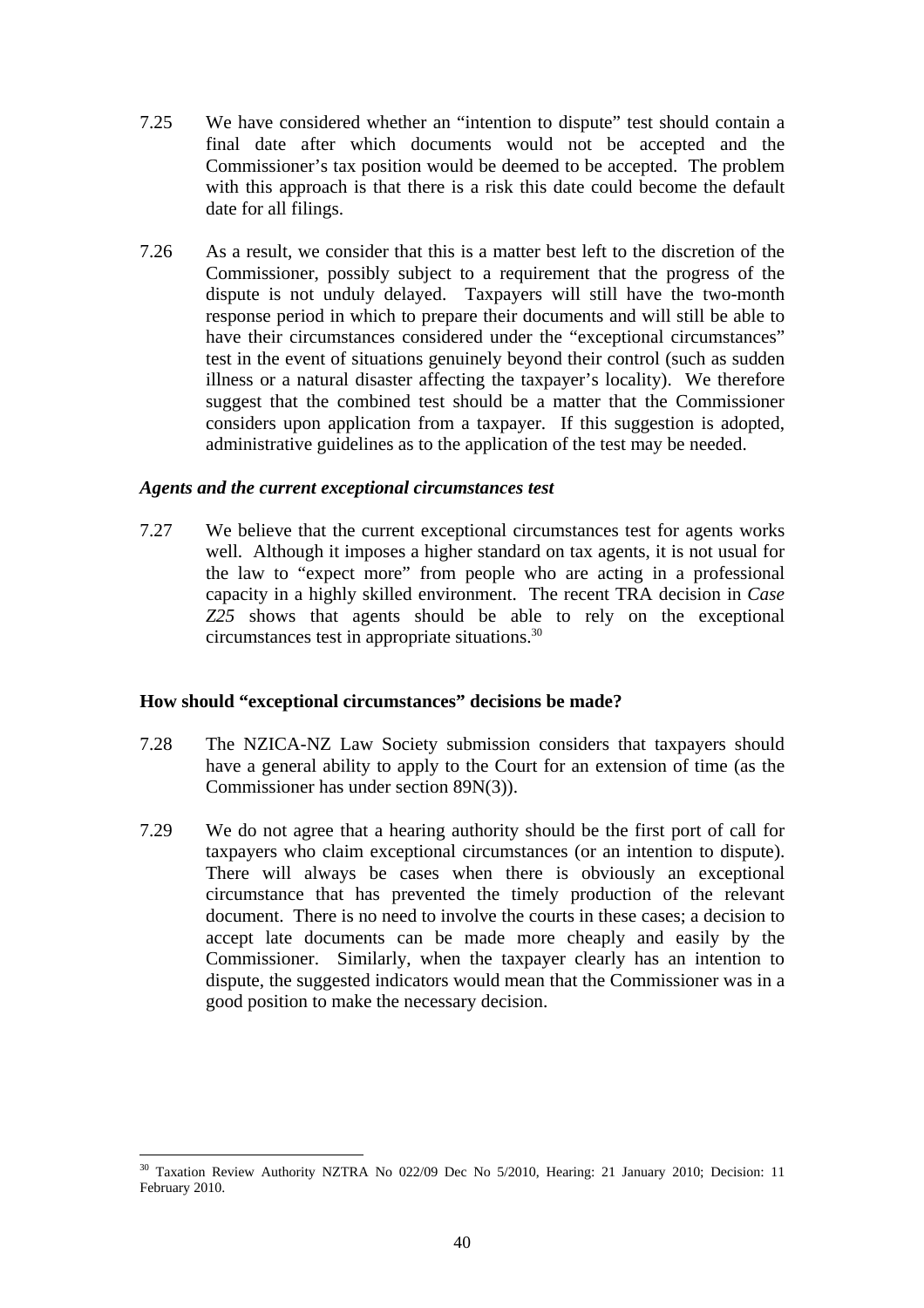7.25 We have considered whether an "intention to dispute" test should contain a final date after which documents would not be accepted and the Commissioner's tax position would be deemed to be accepted. The problem with this approach is that there is a risk this date could become the default date for all filings.

7.26 As a result, we consider that this is a matter best left to the discretion of the Commissioner, possibly subject to a requirement that the progress of the dispute is not unduly delayed. Taxpayers will still have the two-month response period in which to prepare their documents and will still be able to have their circumstances considered under the "exceptional circumstances" test in the event of situations genuinely beyond their control (such as sudden illness or a natural disaster affecting the taxpayer's locality). We therefore suggest that the combined test should be a matter that the Commissioner considers upon application from a taxpayer. If this suggestion is adopted, administrative guidelines as to the application of the test may be needed.

### *Agents and the current exceptional circumstances test*

7.27 We believe that the current exceptional circumstances test for agents works well. Although it imposes a higher standard on tax agents, it is not usual for the law to "expect more" from people who are acting in a professional capacity in a highly skilled environment. The recent TRA decision in *Case Z25* shows that agents should be able to rely on the exceptional circumstances test in appropriate situations.[30]

## How should "exceptional circumstances" decisions be made?

7.28 The NZICA-NZ Law Society submission considers that taxpayers should have a general ability to apply to the Court for an extension of time (as the Commissioner has under section 89N(3)).

7.29 We do not agree that a hearing authority should be the first port of call for taxpayers who claim exceptional circumstances (or an intention to dispute). There will always be cases when there is obviously an exceptional circumstance that has prevented the timely production of the relevant document. There is no need to involve the courts in these cases; a decision to accept late documents can be made more cheaply and easily by the Commissioner. Similarly, when the taxpayer clearly has an intention to dispute, the suggested indicators would mean that the Commissioner was in a good position to make the necessary decision.

---

[30] Taxation Review Authority NZTRA No 022/09 Dec No 5/2010, Hearing: 21 January 2010; Decision: 11 February 2010.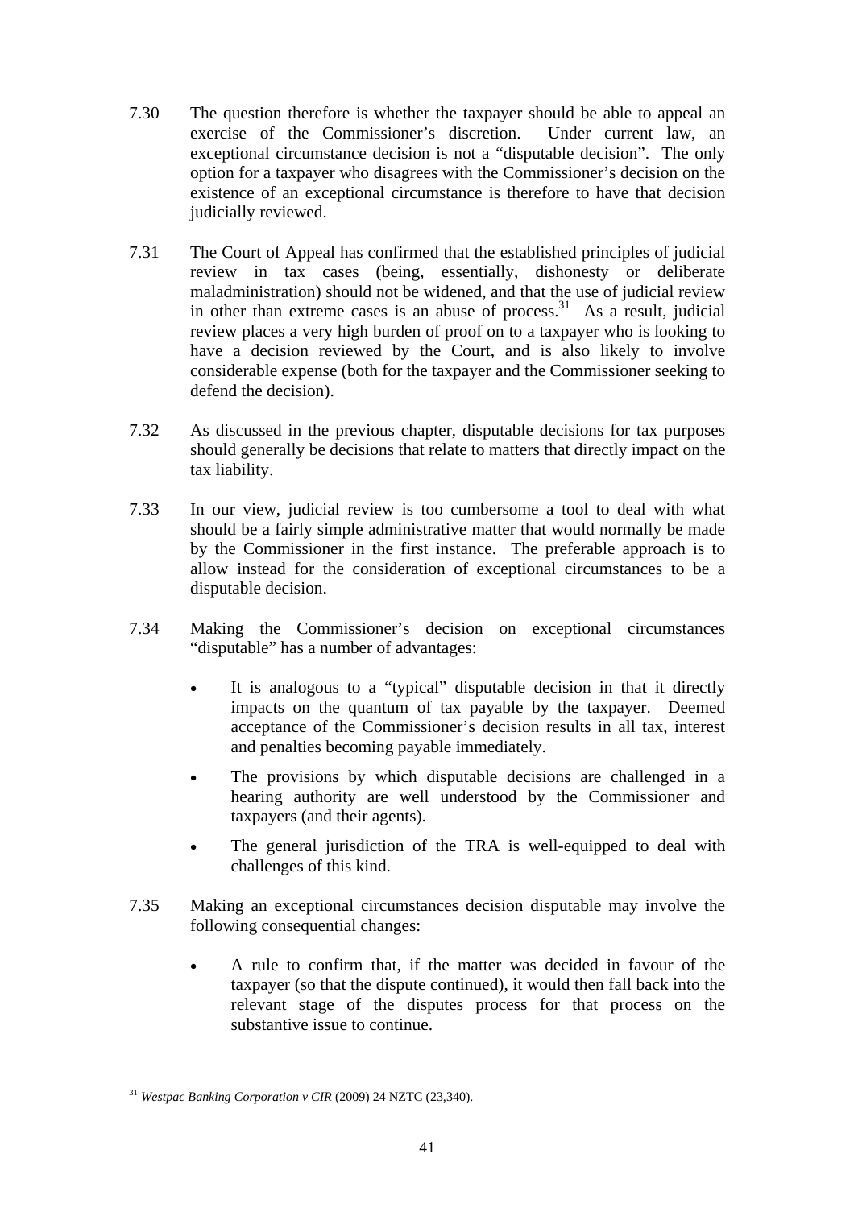7.30 The question therefore is whether the taxpayer should be able to appeal an exercise of the Commissioner's discretion. Under current law, an exceptional circumstance decision is not a "disputable decision". The only option for a taxpayer who disagrees with the Commissioner's decision on the existence of an exceptional circumstance is therefore to have that decision judicially reviewed.

7.31 The Court of Appeal has confirmed that the established principles of judicial review in tax cases (being, essentially, dishonesty or deliberate maladministration) should not be widened, and that the use of judicial review in other than extreme cases is an abuse of process.[31] As a result, judicial review places a very high burden of proof on to a taxpayer who is looking to have a decision reviewed by the Court, and is also likely to involve considerable expense (both for the taxpayer and the Commissioner seeking to defend the decision).

7.32 As discussed in the previous chapter, disputable decisions for tax purposes should generally be decisions that relate to matters that directly impact on the tax liability.

7.33 In our view, judicial review is too cumbersome a tool to deal with what should be a fairly simple administrative matter that would normally be made by the Commissioner in the first instance. The preferable approach is to allow instead for the consideration of exceptional circumstances to be a disputable decision.

7.34 Making the Commissioner's decision on exceptional circumstances "disputable" has a number of advantages:

- It is analogous to a "typical" disputable decision in that it directly impacts on the quantum of tax payable by the taxpayer. Deemed acceptance of the Commissioner's decision results in all tax, interest and penalties becoming payable immediately.
- The provisions by which disputable decisions are challenged in a hearing authority are well understood by the Commissioner and taxpayers (and their agents).
- The general jurisdiction of the TRA is well-equipped to deal with challenges of this kind.

7.35 Making an exceptional circumstances decision disputable may involve the following consequential changes:

- A rule to confirm that, if the matter was decided in favour of the taxpayer (so that the dispute continued), it would then fall back into the relevant stage of the disputes process for that process on the substantive issue to continue.

---

[31] *Westpac Banking Corporation v CIR* (2009) 24 NZTC (23,340).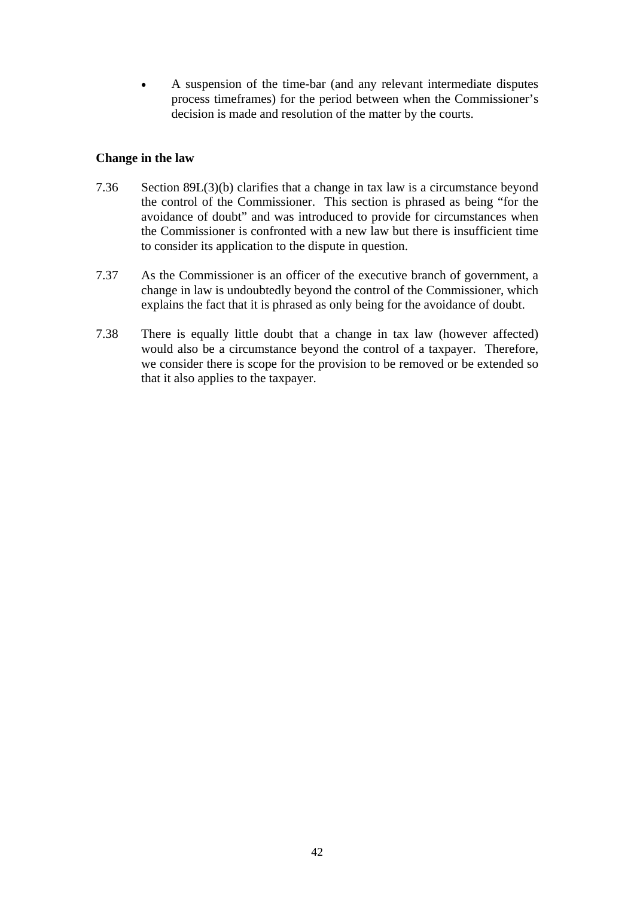- A suspension of the time-bar (and any relevant intermediate disputes process timeframes) for the period between when the Commissioner's decision is made and resolution of the matter by the courts.

**Change in the law**

7.36 Section 89L(3)(b) clarifies that a change in tax law is a circumstance beyond the control of the Commissioner. This section is phrased as being "for the avoidance of doubt" and was introduced to provide for circumstances when the Commissioner is confronted with a new law but there is insufficient time to consider its application to the dispute in question.

7.37 As the Commissioner is an officer of the executive branch of government, a change in law is undoubtedly beyond the control of the Commissioner, which explains the fact that it is phrased as only being for the avoidance of doubt.

7.38 There is equally little doubt that a change in tax law (however affected) would also be a circumstance beyond the control of a taxpayer. Therefore, we consider there is scope for the provision to be removed or be extended so that it also applies to the taxpayer.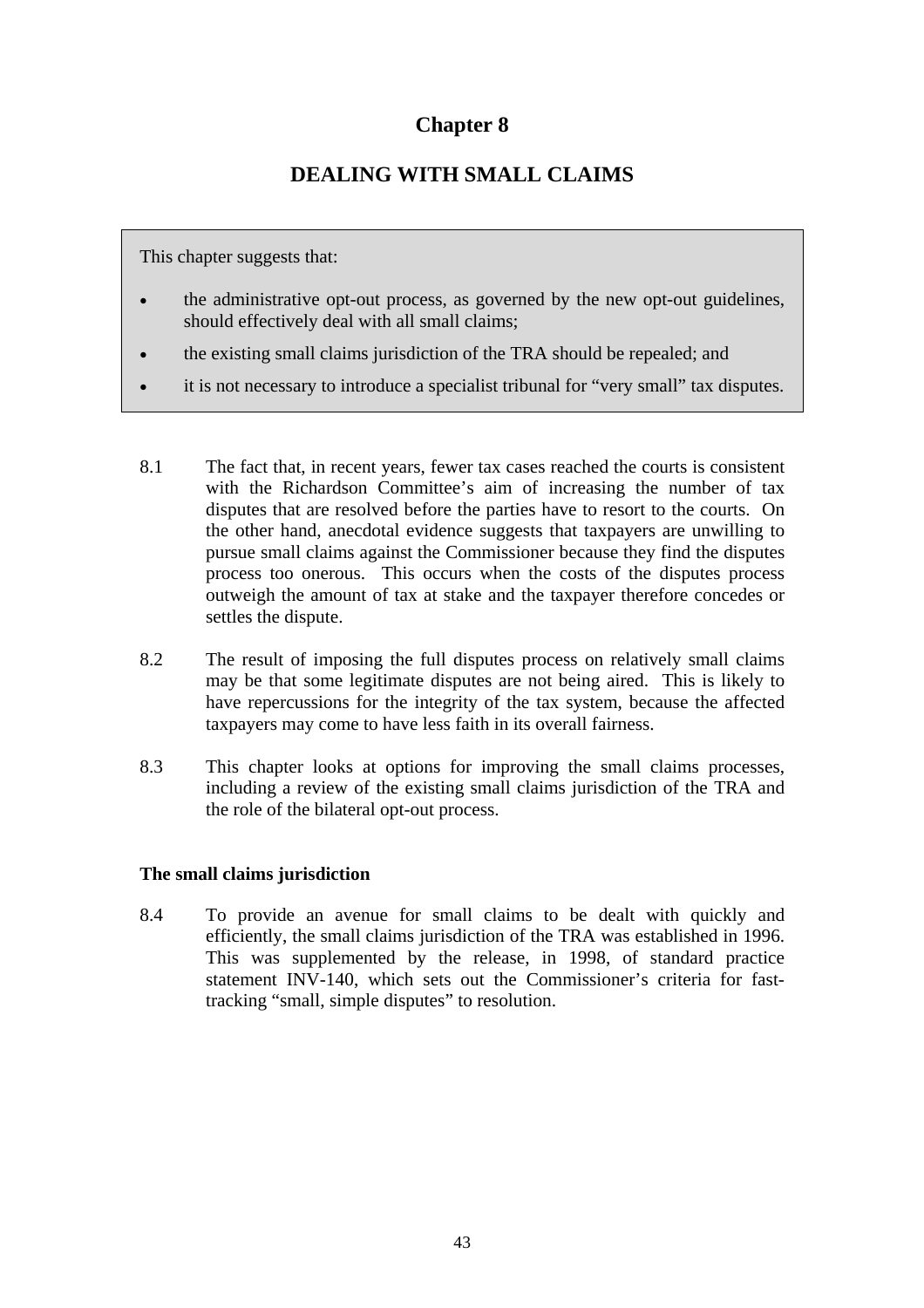# Chapter 8

## DEALING WITH SMALL CLAIMS

This chapter suggests that:

- the administrative opt-out process, as governed by the new opt-out guidelines, should effectively deal with all small claims;
- the existing small claims jurisdiction of the TRA should be repealed; and
- it is not necessary to introduce a specialist tribunal for "very small" tax disputes.

8.1 The fact that, in recent years, fewer tax cases reached the courts is consistent with the Richardson Committee's aim of increasing the number of tax disputes that are resolved before the parties have to resort to the courts. On the other hand, anecdotal evidence suggests that taxpayers are unwilling to pursue small claims against the Commissioner because they find the disputes process too onerous. This occurs when the costs of the disputes process outweigh the amount of tax at stake and the taxpayer therefore concedes or settles the dispute.

8.2 The result of imposing the full disputes process on relatively small claims may be that some legitimate disputes are not being aired. This is likely to have repercussions for the integrity of the tax system, because the affected taxpayers may come to have less faith in its overall fairness.

8.3 This chapter looks at options for improving the small claims processes, including a review of the existing small claims jurisdiction of the TRA and the role of the bilateral opt-out process.

### The small claims jurisdiction

8.4 To provide an avenue for small claims to be dealt with quickly and efficiently, the small claims jurisdiction of the TRA was established in 1996. This was supplemented by the release, in 1998, of standard practice statement INV-140, which sets out the Commissioner's criteria for fast-tracking "small, simple disputes" to resolution.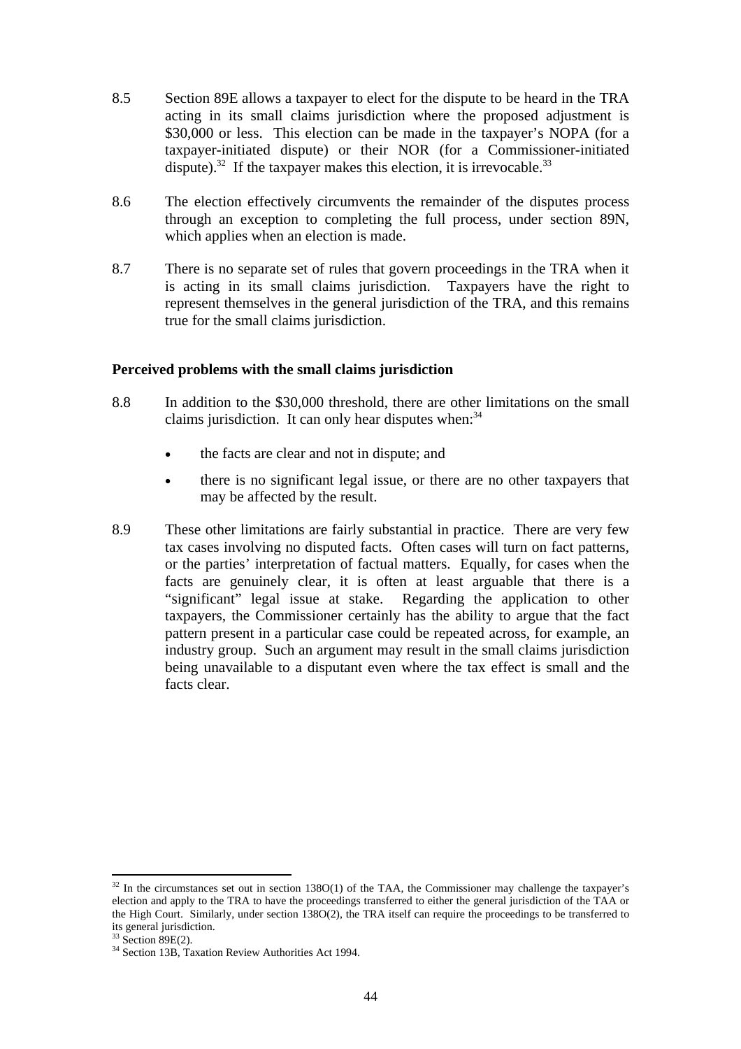8.5 Section 89E allows a taxpayer to elect for the dispute to be heard in the TRA acting in its small claims jurisdiction where the proposed adjustment is $30,000 or less. This election can be made in the taxpayer's NOPA (for a taxpayer-initiated dispute) or their NOR (for a Commissioner-initiated dispute).[32] If the taxpayer makes this election, it is irrevocable.[33]

8.6 The election effectively circumvents the remainder of the disputes process through an exception to completing the full process, under section 89N, which applies when an election is made.

8.7 There is no separate set of rules that govern proceedings in the TRA when it is acting in its small claims jurisdiction. Taxpayers have the right to represent themselves in the general jurisdiction of the TRA, and this remains true for the small claims jurisdiction.

**Perceived problems with the small claims jurisdiction**

8.8 In addition to the $30,000 threshold, there are other limitations on the small claims jurisdiction. It can only hear disputes when:[34]

- the facts are clear and not in dispute; and
- there is no significant legal issue, or there are no other taxpayers that may be affected by the result.

8.9 These other limitations are fairly substantial in practice. There are very few tax cases involving no disputed facts. Often cases will turn on fact patterns, or the parties' interpretation of factual matters. Equally, for cases when the facts are genuinely clear, it is often at least arguable that there is a "significant" legal issue at stake. Regarding the application to other taxpayers, the Commissioner certainly has the ability to argue that the fact pattern present in a particular case could be repeated across, for example, an industry group. Such an argument may result in the small claims jurisdiction being unavailable to a disputant even where the tax effect is small and the facts clear.

---

[32] In the circumstances set out in section 138O(1) of the TAA, the Commissioner may challenge the taxpayer's election and apply to the TRA to have the proceedings transferred to either the general jurisdiction of the TAA or the High Court. Similarly, under section 138O(2), the TRA itself can require the proceedings to be transferred to its general jurisdiction.

[33] Section 89E(2).

[34] Section 13B, Taxation Review Authorities Act 1994.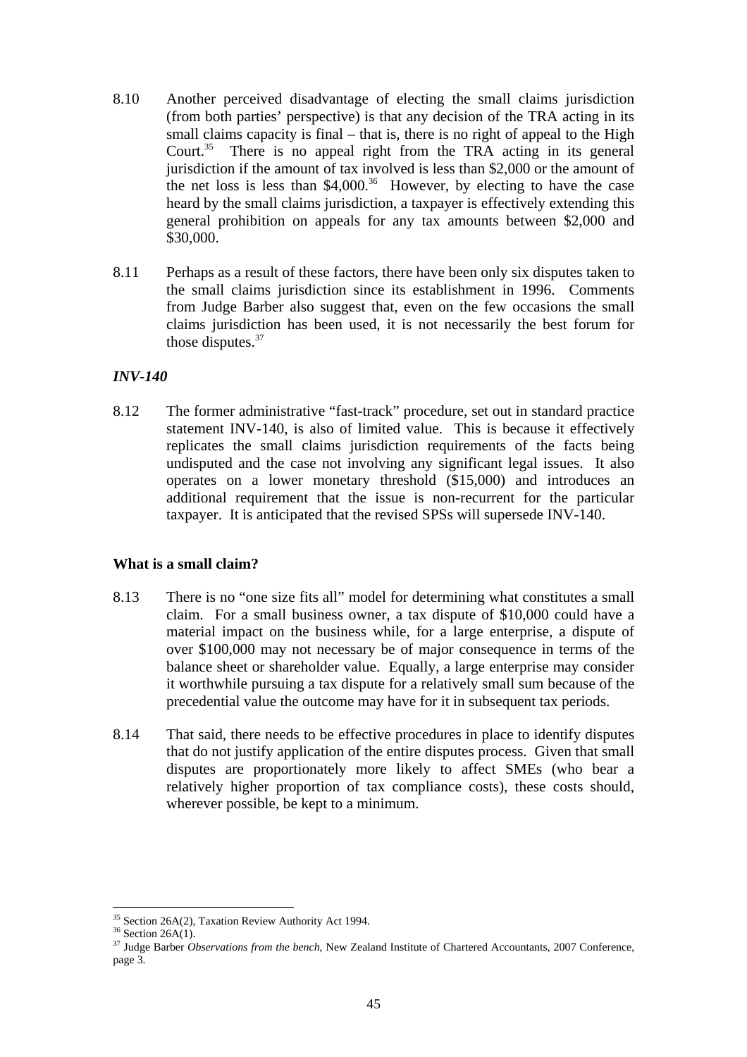8.10 Another perceived disadvantage of electing the small claims jurisdiction (from both parties' perspective) is that any decision of the TRA acting in its small claims capacity is final – that is, there is no right of appeal to the High Court.[35] There is no appeal right from the TRA acting in its general jurisdiction if the amount of tax involved is less than $2,000 or the amount of the net loss is less than $4,000.[36] However, by electing to have the case heard by the small claims jurisdiction, a taxpayer is effectively extending this general prohibition on appeals for any tax amounts between $2,000 and $30,000.

8.11 Perhaps as a result of these factors, there have been only six disputes taken to the small claims jurisdiction since its establishment in 1996. Comments from Judge Barber also suggest that, even on the few occasions the small claims jurisdiction has been used, it is not necessarily the best forum for those disputes.[37]

***INV-140***

8.12 The former administrative "fast-track" procedure, set out in standard practice statement INV-140, is also of limited value. This is because it effectively replicates the small claims jurisdiction requirements of the facts being undisputed and the case not involving any significant legal issues. It also operates on a lower monetary threshold ($15,000) and introduces an additional requirement that the issue is non-recurrent for the particular taxpayer. It is anticipated that the revised SPSs will supersede INV-140.

**What is a small claim?**

8.13 There is no "one size fits all" model for determining what constitutes a small claim. For a small business owner, a tax dispute of $10,000 could have a material impact on the business while, for a large enterprise, a dispute of over $100,000 may not necessary be of major consequence in terms of the balance sheet or shareholder value. Equally, a large enterprise may consider it worthwhile pursuing a tax dispute for a relatively small sum because of the precedential value the outcome may have for it in subsequent tax periods.

8.14 That said, there needs to be effective procedures in place to identify disputes that do not justify application of the entire disputes process. Given that small disputes are proportionately more likely to affect SMEs (who bear a relatively higher proportion of tax compliance costs), these costs should, wherever possible, be kept to a minimum.

---

[35] Section 26A(2), Taxation Review Authority Act 1994.

[36] Section 26A(1).

[37] Judge Barber *Observations from the bench*, New Zealand Institute of Chartered Accountants, 2007 Conference, page 3.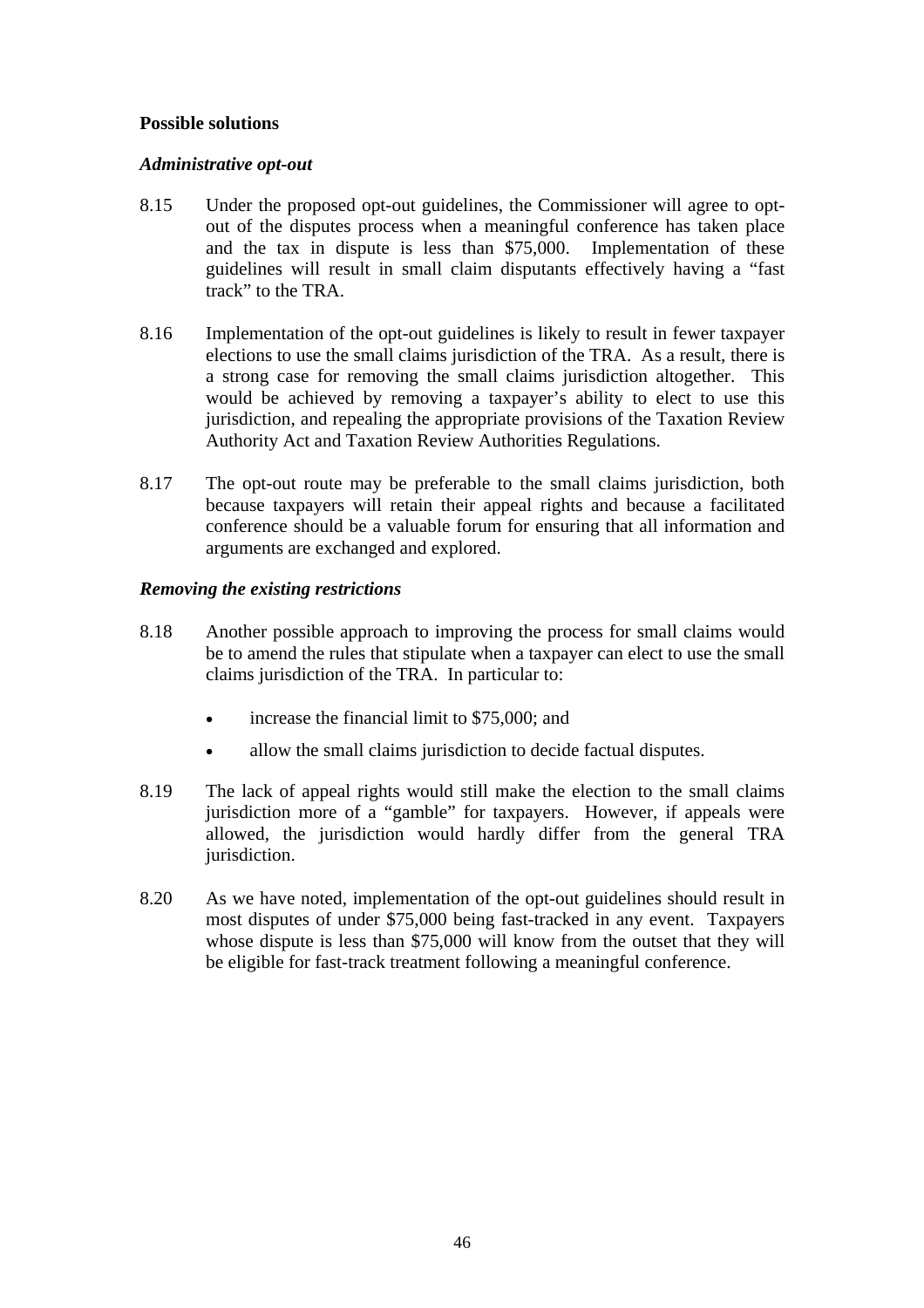**Possible solutions**

***Administrative opt-out***

8.15 Under the proposed opt-out guidelines, the Commissioner will agree to opt-out of the disputes process when a meaningful conference has taken place and the tax in dispute is less than $75,000. Implementation of these guidelines will result in small claim disputants effectively having a "fast track" to the TRA.

8.16 Implementation of the opt-out guidelines is likely to result in fewer taxpayer elections to use the small claims jurisdiction of the TRA. As a result, there is a strong case for removing the small claims jurisdiction altogether. This would be achieved by removing a taxpayer's ability to elect to use this jurisdiction, and repealing the appropriate provisions of the Taxation Review Authority Act and Taxation Review Authorities Regulations.

8.17 The opt-out route may be preferable to the small claims jurisdiction, both because taxpayers will retain their appeal rights and because a facilitated conference should be a valuable forum for ensuring that all information and arguments are exchanged and explored.

***Removing the existing restrictions***

8.18 Another possible approach to improving the process for small claims would be to amend the rules that stipulate when a taxpayer can elect to use the small claims jurisdiction of the TRA. In particular to:

- increase the financial limit to $75,000; and
- allow the small claims jurisdiction to decide factual disputes.

8.19 The lack of appeal rights would still make the election to the small claims jurisdiction more of a "gamble" for taxpayers. However, if appeals were allowed, the jurisdiction would hardly differ from the general TRA jurisdiction.

8.20 As we have noted, implementation of the opt-out guidelines should result in most disputes of under $75,000 being fast-tracked in any event. Taxpayers whose dispute is less than $75,000 will know from the outset that they will be eligible for fast-track treatment following a meaningful conference.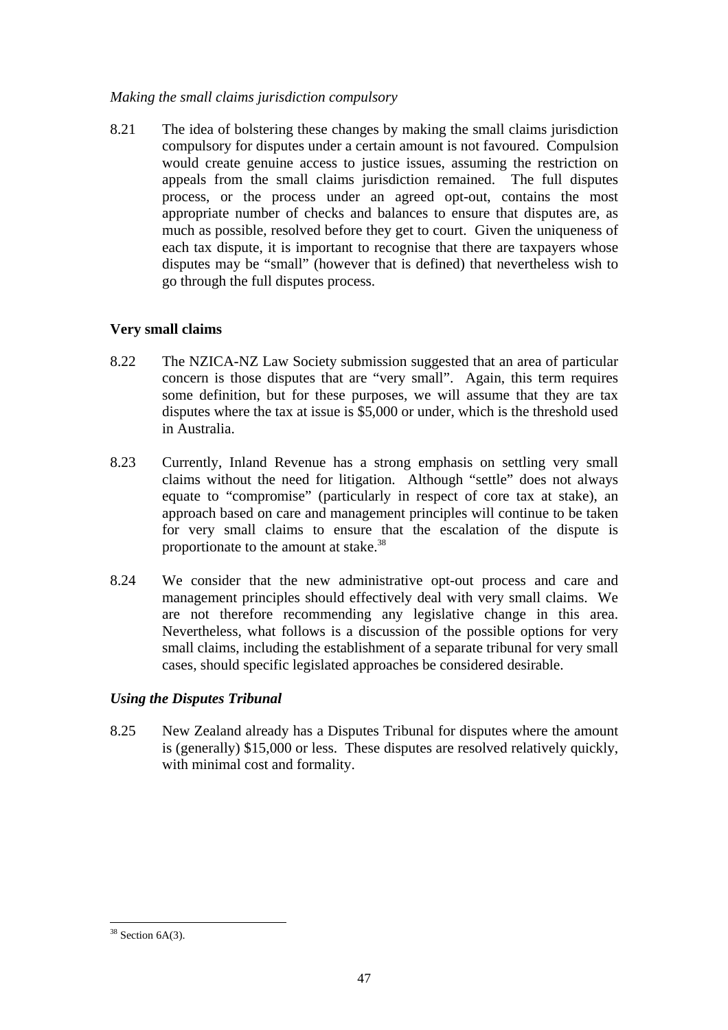*Making the small claims jurisdiction compulsory*

8.21 The idea of bolstering these changes by making the small claims jurisdiction compulsory for disputes under a certain amount is not favoured. Compulsion would create genuine access to justice issues, assuming the restriction on appeals from the small claims jurisdiction remained. The full disputes process, or the process under an agreed opt-out, contains the most appropriate number of checks and balances to ensure that disputes are, as much as possible, resolved before they get to court. Given the uniqueness of each tax dispute, it is important to recognise that there are taxpayers whose disputes may be "small" (however that is defined) that nevertheless wish to go through the full disputes process.

**Very small claims**

8.22 The NZICA-NZ Law Society submission suggested that an area of particular concern is those disputes that are "very small". Again, this term requires some definition, but for these purposes, we will assume that they are tax disputes where the tax at issue is $5,000 or under, which is the threshold used in Australia.

8.23 Currently, Inland Revenue has a strong emphasis on settling very small claims without the need for litigation. Although "settle" does not always equate to "compromise" (particularly in respect of core tax at stake), an approach based on care and management principles will continue to be taken for very small claims to ensure that the escalation of the dispute is proportionate to the amount at stake.[38]

8.24 We consider that the new administrative opt-out process and care and management principles should effectively deal with very small claims. We are not therefore recommending any legislative change in this area. Nevertheless, what follows is a discussion of the possible options for very small claims, including the establishment of a separate tribunal for very small cases, should specific legislated approaches be considered desirable.

***Using the Disputes Tribunal***

8.25 New Zealand already has a Disputes Tribunal for disputes where the amount is (generally) $15,000 or less. These disputes are resolved relatively quickly, with minimal cost and formality.

---

[38] Section 6A(3).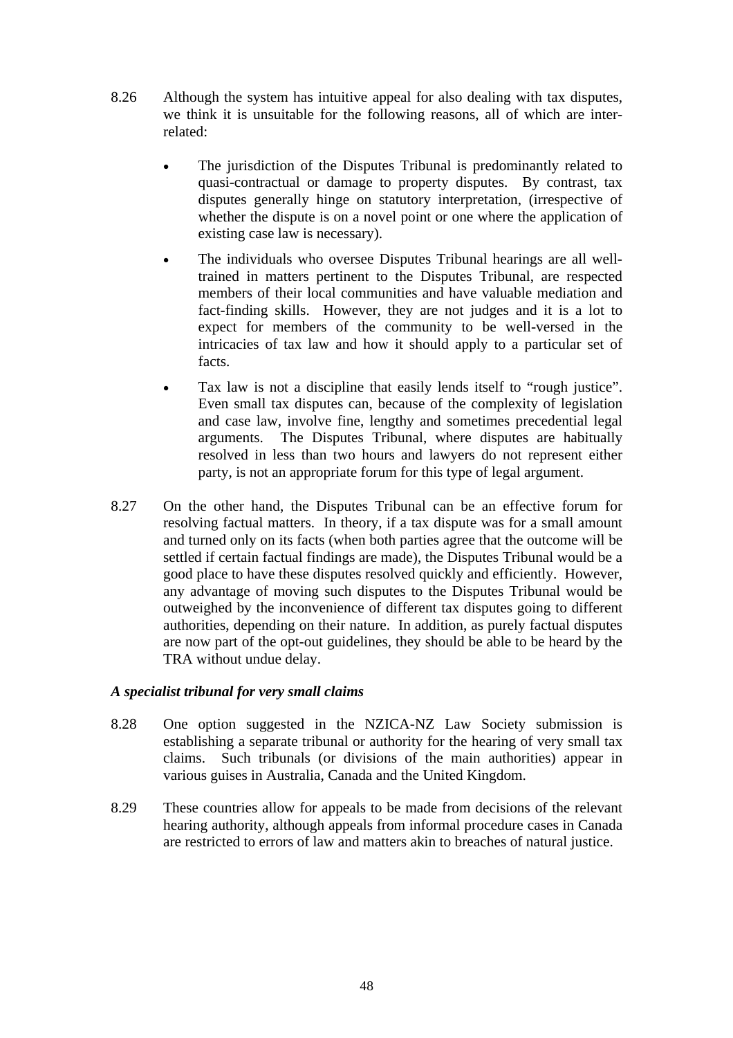8.26 Although the system has intuitive appeal for also dealing with tax disputes, we think it is unsuitable for the following reasons, all of which are inter-related:

- The jurisdiction of the Disputes Tribunal is predominantly related to quasi-contractual or damage to property disputes. By contrast, tax disputes generally hinge on statutory interpretation, (irrespective of whether the dispute is on a novel point or one where the application of existing case law is necessary).
- The individuals who oversee Disputes Tribunal hearings are all well-trained in matters pertinent to the Disputes Tribunal, are respected members of their local communities and have valuable mediation and fact-finding skills. However, they are not judges and it is a lot to expect for members of the community to be well-versed in the intricacies of tax law and how it should apply to a particular set of facts.
- Tax law is not a discipline that easily lends itself to "rough justice". Even small tax disputes can, because of the complexity of legislation and case law, involve fine, lengthy and sometimes precedential legal arguments. The Disputes Tribunal, where disputes are habitually resolved in less than two hours and lawyers do not represent either party, is not an appropriate forum for this type of legal argument.

8.27 On the other hand, the Disputes Tribunal can be an effective forum for resolving factual matters. In theory, if a tax dispute was for a small amount and turned only on its facts (when both parties agree that the outcome will be settled if certain factual findings are made), the Disputes Tribunal would be a good place to have these disputes resolved quickly and efficiently. However, any advantage of moving such disputes to the Disputes Tribunal would be outweighed by the inconvenience of different tax disputes going to different authorities, depending on their nature. In addition, as purely factual disputes are now part of the opt-out guidelines, they should be able to be heard by the TRA without undue delay.

### *A specialist tribunal for very small claims*

8.28 One option suggested in the NZICA-NZ Law Society submission is establishing a separate tribunal or authority for the hearing of very small tax claims. Such tribunals (or divisions of the main authorities) appear in various guises in Australia, Canada and the United Kingdom.

8.29 These countries allow for appeals to be made from decisions of the relevant hearing authority, although appeals from informal procedure cases in Canada are restricted to errors of law and matters akin to breaches of natural justice.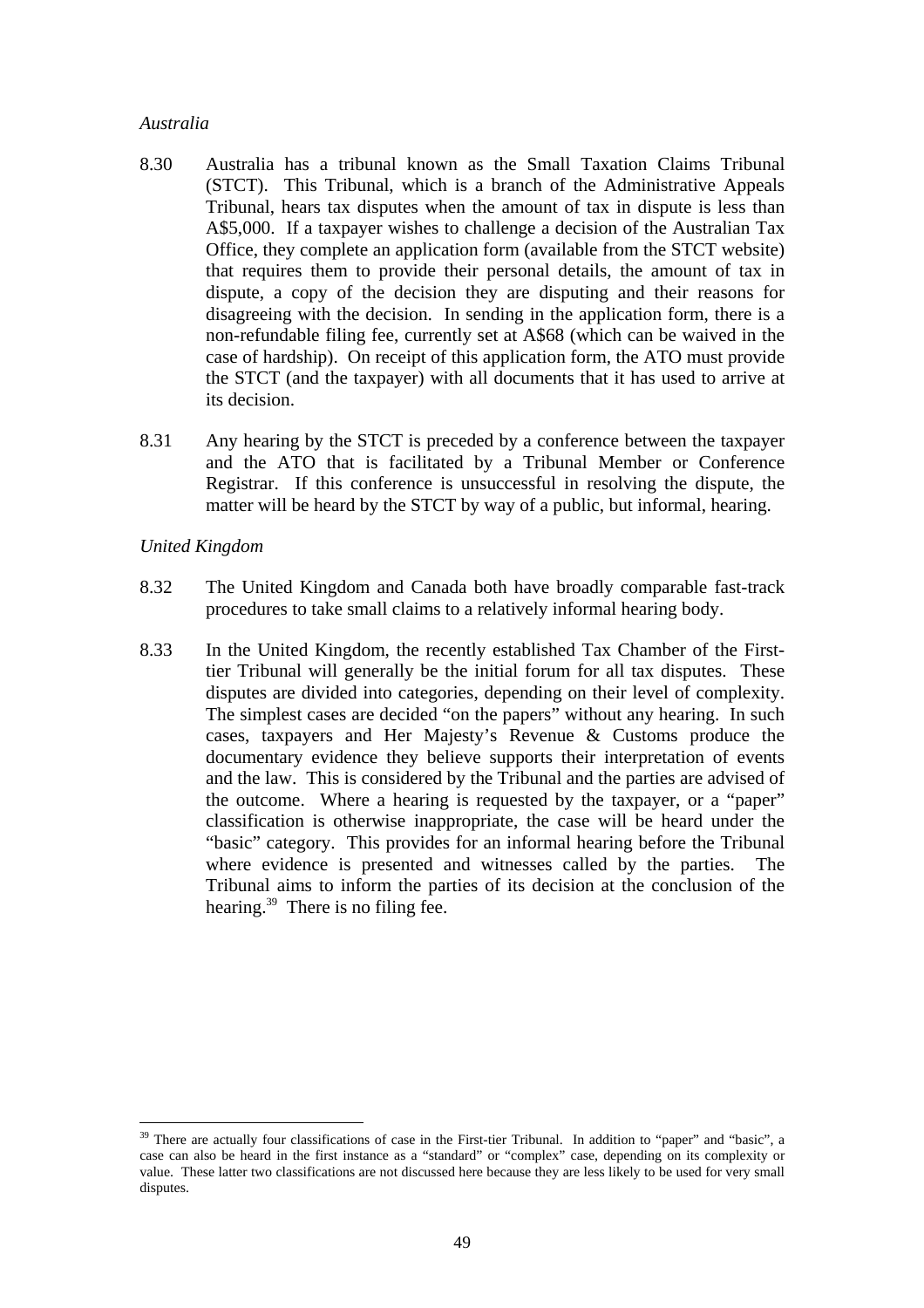*Australia*

8.30 Australia has a tribunal known as the Small Taxation Claims Tribunal (STCT). This Tribunal, which is a branch of the Administrative Appeals Tribunal, hears tax disputes when the amount of tax in dispute is less than A$5,000. If a taxpayer wishes to challenge a decision of the Australian Tax Office, they complete an application form (available from the STCT website) that requires them to provide their personal details, the amount of tax in dispute, a copy of the decision they are disputing and their reasons for disagreeing with the decision. In sending in the application form, there is a non-refundable filing fee, currently set at A$68 (which can be waived in the case of hardship). On receipt of this application form, the ATO must provide the STCT (and the taxpayer) with all documents that it has used to arrive at its decision.

8.31 Any hearing by the STCT is preceded by a conference between the taxpayer and the ATO that is facilitated by a Tribunal Member or Conference Registrar. If this conference is unsuccessful in resolving the dispute, the matter will be heard by the STCT by way of a public, but informal, hearing.

*United Kingdom*

8.32 The United Kingdom and Canada both have broadly comparable fast-track procedures to take small claims to a relatively informal hearing body.

8.33 In the United Kingdom, the recently established Tax Chamber of the First-tier Tribunal will generally be the initial forum for all tax disputes. These disputes are divided into categories, depending on their level of complexity. The simplest cases are decided "on the papers" without any hearing. In such cases, taxpayers and Her Majesty's Revenue & Customs produce the documentary evidence they believe supports their interpretation of events and the law. This is considered by the Tribunal and the parties are advised of the outcome. Where a hearing is requested by the taxpayer, or a "paper" classification is otherwise inappropriate, the case will be heard under the "basic" category. This provides for an informal hearing before the Tribunal where evidence is presented and witnesses called by the parties. The Tribunal aims to inform the parties of its decision at the conclusion of the hearing.[39] There is no filing fee.

---

[39] There are actually four classifications of case in the First-tier Tribunal. In addition to "paper" and "basic", a case can also be heard in the first instance as a "standard" or "complex" case, depending on its complexity or value. These latter two classifications are not discussed here because they are less likely to be used for very small disputes.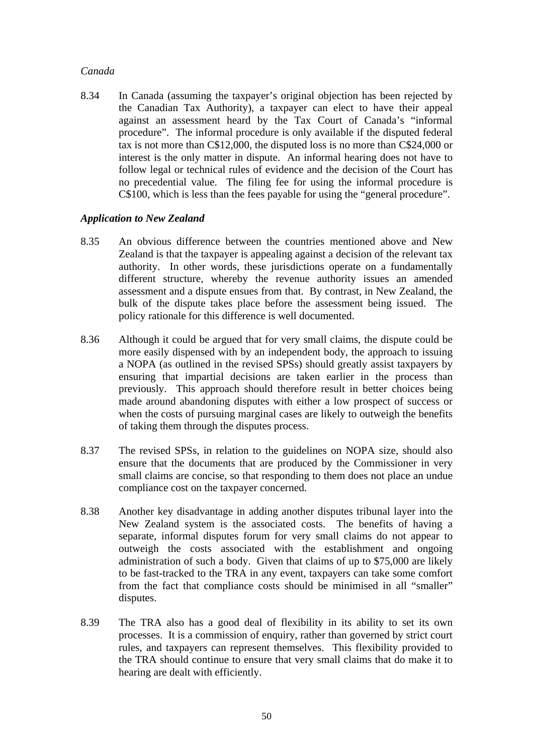*Canada*

8.34 In Canada (assuming the taxpayer's original objection has been rejected by the Canadian Tax Authority), a taxpayer can elect to have their appeal against an assessment heard by the Tax Court of Canada's "informal procedure". The informal procedure is only available if the disputed federal tax is not more than C$12,000, the disputed loss is no more than C$24,000 or interest is the only matter in dispute. An informal hearing does not have to follow legal or technical rules of evidence and the decision of the Court has no precedential value. The filing fee for using the informal procedure is C$100, which is less than the fees payable for using the "general procedure".

***Application to New Zealand***

8.35 An obvious difference between the countries mentioned above and New Zealand is that the taxpayer is appealing against a decision of the relevant tax authority. In other words, these jurisdictions operate on a fundamentally different structure, whereby the revenue authority issues an amended assessment and a dispute ensues from that. By contrast, in New Zealand, the bulk of the dispute takes place before the assessment being issued. The policy rationale for this difference is well documented.

8.36 Although it could be argued that for very small claims, the dispute could be more easily dispensed with by an independent body, the approach to issuing a NOPA (as outlined in the revised SPSs) should greatly assist taxpayers by ensuring that impartial decisions are taken earlier in the process than previously. This approach should therefore result in better choices being made around abandoning disputes with either a low prospect of success or when the costs of pursuing marginal cases are likely to outweigh the benefits of taking them through the disputes process.

8.37 The revised SPSs, in relation to the guidelines on NOPA size, should also ensure that the documents that are produced by the Commissioner in very small claims are concise, so that responding to them does not place an undue compliance cost on the taxpayer concerned.

8.38 Another key disadvantage in adding another disputes tribunal layer into the New Zealand system is the associated costs. The benefits of having a separate, informal disputes forum for very small claims do not appear to outweigh the costs associated with the establishment and ongoing administration of such a body. Given that claims of up to $75,000 are likely to be fast-tracked to the TRA in any event, taxpayers can take some comfort from the fact that compliance costs should be minimised in all "smaller" disputes.

8.39 The TRA also has a good deal of flexibility in its ability to set its own processes. It is a commission of enquiry, rather than governed by strict court rules, and taxpayers can represent themselves. This flexibility provided to the TRA should continue to ensure that very small claims that do make it to hearing are dealt with efficiently.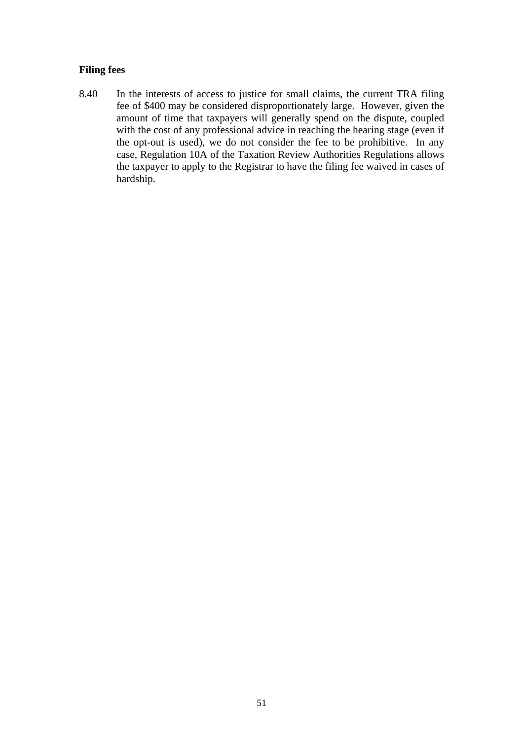**Filing fees**

8.40 In the interests of access to justice for small claims, the current TRA filing fee of $400 may be considered disproportionately large. However, given the amount of time that taxpayers will generally spend on the dispute, coupled with the cost of any professional advice in reaching the hearing stage (even if the opt-out is used), we do not consider the fee to be prohibitive. In any case, Regulation 10A of the Taxation Review Authorities Regulations allows the taxpayer to apply to the Registrar to have the filing fee waived in cases of hardship.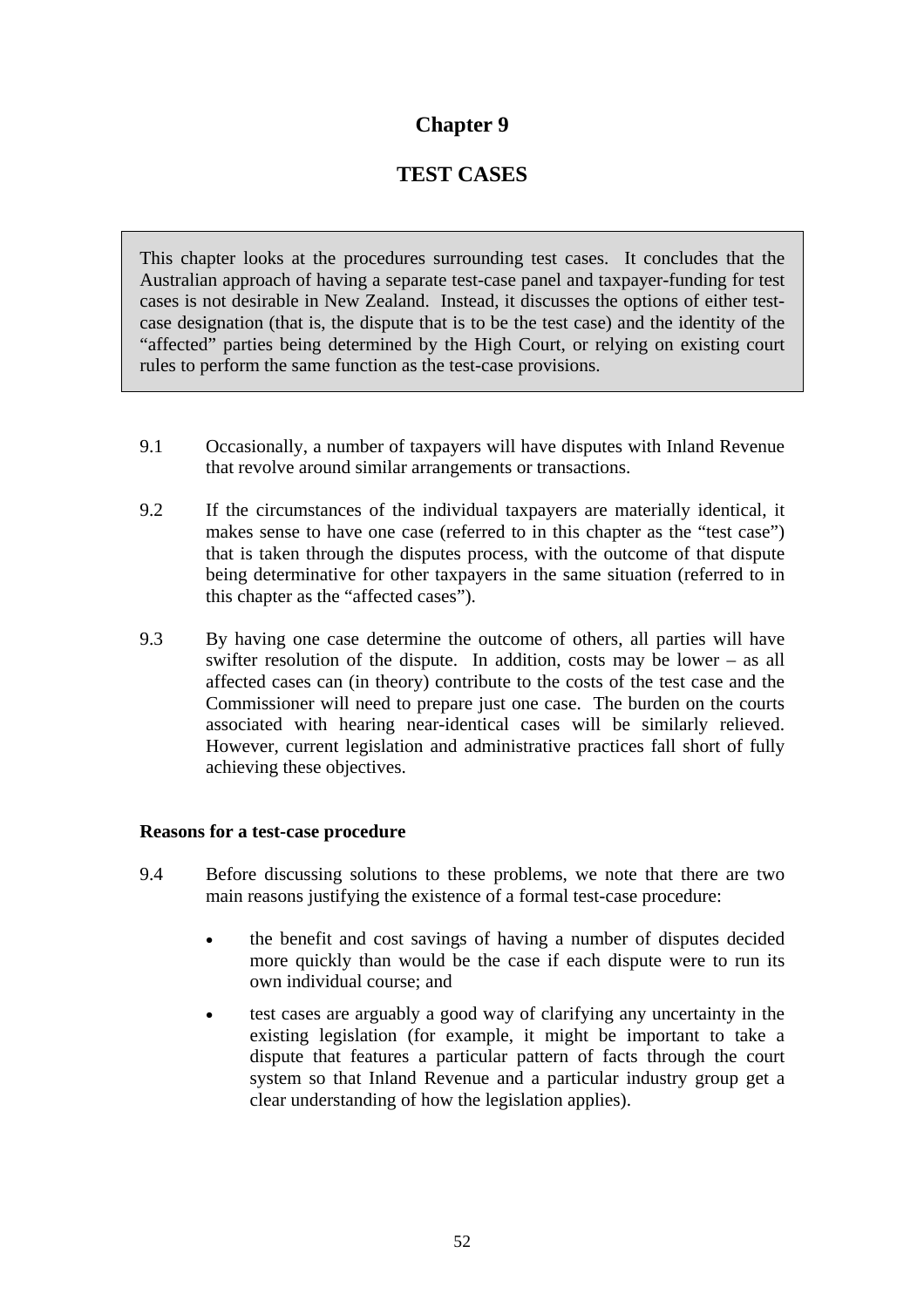# Chapter 9

## TEST CASES

> This chapter looks at the procedures surrounding test cases. It concludes that the Australian approach of having a separate test-case panel and taxpayer-funding for test cases is not desirable in New Zealand. Instead, it discusses the options of either test-case designation (that is, the dispute that is to be the test case) and the identity of the "affected" parties being determined by the High Court, or relying on existing court rules to perform the same function as the test-case provisions.

9.1 Occasionally, a number of taxpayers will have disputes with Inland Revenue that revolve around similar arrangements or transactions.

9.2 If the circumstances of the individual taxpayers are materially identical, it makes sense to have one case (referred to in this chapter as the "test case") that is taken through the disputes process, with the outcome of that dispute being determinative for other taxpayers in the same situation (referred to in this chapter as the "affected cases").

9.3 By having one case determine the outcome of others, all parties will have swifter resolution of the dispute. In addition, costs may be lower – as all affected cases can (in theory) contribute to the costs of the test case and the Commissioner will need to prepare just one case. The burden on the courts associated with hearing near-identical cases will be similarly relieved. However, current legislation and administrative practices fall short of fully achieving these objectives.

**Reasons for a test-case procedure**

9.4 Before discussing solutions to these problems, we note that there are two main reasons justifying the existence of a formal test-case procedure:

- the benefit and cost savings of having a number of disputes decided more quickly than would be the case if each dispute were to run its own individual course; and
- test cases are arguably a good way of clarifying any uncertainty in the existing legislation (for example, it might be important to take a dispute that features a particular pattern of facts through the court system so that Inland Revenue and a particular industry group get a clear understanding of how the legislation applies).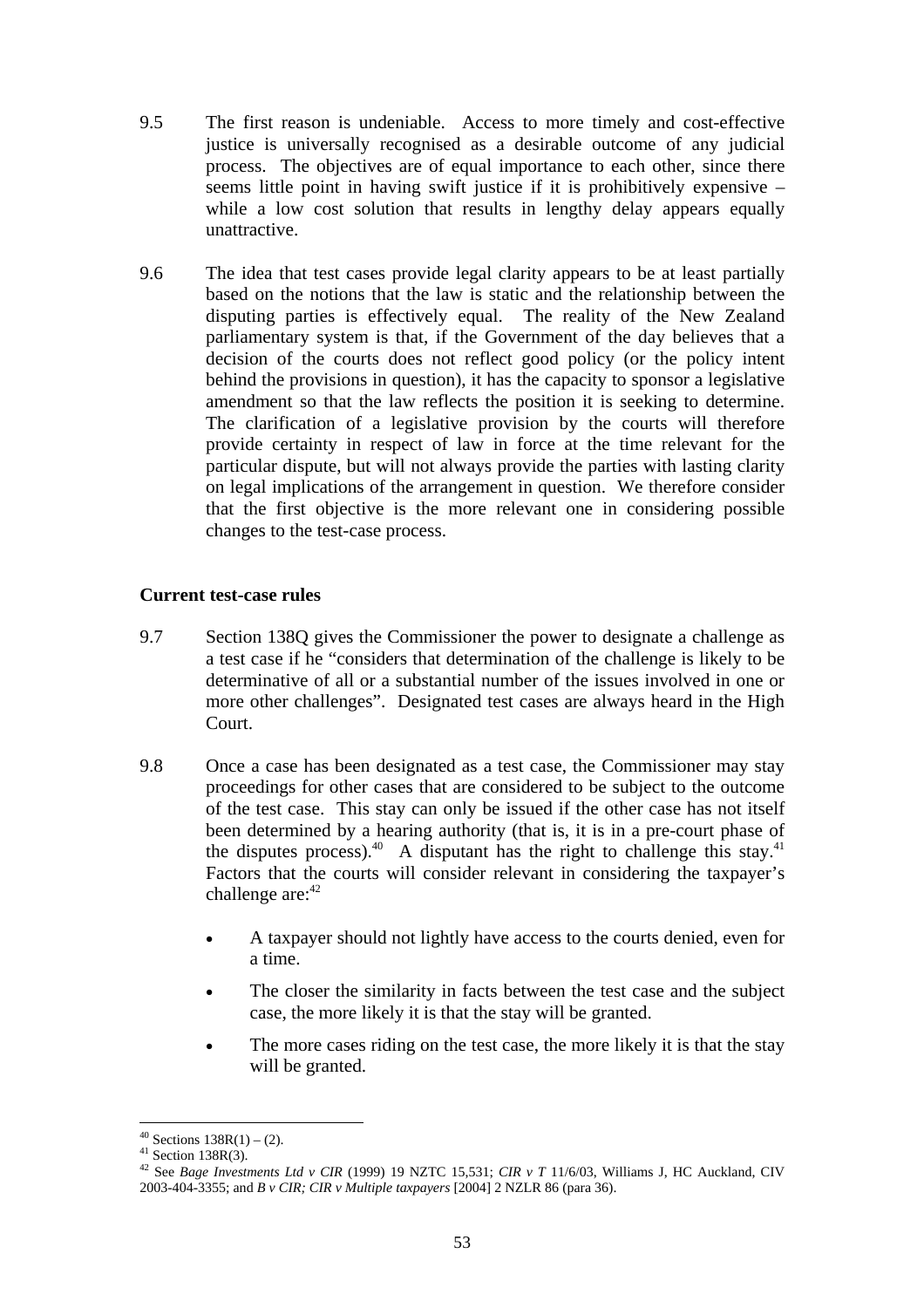9.5 The first reason is undeniable. Access to more timely and cost-effective justice is universally recognised as a desirable outcome of any judicial process. The objectives are of equal importance to each other, since there seems little point in having swift justice if it is prohibitively expensive – while a low cost solution that results in lengthy delay appears equally unattractive.

9.6 The idea that test cases provide legal clarity appears to be at least partially based on the notions that the law is static and the relationship between the disputing parties is effectively equal. The reality of the New Zealand parliamentary system is that, if the Government of the day believes that a decision of the courts does not reflect good policy (or the policy intent behind the provisions in question), it has the capacity to sponsor a legislative amendment so that the law reflects the position it is seeking to determine. The clarification of a legislative provision by the courts will therefore provide certainty in respect of law in force at the time relevant for the particular dispute, but will not always provide the parties with lasting clarity on legal implications of the arrangement in question. We therefore consider that the first objective is the more relevant one in considering possible changes to the test-case process.

### Current test-case rules

9.7 Section 138Q gives the Commissioner the power to designate a challenge as a test case if he "considers that determination of the challenge is likely to be determinative of all or a substantial number of the issues involved in one or more other challenges". Designated test cases are always heard in the High Court.

9.8 Once a case has been designated as a test case, the Commissioner may stay proceedings for other cases that are considered to be subject to the outcome of the test case. This stay can only be issued if the other case has not itself been determined by a hearing authority (that is, it is in a pre-court phase of the disputes process).[40] A disputant has the right to challenge this stay.[41] Factors that the courts will consider relevant in considering the taxpayer's challenge are:[42]

- A taxpayer should not lightly have access to the courts denied, even for a time.
- The closer the similarity in facts between the test case and the subject case, the more likely it is that the stay will be granted.
- The more cases riding on the test case, the more likely it is that the stay will be granted.

---

[40] Sections 138R(1) – (2).
[41] Section 138R(3).
[42] See *Bage Investments Ltd v CIR* (1999) 19 NZTC 15,531; *CIR v T* 11/6/03, Williams J, HC Auckland, CIV 2003-404-3355; and *B v CIR; CIR v Multiple taxpayers* [2004] 2 NZLR 86 (para 36).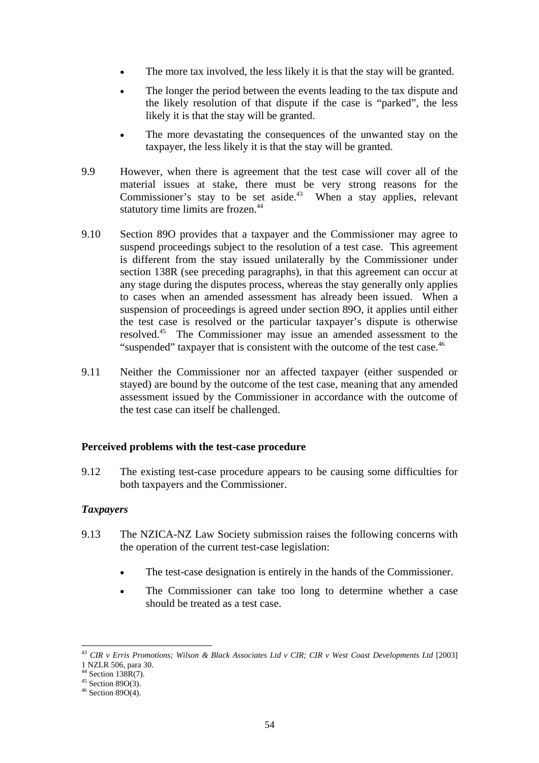- The more tax involved, the less likely it is that the stay will be granted.
- The longer the period between the events leading to the tax dispute and the likely resolution of that dispute if the case is "parked", the less likely it is that the stay will be granted.
- The more devastating the consequences of the unwanted stay on the taxpayer, the less likely it is that the stay will be granted.

9.9 However, when there is agreement that the test case will cover all of the material issues at stake, there must be very strong reasons for the Commissioner's stay to be set aside.[43] When a stay applies, relevant statutory time limits are frozen.[44]

9.10 Section 89O provides that a taxpayer and the Commissioner may agree to suspend proceedings subject to the resolution of a test case. This agreement is different from the stay issued unilaterally by the Commissioner under section 138R (see preceding paragraphs), in that this agreement can occur at any stage during the disputes process, whereas the stay generally only applies to cases when an amended assessment has already been issued. When a suspension of proceedings is agreed under section 89O, it applies until either the test case is resolved or the particular taxpayer's dispute is otherwise resolved.[45] The Commissioner may issue an amended assessment to the "suspended" taxpayer that is consistent with the outcome of the test case.[46]

9.11 Neither the Commissioner nor an affected taxpayer (either suspended or stayed) are bound by the outcome of the test case, meaning that any amended assessment issued by the Commissioner in accordance with the outcome of the test case can itself be challenged.

### Perceived problems with the test-case procedure

9.12 The existing test-case procedure appears to be causing some difficulties for both taxpayers and the Commissioner.

#### *Taxpayers*

9.13 The NZICA-NZ Law Society submission raises the following concerns with the operation of the current test-case legislation:

- The test-case designation is entirely in the hands of the Commissioner.
- The Commissioner can take too long to determine whether a case should be treated as a test case.

---

[43] *CIR v Erris Promotions; Wilson & Black Associates Ltd v CIR; CIR v West Coast Developments Ltd* [2003] 1 NZLR 506, para 30.

[44] Section 138R(7).

[45] Section 89O(3).

[46] Section 89O(4).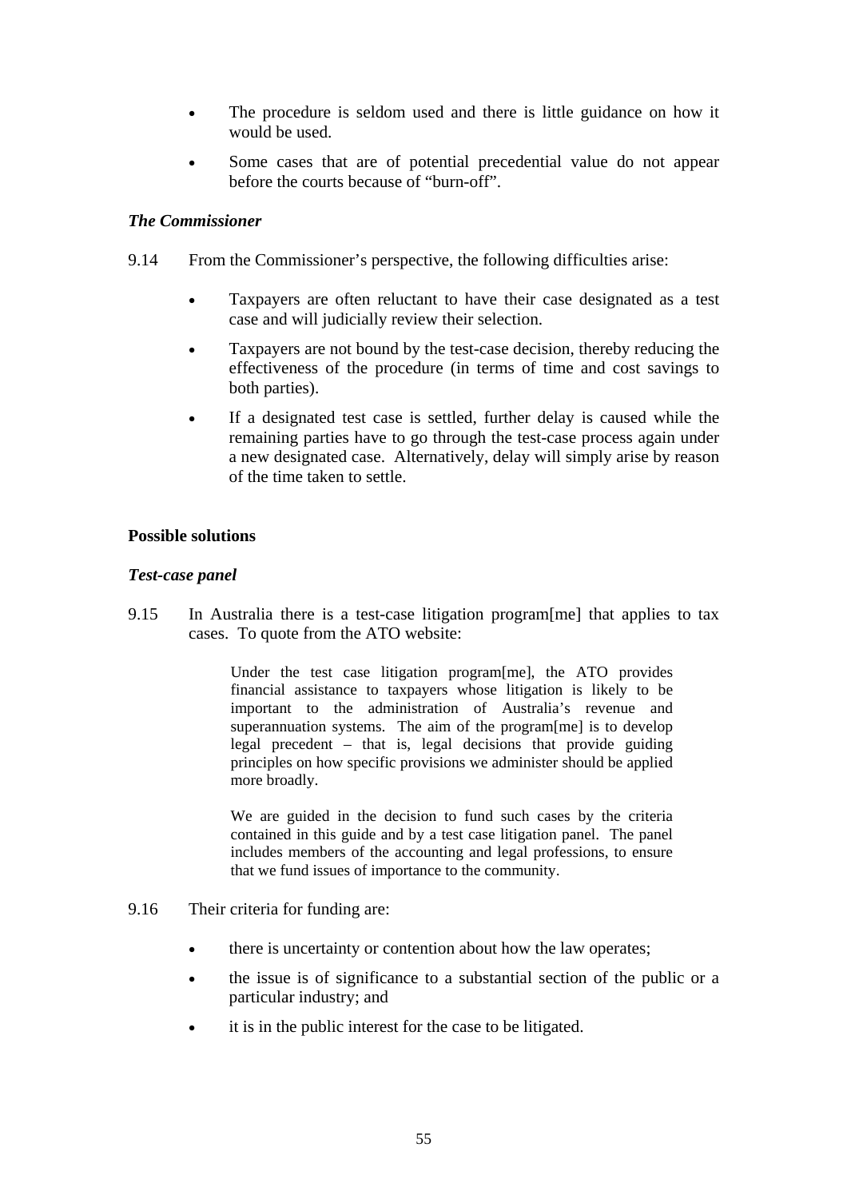- The procedure is seldom used and there is little guidance on how it would be used.
- Some cases that are of potential precedential value do not appear before the courts because of "burn-off".

### *The Commissioner*

9.14 From the Commissioner's perspective, the following difficulties arise:

- Taxpayers are often reluctant to have their case designated as a test case and will judicially review their selection.
- Taxpayers are not bound by the test-case decision, thereby reducing the effectiveness of the procedure (in terms of time and cost savings to both parties).
- If a designated test case is settled, further delay is caused while the remaining parties have to go through the test-case process again under a new designated case. Alternatively, delay will simply arise by reason of the time taken to settle.

## Possible solutions

### *Test-case panel*

9.15 In Australia there is a test-case litigation program[me] that applies to tax cases. To quote from the ATO website:

> Under the test case litigation program[me], the ATO provides financial assistance to taxpayers whose litigation is likely to be important to the administration of Australia's revenue and superannuation systems. The aim of the program[me] is to develop legal precedent – that is, legal decisions that provide guiding principles on how specific provisions we administer should be applied more broadly.
>
> We are guided in the decision to fund such cases by the criteria contained in this guide and by a test case litigation panel. The panel includes members of the accounting and legal professions, to ensure that we fund issues of importance to the community.

9.16 Their criteria for funding are:

- there is uncertainty or contention about how the law operates;
- the issue is of significance to a substantial section of the public or a particular industry; and
- it is in the public interest for the case to be litigated.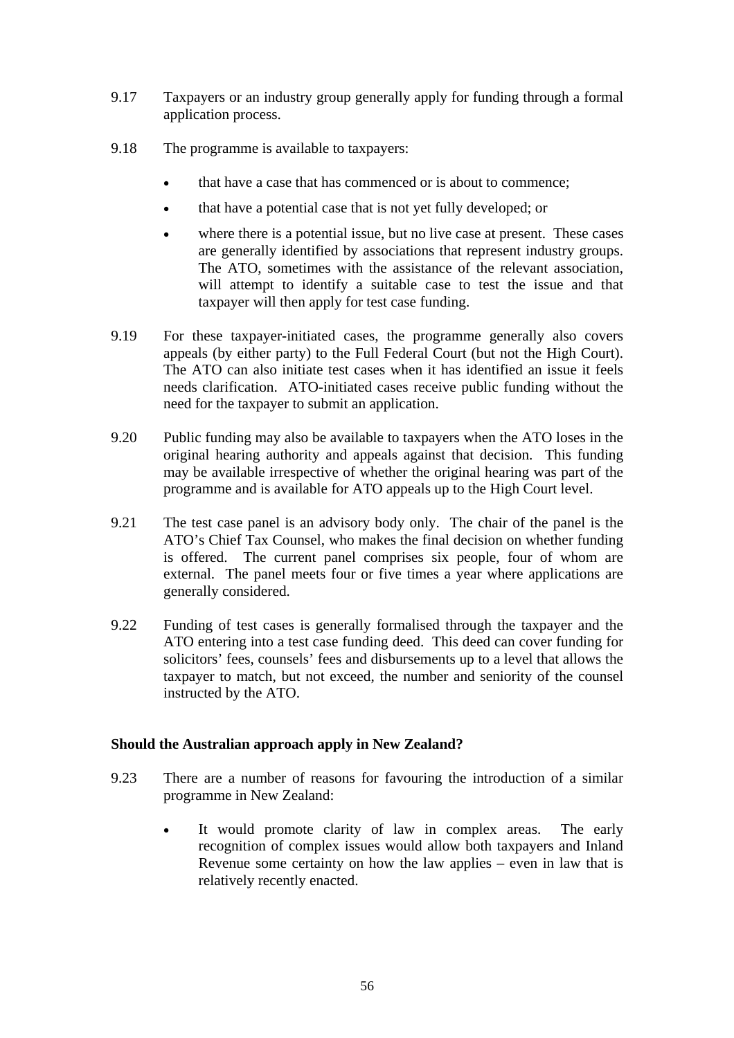9.17 Taxpayers or an industry group generally apply for funding through a formal application process.

9.18 The programme is available to taxpayers:

- that have a case that has commenced or is about to commence;
- that have a potential case that is not yet fully developed; or
- where there is a potential issue, but no live case at present. These cases are generally identified by associations that represent industry groups. The ATO, sometimes with the assistance of the relevant association, will attempt to identify a suitable case to test the issue and that taxpayer will then apply for test case funding.

9.19 For these taxpayer-initiated cases, the programme generally also covers appeals (by either party) to the Full Federal Court (but not the High Court). The ATO can also initiate test cases when it has identified an issue it feels needs clarification. ATO-initiated cases receive public funding without the need for the taxpayer to submit an application.

9.20 Public funding may also be available to taxpayers when the ATO loses in the original hearing authority and appeals against that decision. This funding may be available irrespective of whether the original hearing was part of the programme and is available for ATO appeals up to the High Court level.

9.21 The test case panel is an advisory body only. The chair of the panel is the ATO's Chief Tax Counsel, who makes the final decision on whether funding is offered. The current panel comprises six people, four of whom are external. The panel meets four or five times a year where applications are generally considered.

9.22 Funding of test cases is generally formalised through the taxpayer and the ATO entering into a test case funding deed. This deed can cover funding for solicitors' fees, counsels' fees and disbursements up to a level that allows the taxpayer to match, but not exceed, the number and seniority of the counsel instructed by the ATO.

### Should the Australian approach apply in New Zealand?

9.23 There are a number of reasons for favouring the introduction of a similar programme in New Zealand:

- It would promote clarity of law in complex areas. The early recognition of complex issues would allow both taxpayers and Inland Revenue some certainty on how the law applies – even in law that is relatively recently enacted.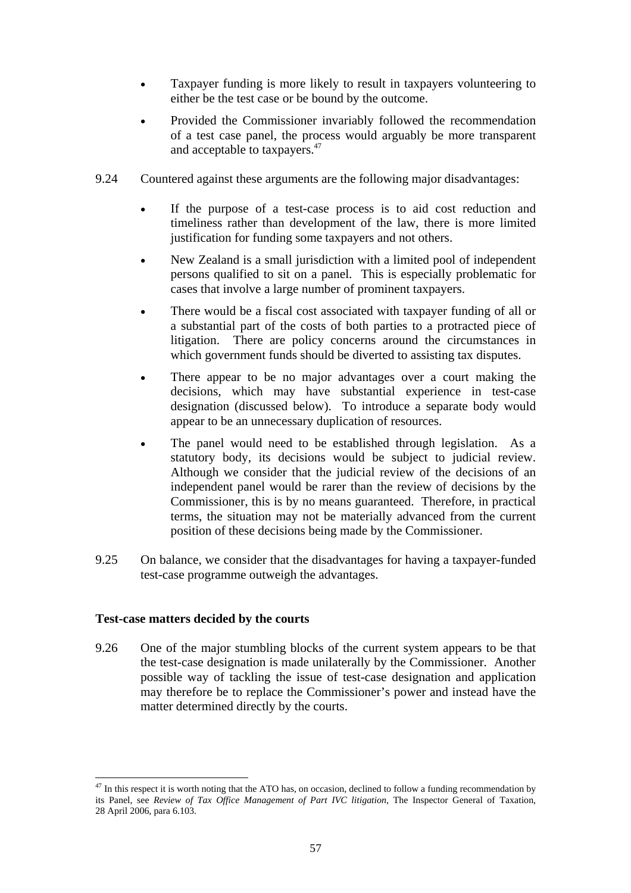- Taxpayer funding is more likely to result in taxpayers volunteering to either be the test case or be bound by the outcome.
- Provided the Commissioner invariably followed the recommendation of a test case panel, the process would arguably be more transparent and acceptable to taxpayers.[47]

9.24 Countered against these arguments are the following major disadvantages:

- If the purpose of a test-case process is to aid cost reduction and timeliness rather than development of the law, there is more limited justification for funding some taxpayers and not others.
- New Zealand is a small jurisdiction with a limited pool of independent persons qualified to sit on a panel. This is especially problematic for cases that involve a large number of prominent taxpayers.
- There would be a fiscal cost associated with taxpayer funding of all or a substantial part of the costs of both parties to a protracted piece of litigation. There are policy concerns around the circumstances in which government funds should be diverted to assisting tax disputes.
- There appear to be no major advantages over a court making the decisions, which may have substantial experience in test-case designation (discussed below). To introduce a separate body would appear to be an unnecessary duplication of resources.
- The panel would need to be established through legislation. As a statutory body, its decisions would be subject to judicial review. Although we consider that the judicial review of the decisions of an independent panel would be rarer than the review of decisions by the Commissioner, this is by no means guaranteed. Therefore, in practical terms, the situation may not be materially advanced from the current position of these decisions being made by the Commissioner.

9.25 On balance, we consider that the disadvantages for having a taxpayer-funded test-case programme outweigh the advantages.

**Test-case matters decided by the courts**

9.26 One of the major stumbling blocks of the current system appears to be that the test-case designation is made unilaterally by the Commissioner. Another possible way of tackling the issue of test-case designation and application may therefore be to replace the Commissioner's power and instead have the matter determined directly by the courts.

[47] In this respect it is worth noting that the ATO has, on occasion, declined to follow a funding recommendation by its Panel, see *Review of Tax Office Management of Part IVC litigation*, The Inspector General of Taxation, 28 April 2006, para 6.103.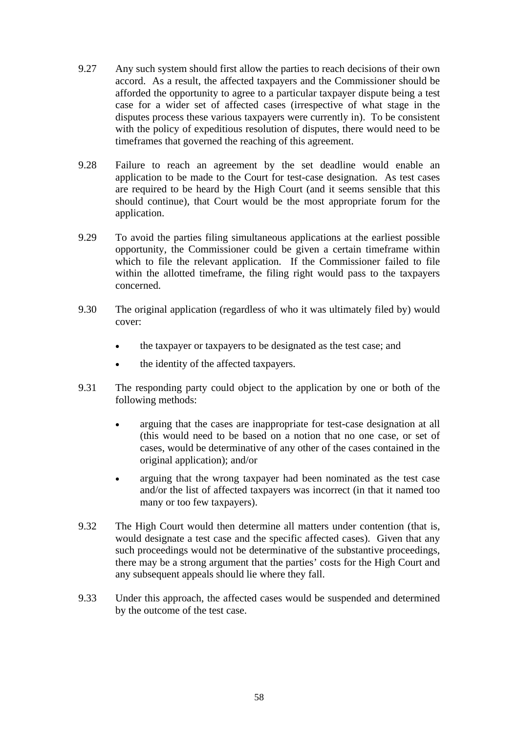9.27 Any such system should first allow the parties to reach decisions of their own accord. As a result, the affected taxpayers and the Commissioner should be afforded the opportunity to agree to a particular taxpayer dispute being a test case for a wider set of affected cases (irrespective of what stage in the disputes process these various taxpayers were currently in). To be consistent with the policy of expeditious resolution of disputes, there would need to be timeframes that governed the reaching of this agreement.

9.28 Failure to reach an agreement by the set deadline would enable an application to be made to the Court for test-case designation. As test cases are required to be heard by the High Court (and it seems sensible that this should continue), that Court would be the most appropriate forum for the application.

9.29 To avoid the parties filing simultaneous applications at the earliest possible opportunity, the Commissioner could be given a certain timeframe within which to file the relevant application. If the Commissioner failed to file within the allotted timeframe, the filing right would pass to the taxpayers concerned.

9.30 The original application (regardless of who it was ultimately filed by) would cover:

- the taxpayer or taxpayers to be designated as the test case; and
- the identity of the affected taxpayers.

9.31 The responding party could object to the application by one or both of the following methods:

- arguing that the cases are inappropriate for test-case designation at all (this would need to be based on a notion that no one case, or set of cases, would be determinative of any other of the cases contained in the original application); and/or
- arguing that the wrong taxpayer had been nominated as the test case and/or the list of affected taxpayers was incorrect (in that it named too many or too few taxpayers).

9.32 The High Court would then determine all matters under contention (that is, would designate a test case and the specific affected cases). Given that any such proceedings would not be determinative of the substantive proceedings, there may be a strong argument that the parties' costs for the High Court and any subsequent appeals should lie where they fall.

9.33 Under this approach, the affected cases would be suspended and determined by the outcome of the test case.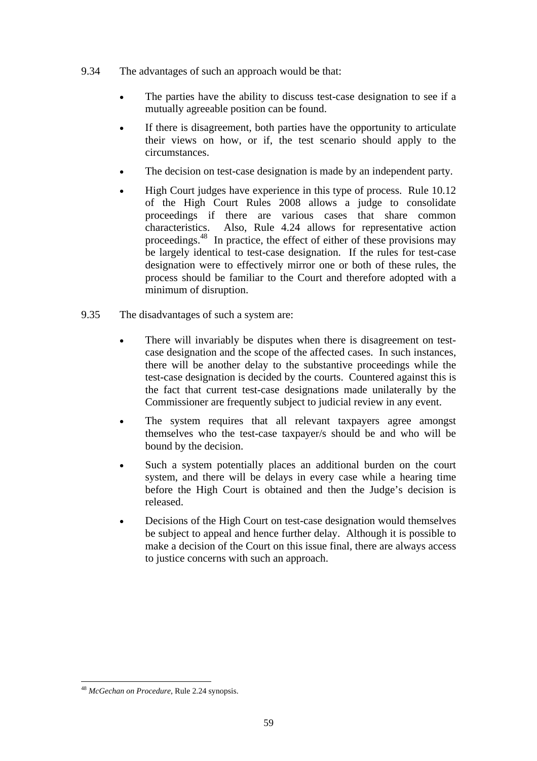9.34 The advantages of such an approach would be that:

- The parties have the ability to discuss test-case designation to see if a mutually agreeable position can be found.
- If there is disagreement, both parties have the opportunity to articulate their views on how, or if, the test scenario should apply to the circumstances.
- The decision on test-case designation is made by an independent party.
- High Court judges have experience in this type of process. Rule 10.12 of the High Court Rules 2008 allows a judge to consolidate proceedings if there are various cases that share common characteristics. Also, Rule 4.24 allows for representative action proceedings.[48] In practice, the effect of either of these provisions may be largely identical to test-case designation. If the rules for test-case designation were to effectively mirror one or both of these rules, the process should be familiar to the Court and therefore adopted with a minimum of disruption.

9.35 The disadvantages of such a system are:

- There will invariably be disputes when there is disagreement on test-case designation and the scope of the affected cases. In such instances, there will be another delay to the substantive proceedings while the test-case designation is decided by the courts. Countered against this is the fact that current test-case designations made unilaterally by the Commissioner are frequently subject to judicial review in any event.
- The system requires that all relevant taxpayers agree amongst themselves who the test-case taxpayer/s should be and who will be bound by the decision.
- Such a system potentially places an additional burden on the court system, and there will be delays in every case while a hearing time before the High Court is obtained and then the Judge's decision is released.
- Decisions of the High Court on test-case designation would themselves be subject to appeal and hence further delay. Although it is possible to make a decision of the Court on this issue final, there are always access to justice concerns with such an approach.

[48] *McGechan on Procedure*, Rule 2.24 synopsis.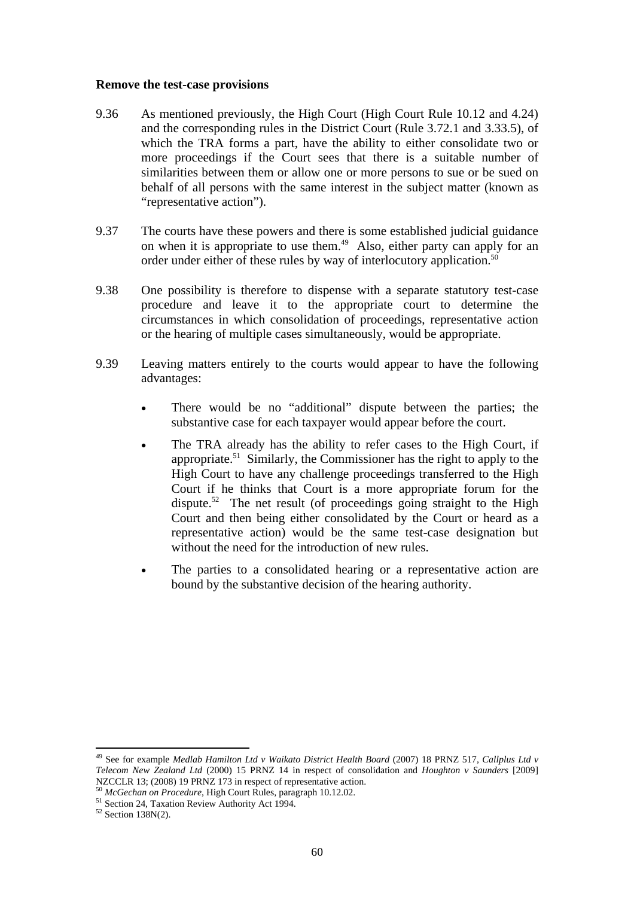**Remove the test-case provisions**

9.36 As mentioned previously, the High Court (High Court Rule 10.12 and 4.24) and the corresponding rules in the District Court (Rule 3.72.1 and 3.33.5), of which the TRA forms a part, have the ability to either consolidate two or more proceedings if the Court sees that there is a suitable number of similarities between them or allow one or more persons to sue or be sued on behalf of all persons with the same interest in the subject matter (known as "representative action").

9.37 The courts have these powers and there is some established judicial guidance on when it is appropriate to use them.[49] Also, either party can apply for an order under either of these rules by way of interlocutory application.[50]

9.38 One possibility is therefore to dispense with a separate statutory test-case procedure and leave it to the appropriate court to determine the circumstances in which consolidation of proceedings, representative action or the hearing of multiple cases simultaneously, would be appropriate.

9.39 Leaving matters entirely to the courts would appear to have the following advantages:

- There would be no "additional" dispute between the parties; the substantive case for each taxpayer would appear before the court.
- The TRA already has the ability to refer cases to the High Court, if appropriate.[51] Similarly, the Commissioner has the right to apply to the High Court to have any challenge proceedings transferred to the High Court if he thinks that Court is a more appropriate forum for the dispute.[52] The net result (of proceedings going straight to the High Court and then being either consolidated by the Court or heard as a representative action) would be the same test-case designation but without the need for the introduction of new rules.
- The parties to a consolidated hearing or a representative action are bound by the substantive decision of the hearing authority.

---

[49] See for example *Medlab Hamilton Ltd v Waikato District Health Board* (2007) 18 PRNZ 517, *Callplus Ltd v Telecom New Zealand Ltd* (2000) 15 PRNZ 14 in respect of consolidation and *Houghton v Saunders* [2009] NZCCLR 13; (2008) 19 PRNZ 173 in respect of representative action.

[50] *McGechan on Procedure*, High Court Rules, paragraph 10.12.02.

[51] Section 24, Taxation Review Authority Act 1994.

[52] Section 138N(2).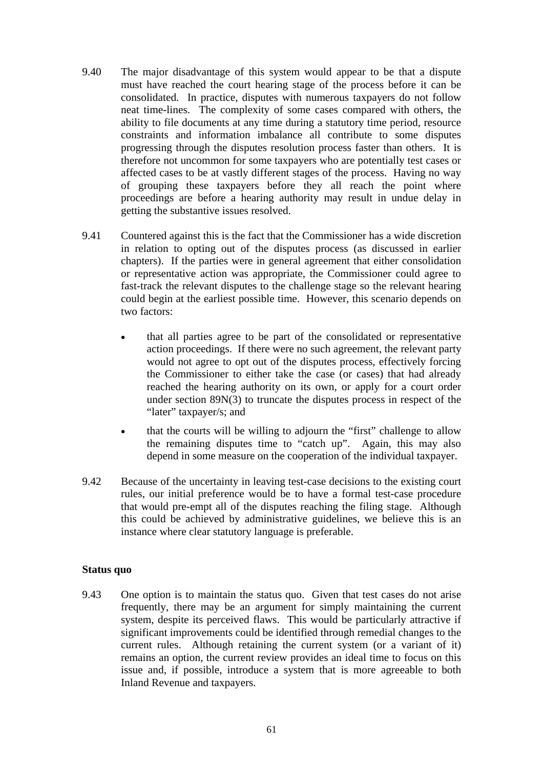9.40 The major disadvantage of this system would appear to be that a dispute must have reached the court hearing stage of the process before it can be consolidated. In practice, disputes with numerous taxpayers do not follow neat time-lines. The complexity of some cases compared with others, the ability to file documents at any time during a statutory time period, resource constraints and information imbalance all contribute to some disputes progressing through the disputes resolution process faster than others. It is therefore not uncommon for some taxpayers who are potentially test cases or affected cases to be at vastly different stages of the process. Having no way of grouping these taxpayers before they all reach the point where proceedings are before a hearing authority may result in undue delay in getting the substantive issues resolved.

9.41 Countered against this is the fact that the Commissioner has a wide discretion in relation to opting out of the disputes process (as discussed in earlier chapters). If the parties were in general agreement that either consolidation or representative action was appropriate, the Commissioner could agree to fast-track the relevant disputes to the challenge stage so the relevant hearing could begin at the earliest possible time. However, this scenario depends on two factors:

- that all parties agree to be part of the consolidated or representative action proceedings. If there were no such agreement, the relevant party would not agree to opt out of the disputes process, effectively forcing the Commissioner to either take the case (or cases) that had already reached the hearing authority on its own, or apply for a court order under section 89N(3) to truncate the disputes process in respect of the "later" taxpayer/s; and
- that the courts will be willing to adjourn the "first" challenge to allow the remaining disputes time to "catch up". Again, this may also depend in some measure on the cooperation of the individual taxpayer.

9.42 Because of the uncertainty in leaving test-case decisions to the existing court rules, our initial preference would be to have a formal test-case procedure that would pre-empt all of the disputes reaching the filing stage. Although this could be achieved by administrative guidelines, we believe this is an instance where clear statutory language is preferable.

**Status quo**

9.43 One option is to maintain the status quo. Given that test cases do not arise frequently, there may be an argument for simply maintaining the current system, despite its perceived flaws. This would be particularly attractive if significant improvements could be identified through remedial changes to the current rules. Although retaining the current system (or a variant of it) remains an option, the current review provides an ideal time to focus on this issue and, if possible, introduce a system that is more agreeable to both Inland Revenue and taxpayers.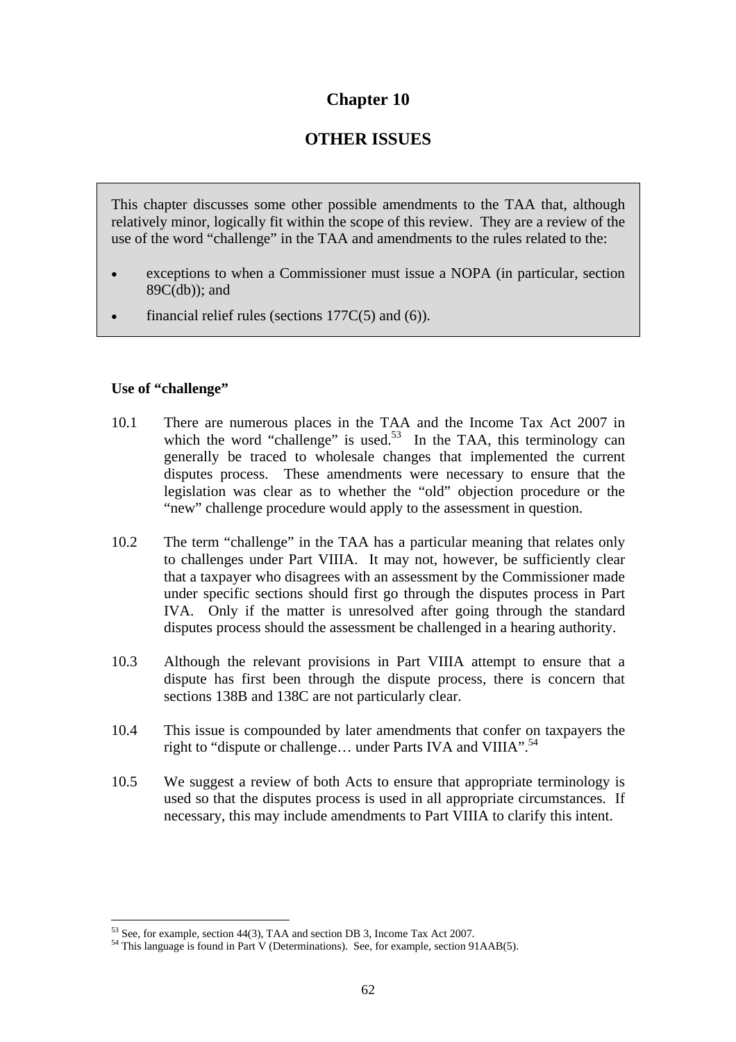# Chapter 10

## OTHER ISSUES

This chapter discusses some other possible amendments to the TAA that, although relatively minor, logically fit within the scope of this review. They are a review of the use of the word "challenge" in the TAA and amendments to the rules related to the:

- exceptions to when a Commissioner must issue a NOPA (in particular, section 89C(db)); and
- financial relief rules (sections 177C(5) and (6)).

### Use of "challenge"

10.1 There are numerous places in the TAA and the Income Tax Act 2007 in which the word "challenge" is used.[53] In the TAA, this terminology can generally be traced to wholesale changes that implemented the current disputes process. These amendments were necessary to ensure that the legislation was clear as to whether the "old" objection procedure or the "new" challenge procedure would apply to the assessment in question.

10.2 The term "challenge" in the TAA has a particular meaning that relates only to challenges under Part VIIIA. It may not, however, be sufficiently clear that a taxpayer who disagrees with an assessment by the Commissioner made under specific sections should first go through the disputes process in Part IVA. Only if the matter is unresolved after going through the standard disputes process should the assessment be challenged in a hearing authority.

10.3 Although the relevant provisions in Part VIIIA attempt to ensure that a dispute has first been through the dispute process, there is concern that sections 138B and 138C are not particularly clear.

10.4 This issue is compounded by later amendments that confer on taxpayers the right to "dispute or challenge… under Parts IVA and VIIIA".[54]

10.5 We suggest a review of both Acts to ensure that appropriate terminology is used so that the disputes process is used in all appropriate circumstances. If necessary, this may include amendments to Part VIIIA to clarify this intent.

---

[53] See, for example, section 44(3), TAA and section DB 3, Income Tax Act 2007.

[54] This language is found in Part V (Determinations). See, for example, section 91AAB(5).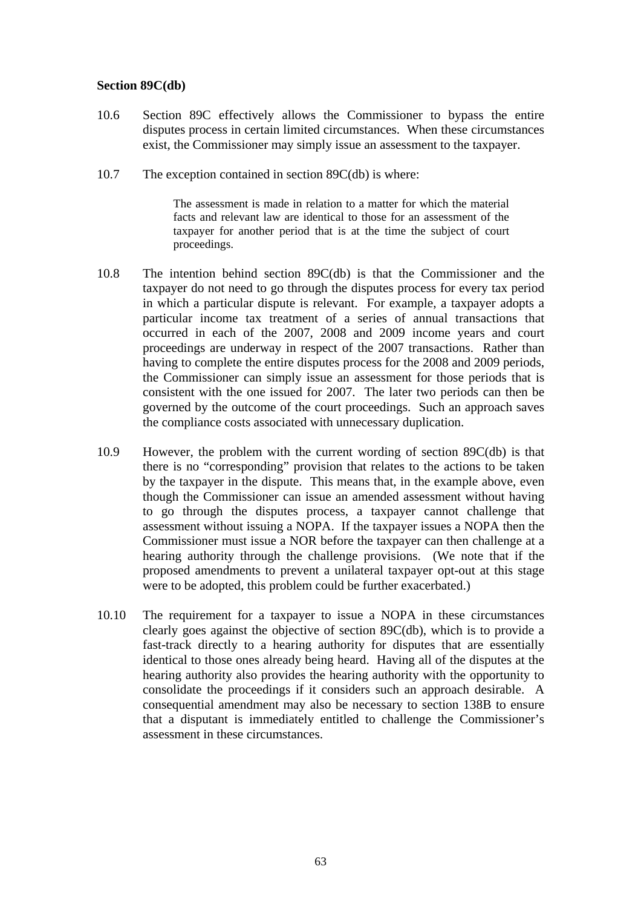**Section 89C(db)**

10.6 Section 89C effectively allows the Commissioner to bypass the entire disputes process in certain limited circumstances. When these circumstances exist, the Commissioner may simply issue an assessment to the taxpayer.

10.7 The exception contained in section 89C(db) is where:

> The assessment is made in relation to a matter for which the material facts and relevant law are identical to those for an assessment of the taxpayer for another period that is at the time the subject of court proceedings.

10.8 The intention behind section 89C(db) is that the Commissioner and the taxpayer do not need to go through the disputes process for every tax period in which a particular dispute is relevant. For example, a taxpayer adopts a particular income tax treatment of a series of annual transactions that occurred in each of the 2007, 2008 and 2009 income years and court proceedings are underway in respect of the 2007 transactions. Rather than having to complete the entire disputes process for the 2008 and 2009 periods, the Commissioner can simply issue an assessment for those periods that is consistent with the one issued for 2007. The later two periods can then be governed by the outcome of the court proceedings. Such an approach saves the compliance costs associated with unnecessary duplication.

10.9 However, the problem with the current wording of section 89C(db) is that there is no "corresponding" provision that relates to the actions to be taken by the taxpayer in the dispute. This means that, in the example above, even though the Commissioner can issue an amended assessment without having to go through the disputes process, a taxpayer cannot challenge that assessment without issuing a NOPA. If the taxpayer issues a NOPA then the Commissioner must issue a NOR before the taxpayer can then challenge at a hearing authority through the challenge provisions. (We note that if the proposed amendments to prevent a unilateral taxpayer opt-out at this stage were to be adopted, this problem could be further exacerbated.)

10.10 The requirement for a taxpayer to issue a NOPA in these circumstances clearly goes against the objective of section 89C(db), which is to provide a fast-track directly to a hearing authority for disputes that are essentially identical to those ones already being heard. Having all of the disputes at the hearing authority also provides the hearing authority with the opportunity to consolidate the proceedings if it considers such an approach desirable. A consequential amendment may also be necessary to section 138B to ensure that a disputant is immediately entitled to challenge the Commissioner's assessment in these circumstances.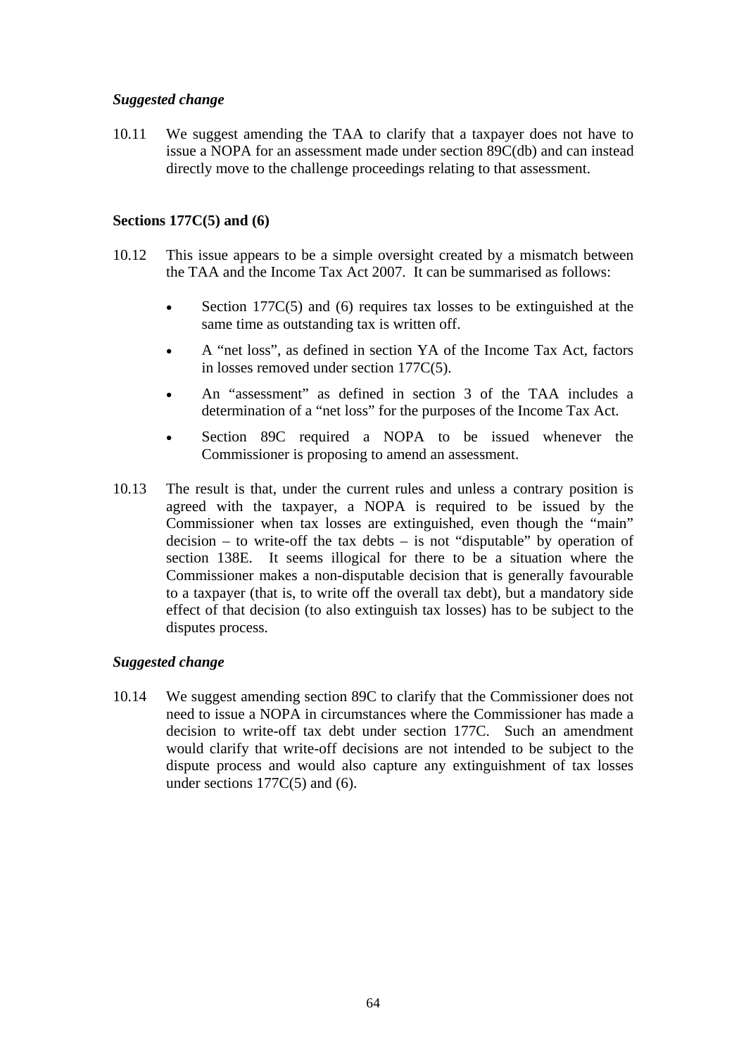*Suggested change*

10.11 We suggest amending the TAA to clarify that a taxpayer does not have to issue a NOPA for an assessment made under section 89C(db) and can instead directly move to the challenge proceedings relating to that assessment.

**Sections 177C(5) and (6)**

10.12 This issue appears to be a simple oversight created by a mismatch between the TAA and the Income Tax Act 2007. It can be summarised as follows:

- Section 177C(5) and (6) requires tax losses to be extinguished at the same time as outstanding tax is written off.
- A "net loss", as defined in section YA of the Income Tax Act, factors in losses removed under section 177C(5).
- An "assessment" as defined in section 3 of the TAA includes a determination of a "net loss" for the purposes of the Income Tax Act.
- Section 89C required a NOPA to be issued whenever the Commissioner is proposing to amend an assessment.

10.13 The result is that, under the current rules and unless a contrary position is agreed with the taxpayer, a NOPA is required to be issued by the Commissioner when tax losses are extinguished, even though the "main" decision – to write-off the tax debts – is not "disputable" by operation of section 138E. It seems illogical for there to be a situation where the Commissioner makes a non-disputable decision that is generally favourable to a taxpayer (that is, to write off the overall tax debt), but a mandatory side effect of that decision (to also extinguish tax losses) has to be subject to the disputes process.

*Suggested change*

10.14 We suggest amending section 89C to clarify that the Commissioner does not need to issue a NOPA in circumstances where the Commissioner has made a decision to write-off tax debt under section 177C. Such an amendment would clarify that write-off decisions are not intended to be subject to the dispute process and would also capture any extinguishment of tax losses under sections 177C(5) and (6).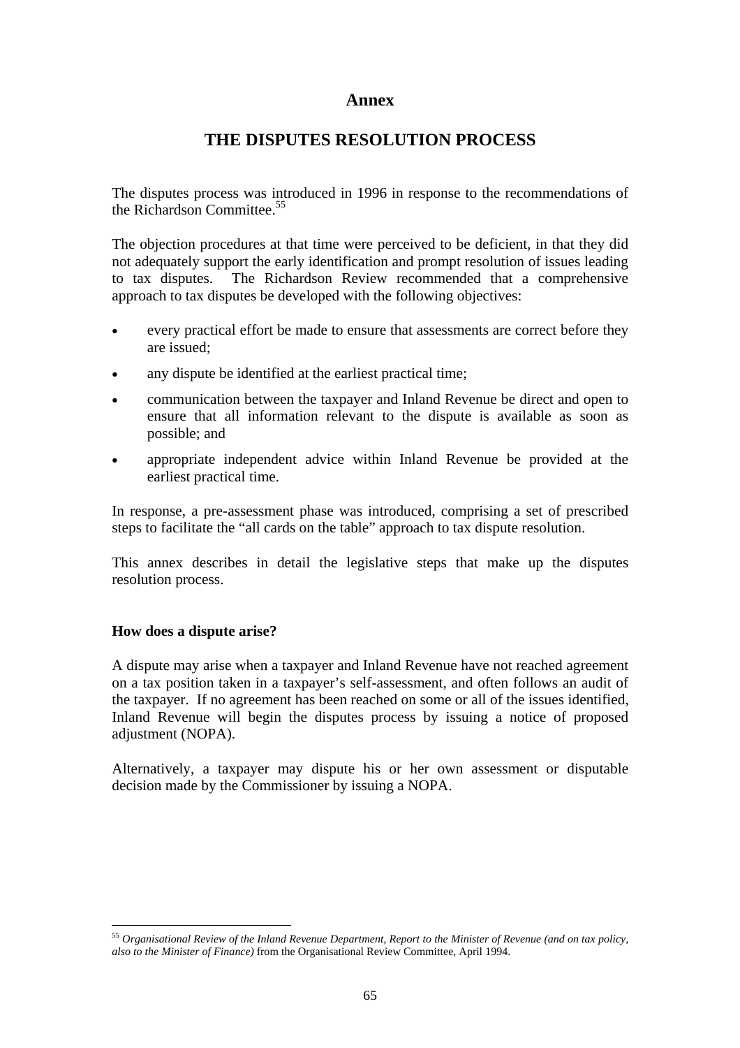## Annex

# THE DISPUTES RESOLUTION PROCESS

The disputes process was introduced in 1996 in response to the recommendations of the Richardson Committee.[55]

The objection procedures at that time were perceived to be deficient, in that they did not adequately support the early identification and prompt resolution of issues leading to tax disputes. The Richardson Review recommended that a comprehensive approach to tax disputes be developed with the following objectives:

- every practical effort be made to ensure that assessments are correct before they are issued;
- any dispute be identified at the earliest practical time;
- communication between the taxpayer and Inland Revenue be direct and open to ensure that all information relevant to the dispute is available as soon as possible; and
- appropriate independent advice within Inland Revenue be provided at the earliest practical time.

In response, a pre-assessment phase was introduced, comprising a set of prescribed steps to facilitate the "all cards on the table" approach to tax dispute resolution.

This annex describes in detail the legislative steps that make up the disputes resolution process.

### How does a dispute arise?

A dispute may arise when a taxpayer and Inland Revenue have not reached agreement on a tax position taken in a taxpayer's self-assessment, and often follows an audit of the taxpayer. If no agreement has been reached on some or all of the issues identified, Inland Revenue will begin the disputes process by issuing a notice of proposed adjustment (NOPA).

Alternatively, a taxpayer may dispute his or her own assessment or disputable decision made by the Commissioner by issuing a NOPA.

---

[55] *Organisational Review of the Inland Revenue Department, Report to the Minister of Revenue (and on tax policy, also to the Minister of Finance)* from the Organisational Review Committee, April 1994.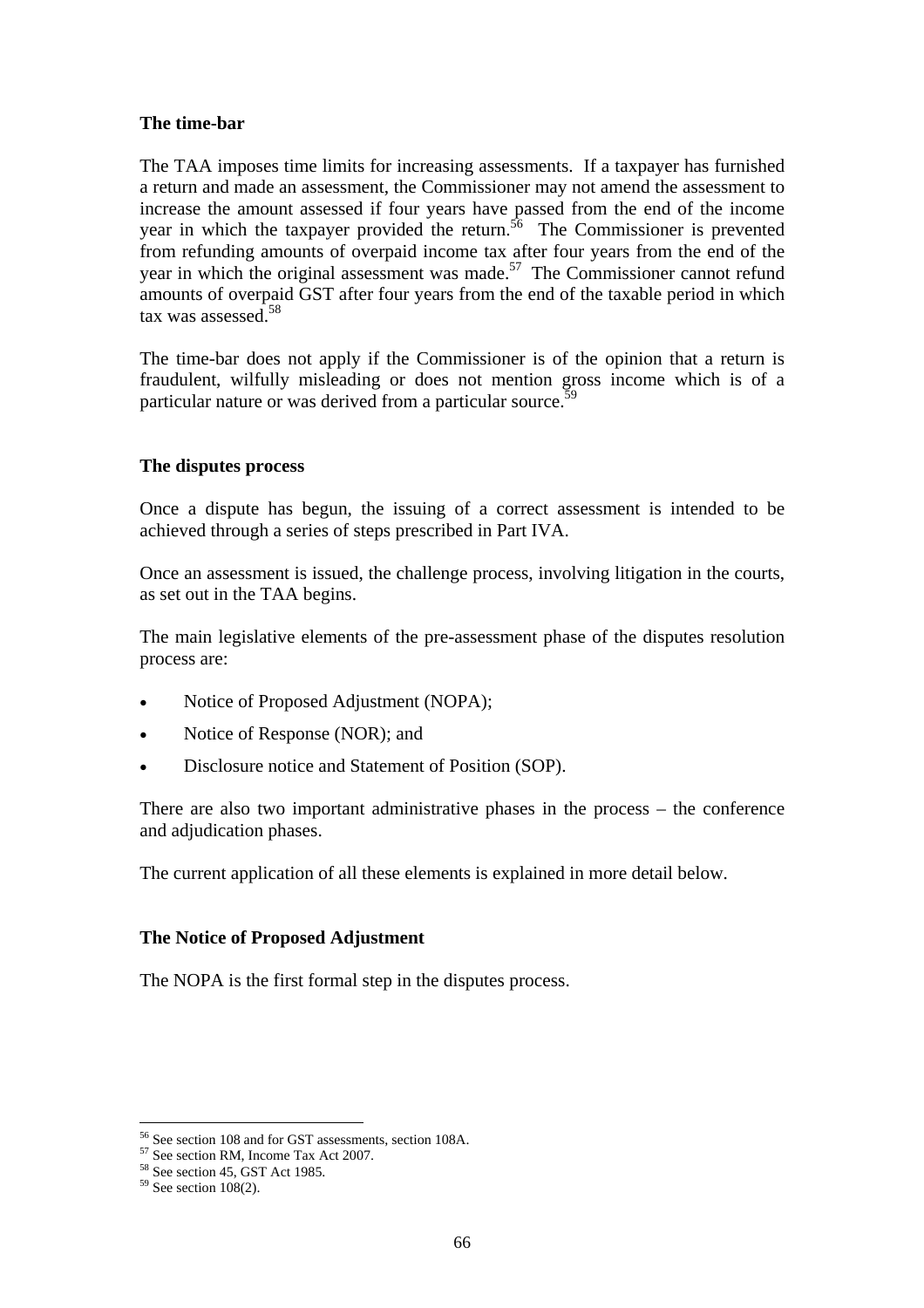### The time-bar

The TAA imposes time limits for increasing assessments. If a taxpayer has furnished a return and made an assessment, the Commissioner may not amend the assessment to increase the amount assessed if four years have passed from the end of the income year in which the taxpayer provided the return.[56] The Commissioner is prevented from refunding amounts of overpaid income tax after four years from the end of the year in which the original assessment was made.[57] The Commissioner cannot refund amounts of overpaid GST after four years from the end of the taxable period in which tax was assessed.[58]

The time-bar does not apply if the Commissioner is of the opinion that a return is fraudulent, wilfully misleading or does not mention gross income which is of a particular nature or was derived from a particular source.[59]

### The disputes process

Once a dispute has begun, the issuing of a correct assessment is intended to be achieved through a series of steps prescribed in Part IVA.

Once an assessment is issued, the challenge process, involving litigation in the courts, as set out in the TAA begins.

The main legislative elements of the pre-assessment phase of the disputes resolution process are:

- Notice of Proposed Adjustment (NOPA);
- Notice of Response (NOR); and
- Disclosure notice and Statement of Position (SOP).

There are also two important administrative phases in the process – the conference and adjudication phases.

The current application of all these elements is explained in more detail below.

### The Notice of Proposed Adjustment

The NOPA is the first formal step in the disputes process.

---

[56] See section 108 and for GST assessments, section 108A.
[57] See section RM, Income Tax Act 2007.
[58] See section 45, GST Act 1985.
[59] See section 108(2).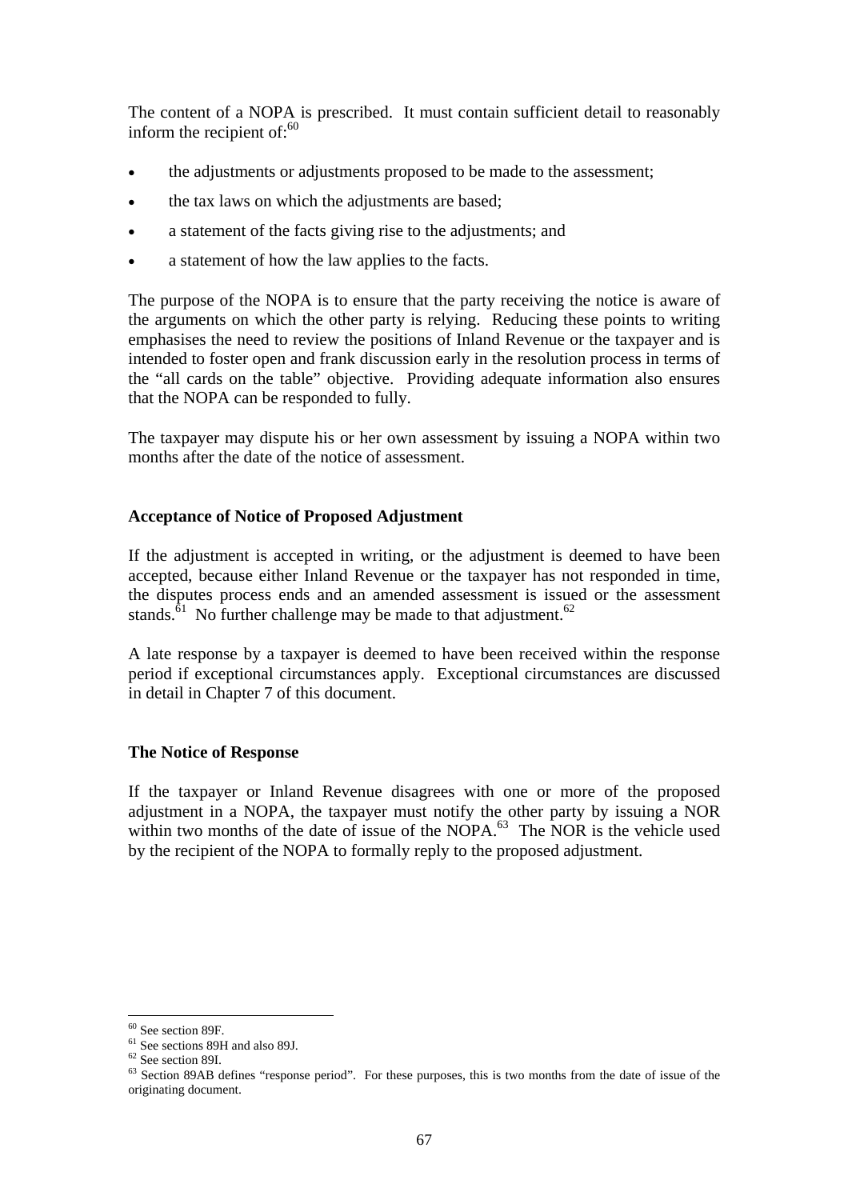The content of a NOPA is prescribed. It must contain sufficient detail to reasonably inform the recipient of:[60]

- the adjustments or adjustments proposed to be made to the assessment;
- the tax laws on which the adjustments are based;
- a statement of the facts giving rise to the adjustments; and
- a statement of how the law applies to the facts.

The purpose of the NOPA is to ensure that the party receiving the notice is aware of the arguments on which the other party is relying. Reducing these points to writing emphasises the need to review the positions of Inland Revenue or the taxpayer and is intended to foster open and frank discussion early in the resolution process in terms of the "all cards on the table" objective. Providing adequate information also ensures that the NOPA can be responded to fully.

The taxpayer may dispute his or her own assessment by issuing a NOPA within two months after the date of the notice of assessment.

**Acceptance of Notice of Proposed Adjustment**

If the adjustment is accepted in writing, or the adjustment is deemed to have been accepted, because either Inland Revenue or the taxpayer has not responded in time, the disputes process ends and an amended assessment is issued or the assessment stands.[61] No further challenge may be made to that adjustment.[62]

A late response by a taxpayer is deemed to have been received within the response period if exceptional circumstances apply. Exceptional circumstances are discussed in detail in Chapter 7 of this document.

**The Notice of Response**

If the taxpayer or Inland Revenue disagrees with one or more of the proposed adjustment in a NOPA, the taxpayer must notify the other party by issuing a NOR within two months of the date of issue of the NOPA.[63] The NOR is the vehicle used by the recipient of the NOPA to formally reply to the proposed adjustment.

---

[60] See section 89F.

[61] See sections 89H and also 89J.

[62] See section 89I.

[63] Section 89AB defines "response period". For these purposes, this is two months from the date of issue of the originating document.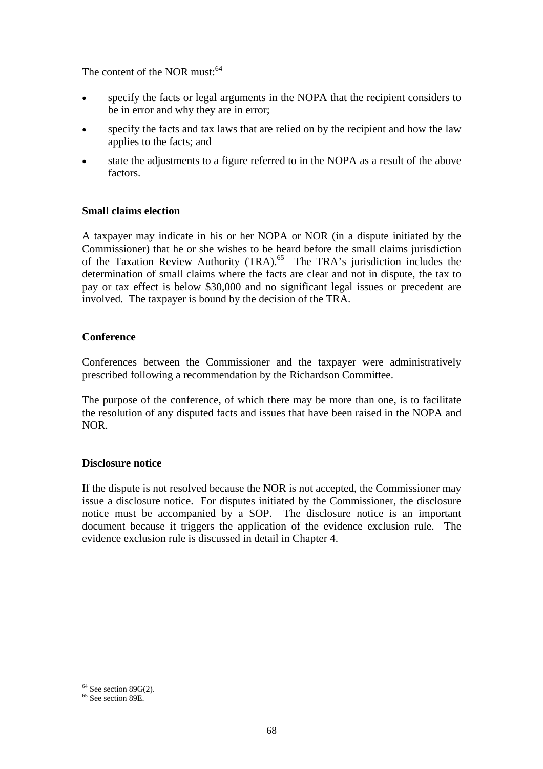The content of the NOR must:[64]

- specify the facts or legal arguments in the NOPA that the recipient considers to be in error and why they are in error;
- specify the facts and tax laws that are relied on by the recipient and how the law applies to the facts; and
- state the adjustments to a figure referred to in the NOPA as a result of the above factors.

**Small claims election**

A taxpayer may indicate in his or her NOPA or NOR (in a dispute initiated by the Commissioner) that he or she wishes to be heard before the small claims jurisdiction of the Taxation Review Authority (TRA).[65] The TRA's jurisdiction includes the determination of small claims where the facts are clear and not in dispute, the tax to pay or tax effect is below $30,000 and no significant legal issues or precedent are involved. The taxpayer is bound by the decision of the TRA.

**Conference**

Conferences between the Commissioner and the taxpayer were administratively prescribed following a recommendation by the Richardson Committee.

The purpose of the conference, of which there may be more than one, is to facilitate the resolution of any disputed facts and issues that have been raised in the NOPA and NOR.

**Disclosure notice**

If the dispute is not resolved because the NOR is not accepted, the Commissioner may issue a disclosure notice. For disputes initiated by the Commissioner, the disclosure notice must be accompanied by a SOP. The disclosure notice is an important document because it triggers the application of the evidence exclusion rule. The evidence exclusion rule is discussed in detail in Chapter 4.

---

[64] See section 89G(2).
[65] See section 89E.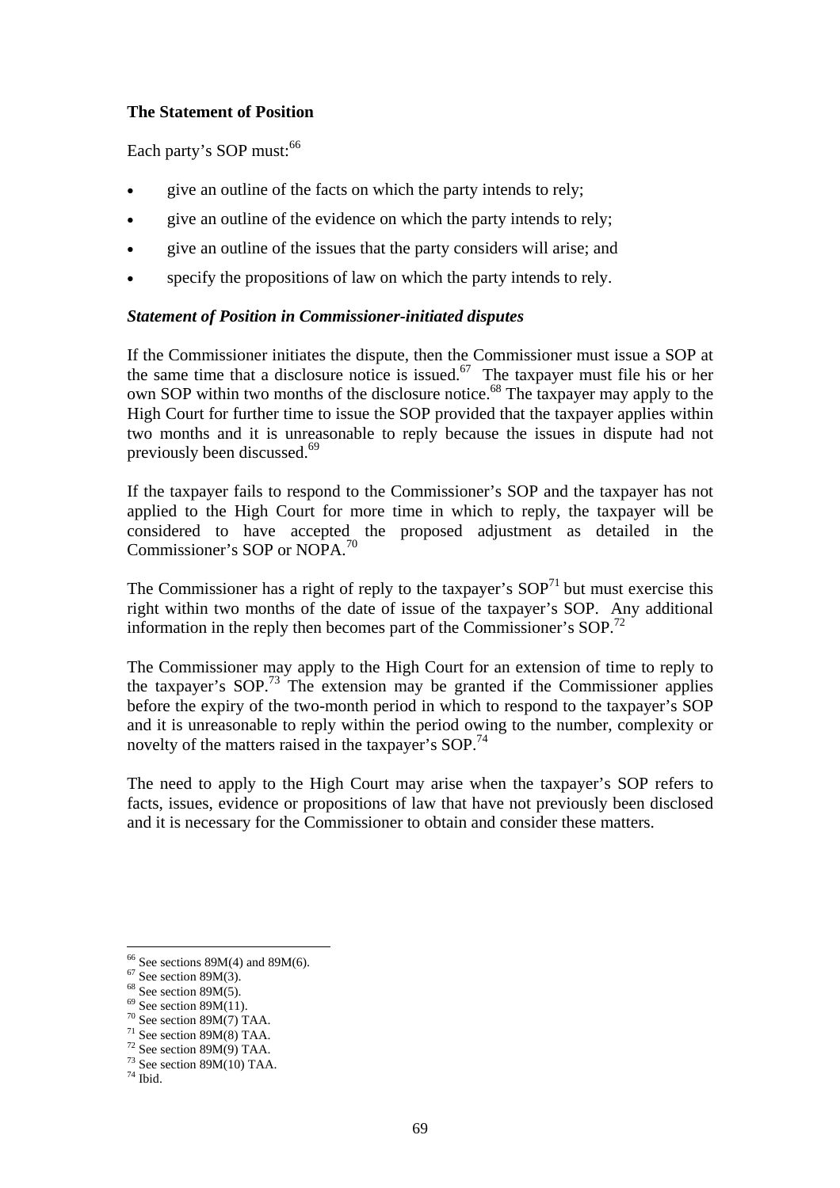### The Statement of Position

Each party's SOP must:[66]

- give an outline of the facts on which the party intends to rely;
- give an outline of the evidence on which the party intends to rely;
- give an outline of the issues that the party considers will arise; and
- specify the propositions of law on which the party intends to rely.

#### *Statement of Position in Commissioner-initiated disputes*

If the Commissioner initiates the dispute, then the Commissioner must issue a SOP at the same time that a disclosure notice is issued.[67] The taxpayer must file his or her own SOP within two months of the disclosure notice.[68] The taxpayer may apply to the High Court for further time to issue the SOP provided that the taxpayer applies within two months and it is unreasonable to reply because the issues in dispute had not previously been discussed.[69]

If the taxpayer fails to respond to the Commissioner's SOP and the taxpayer has not applied to the High Court for more time in which to reply, the taxpayer will be considered to have accepted the proposed adjustment as detailed in the Commissioner's SOP or NOPA.[70]

The Commissioner has a right of reply to the taxpayer's SOP[71] but must exercise this right within two months of the date of issue of the taxpayer's SOP. Any additional information in the reply then becomes part of the Commissioner's SOP.[72]

The Commissioner may apply to the High Court for an extension of time to reply to the taxpayer's SOP.[73] The extension may be granted if the Commissioner applies before the expiry of the two-month period in which to respond to the taxpayer's SOP and it is unreasonable to reply within the period owing to the number, complexity or novelty of the matters raised in the taxpayer's SOP.[74]

The need to apply to the High Court may arise when the taxpayer's SOP refers to facts, issues, evidence or propositions of law that have not previously been disclosed and it is necessary for the Commissioner to obtain and consider these matters.

---

[66] See sections 89M(4) and 89M(6).
[67] See section 89M(3).
[68] See section 89M(5).
[69] See section 89M(11).
[70] See section 89M(7) TAA.
[71] See section 89M(8) TAA.
[72] See section 89M(9) TAA.
[73] See section 89M(10) TAA.
[74] Ibid.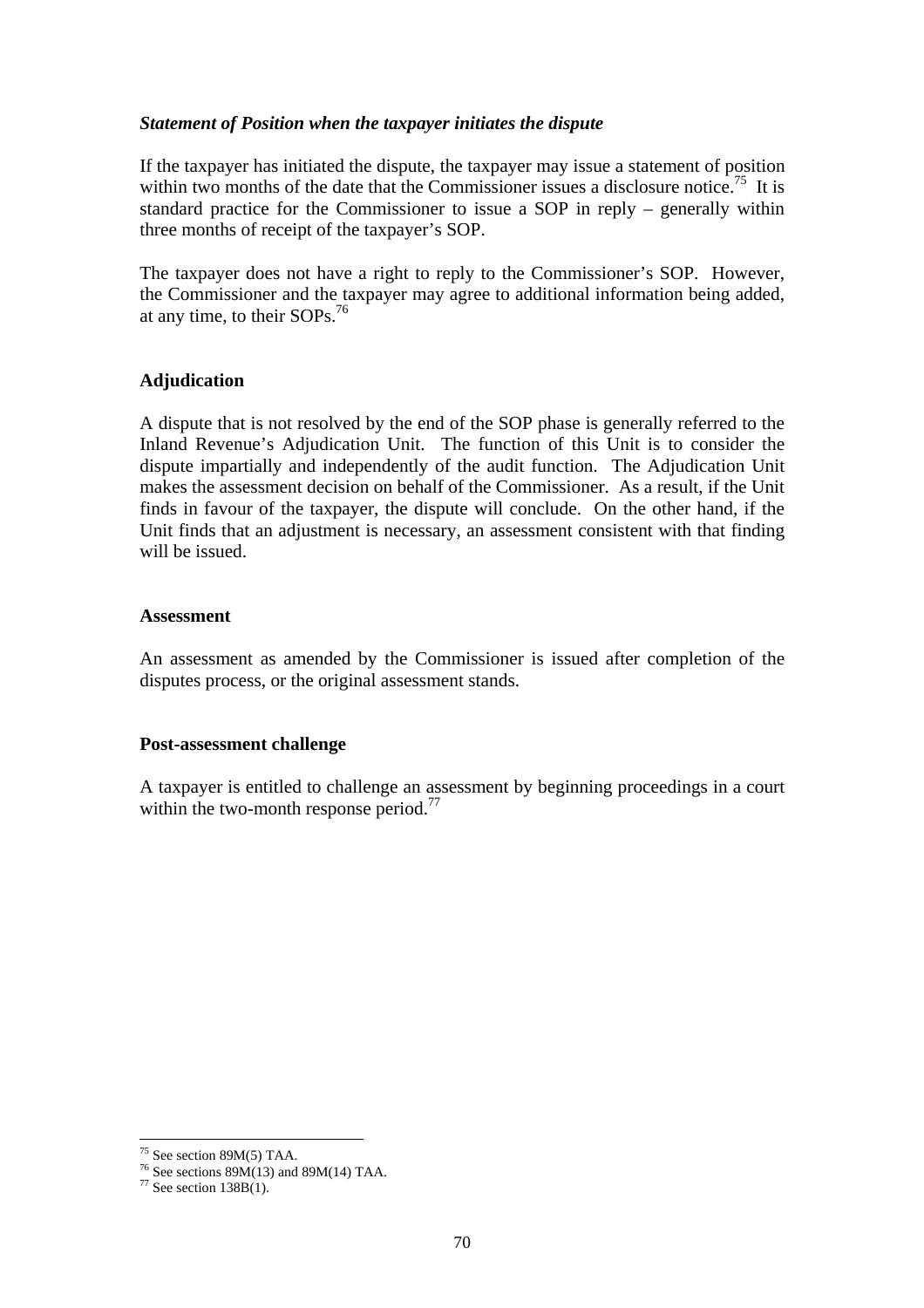### *Statement of Position when the taxpayer initiates the dispute*

If the taxpayer has initiated the dispute, the taxpayer may issue a statement of position within two months of the date that the Commissioner issues a disclosure notice.[75] It is standard practice for the Commissioner to issue a SOP in reply – generally within three months of receipt of the taxpayer's SOP.

The taxpayer does not have a right to reply to the Commissioner's SOP. However, the Commissioner and the taxpayer may agree to additional information being added, at any time, to their SOPs.[76]

## Adjudication

A dispute that is not resolved by the end of the SOP phase is generally referred to the Inland Revenue's Adjudication Unit. The function of this Unit is to consider the dispute impartially and independently of the audit function. The Adjudication Unit makes the assessment decision on behalf of the Commissioner. As a result, if the Unit finds in favour of the taxpayer, the dispute will conclude. On the other hand, if the Unit finds that an adjustment is necessary, an assessment consistent with that finding will be issued.

### Assessment

An assessment as amended by the Commissioner is issued after completion of the disputes process, or the original assessment stands.

### Post-assessment challenge

A taxpayer is entitled to challenge an assessment by beginning proceedings in a court within the two-month response period.[77]

---

[75] See section 89M(5) TAA.
[76] See sections 89M(13) and 89M(14) TAA.
[77] See section 138B(1).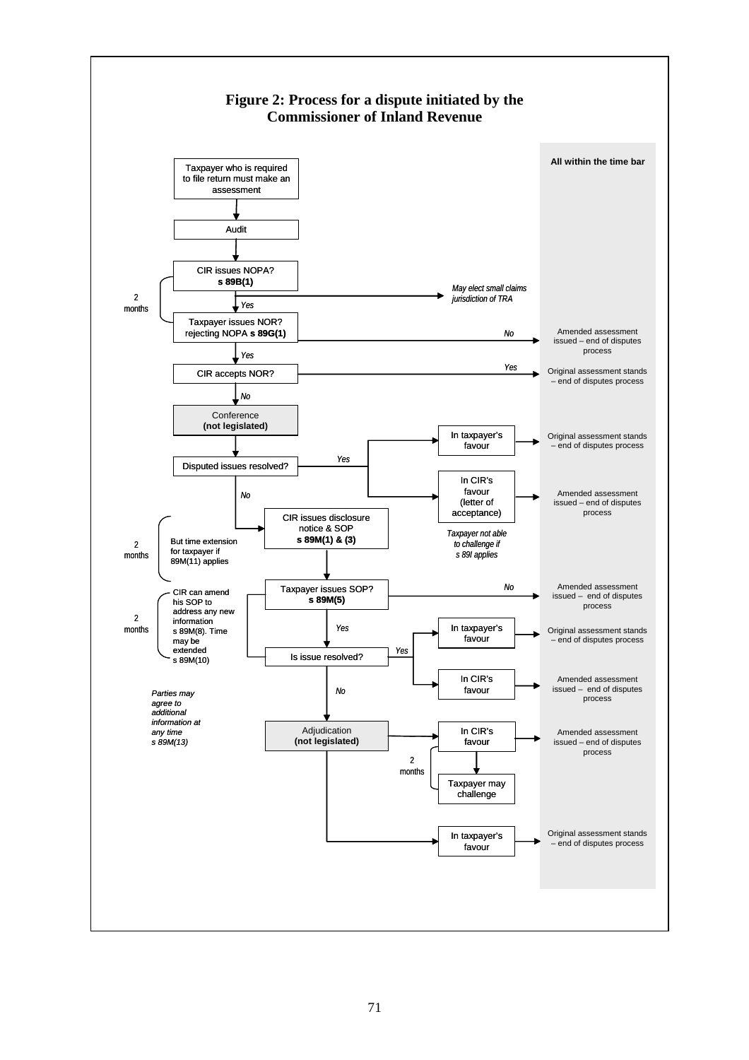# Figure 2: Process for a dispute initiated by the Commissioner of Inland Revenue

**All within the time bar**

- Taxpayer who is required to file return must make an assessment
- Audit
- CIR issues NOPA? **s 89B(1)**
  - *May elect small claims jurisdiction of TRA*
  - *Yes* (2 months) →
- Taxpayer issues NOR? rejecting NOPA **s 89G(1)**
  - *No* → Amended assessment issued – end of disputes process
  - *Yes* →
- CIR accepts NOR?
  - *Yes* → Original assessment stands – end of disputes process
  - *No* →
- Conference **(not legislated)**
- Disputed issues resolved?
  - *Yes* →
    - In taxpayer's favour → Original assessment stands – end of disputes process
    - In CIR's favour (letter of acceptance) → Amended assessment issued – end of disputes process
      - *Taxpayer not able to challenge if s 89I applies*
  - *No* →
- CIR issues disclosure notice & SOP **s 89M(1) & (3)**
  - 2 months — But time extension for taxpayer if 89M(11) applies
- Taxpayer issues SOP? **s 89M(5)**
  - *No* → Amended assessment issued – end of disputes process
  - *Yes* →
  - 2 months — CIR can amend his SOP to address any new information s 89M(8). Time may be extended s 89M(10)
- Is issue resolved?
  - *Yes* →
    - In taxpayer's favour → Original assessment stands – end of disputes process
    - In CIR's favour → Amended assessment issued – end of disputes process
  - *No* →
  - *Parties may agree to additional information at any time s 89M(13)*
- Adjudication **(not legislated)**
  - In CIR's favour → Amended assessment issued – end of disputes process
    - 2 months → Taxpayer may challenge
  - In taxpayer's favour → Original assessment stands – end of disputes process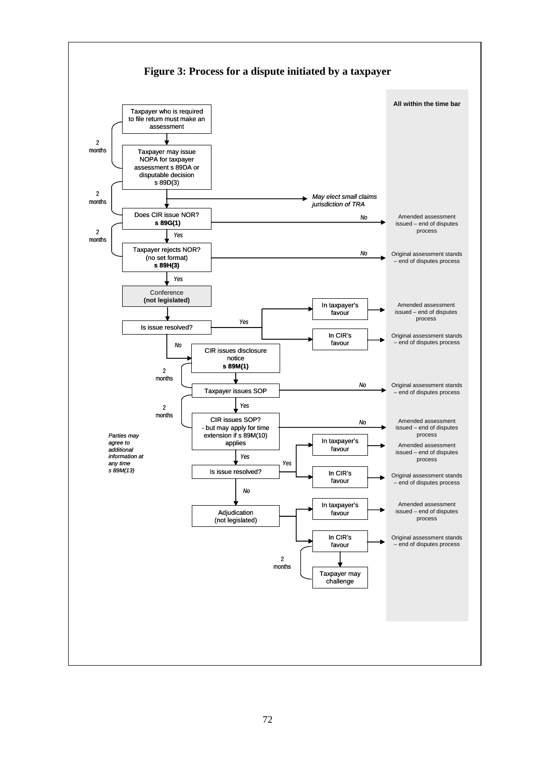**Figure 3: Process for a dispute initiated by a taxpayer**

All within the time bar

Taxpayer who is required to file return must make an assessment

2 months

Taxpayer may issue NOPA for taxpayer assessment s 89DA or disputable decision s 89D(3)

2 months

*May elect small claims jurisdiction of TRA*

Does CIR issue NOR? **s 89G(1)**

*No* — Amended assessment issued – end of disputes process

2 months

*Yes*

Taxpayer rejects NOR? (no set format) **s 89H(3)**

*No* — Original assessment stands – end of disputes process

*Yes*

Conference **(not legislated)**

Is issue resolved?

*Yes* — In taxpayer's favour — Amended assessment issued – end of disputes process

*Yes* — In CIR's favour — Original assessment stands – end of disputes process

*No*

CIR issues disclosure notice **s 89M(1)**

2 months

Taxpayer issues SOP

*No* — Original assessment stands – end of disputes process

*Yes*

2 months

CIR issues SOP? - but may apply for time extension if s 89M(10) applies

*No* — Amended assessment issued – end of disputes process

*Parties may agree to additional information at any time s 89M(13)*

*Yes*

Is issue resolved?

*Yes* — In taxpayer's favour — Amended assessment issued – end of disputes process

*Yes* — In CIR's favour — Original assessment stands – end of disputes process

*No*

Adjudication (not legislated)

In taxpayer's favour — Amended assessment issued – end of disputes process

In CIR's favour — Original assessment stands – end of disputes process

2 months

Taxpayer may challenge